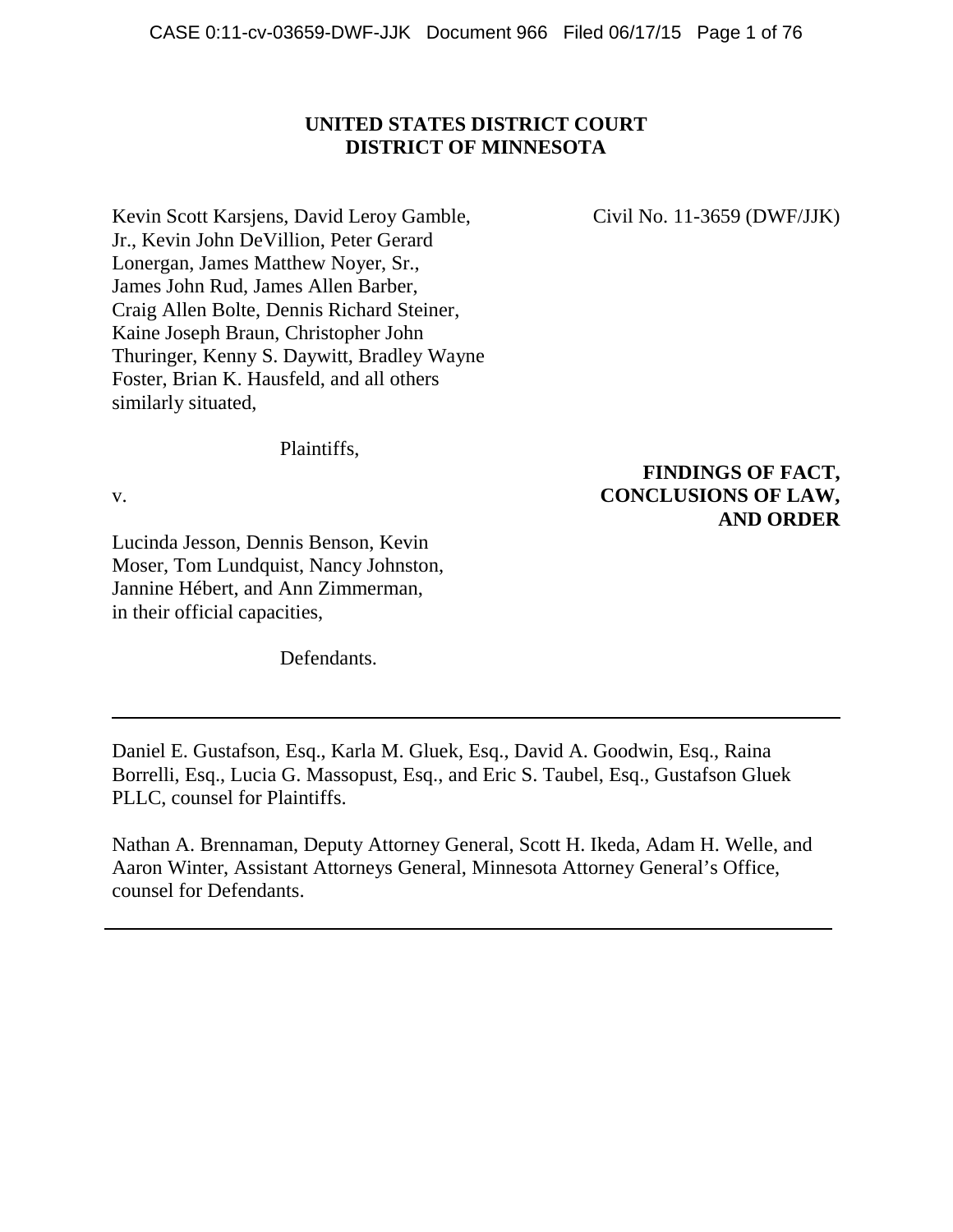**UNITED STATES DISTRICT COURT**
**DISTRICT OF MINNESOTA**

Kevin Scott Karsjens, David Leroy Gamble, Jr., Kevin John DeVillion, Peter Gerard Lonergan, James Matthew Noyer, Sr., James John Rud, James Allen Barber, Craig Allen Bolte, Dennis Richard Steiner, Kaine Joseph Braun, Christopher John Thuringer, Kenny S. Daywitt, Bradley Wayne Foster, Brian K. Hausfeld, and all others similarly situated,

Civil No. 11-3659 (DWF/JJK)

Plaintiffs,

v.

**FINDINGS OF FACT, CONCLUSIONS OF LAW, AND ORDER**

Lucinda Jesson, Dennis Benson, Kevin Moser, Tom Lundquist, Nancy Johnston, Jannine Hébert, and Ann Zimmerman, in their official capacities,

Defendants.

---

Daniel E. Gustafson, Esq., Karla M. Gluek, Esq., David A. Goodwin, Esq., Raina Borrelli, Esq., Lucia G. Massopust, Esq., and Eric S. Taubel, Esq., Gustafson Gluek PLLC, counsel for Plaintiffs.

Nathan A. Brennaman, Deputy Attorney General, Scott H. Ikeda, Adam H. Welle, and Aaron Winter, Assistant Attorneys General, Minnesota Attorney General's Office, counsel for Defendants.

---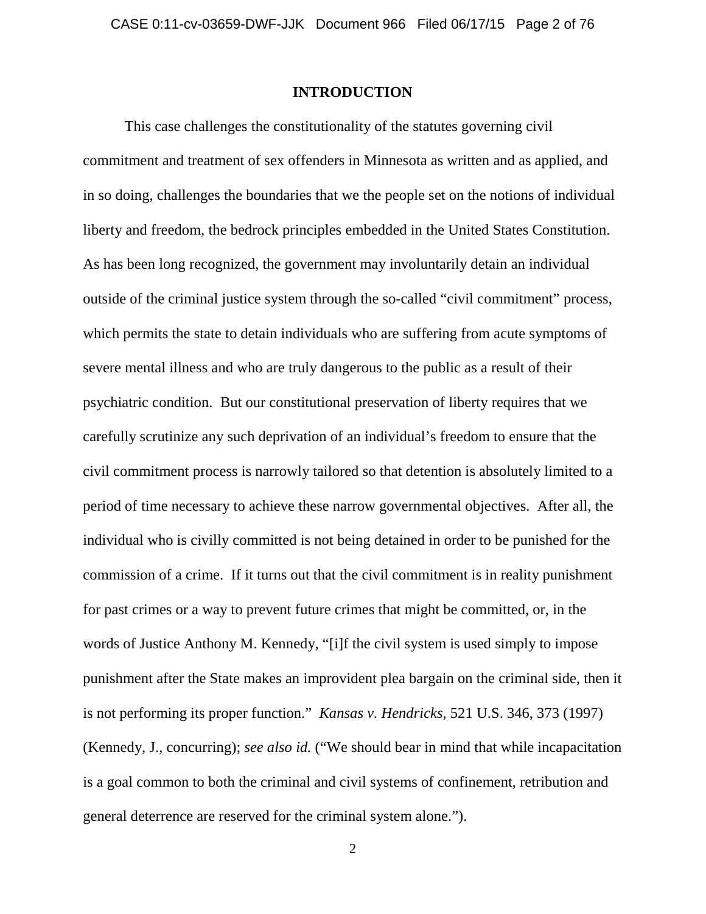## INTRODUCTION

This case challenges the constitutionality of the statutes governing civil commitment and treatment of sex offenders in Minnesota as written and as applied, and in so doing, challenges the boundaries that we the people set on the notions of individual liberty and freedom, the bedrock principles embedded in the United States Constitution. As has been long recognized, the government may involuntarily detain an individual outside of the criminal justice system through the so-called "civil commitment" process, which permits the state to detain individuals who are suffering from acute symptoms of severe mental illness and who are truly dangerous to the public as a result of their psychiatric condition. But our constitutional preservation of liberty requires that we carefully scrutinize any such deprivation of an individual's freedom to ensure that the civil commitment process is narrowly tailored so that detention is absolutely limited to a period of time necessary to achieve these narrow governmental objectives. After all, the individual who is civilly committed is not being detained in order to be punished for the commission of a crime. If it turns out that the civil commitment is in reality punishment for past crimes or a way to prevent future crimes that might be committed, or, in the words of Justice Anthony M. Kennedy, "[i]f the civil system is used simply to impose punishment after the State makes an improvident plea bargain on the criminal side, then it is not performing its proper function." *Kansas v. Hendricks*, 521 U.S. 346, 373 (1997) (Kennedy, J., concurring); *see also id.* ("We should bear in mind that while incapacitation is a goal common to both the criminal and civil systems of confinement, retribution and general deterrence are reserved for the criminal system alone.").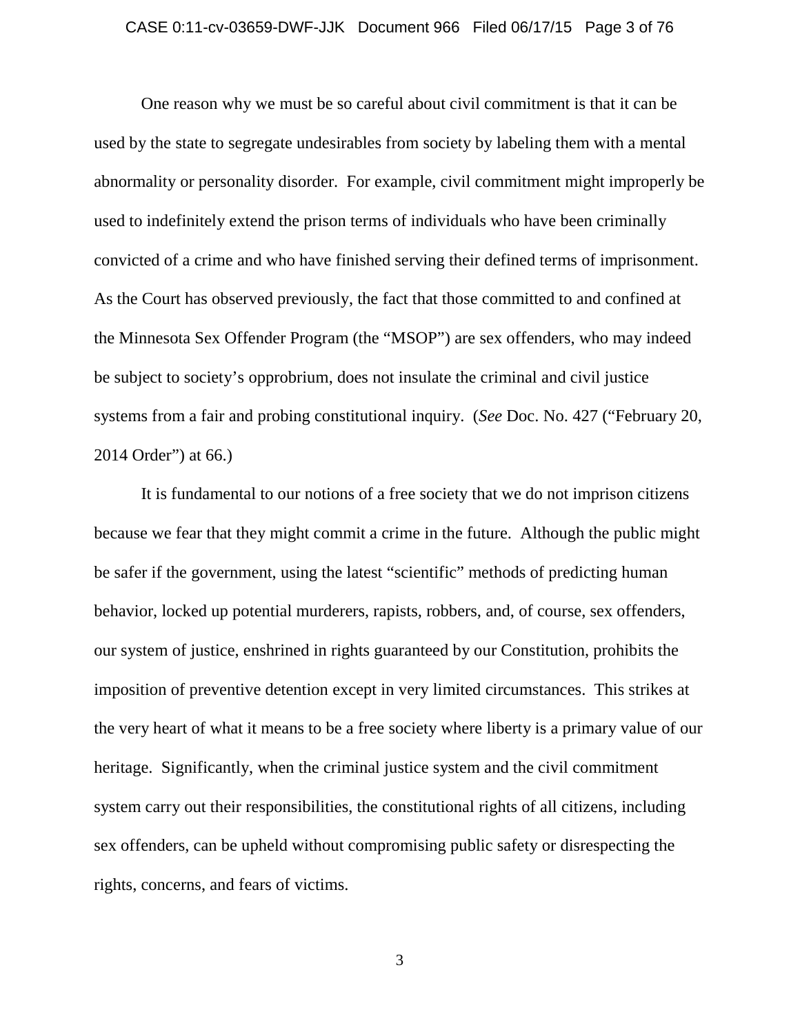One reason why we must be so careful about civil commitment is that it can be used by the state to segregate undesirables from society by labeling them with a mental abnormality or personality disorder. For example, civil commitment might improperly be used to indefinitely extend the prison terms of individuals who have been criminally convicted of a crime and who have finished serving their defined terms of imprisonment. As the Court has observed previously, the fact that those committed to and confined at the Minnesota Sex Offender Program (the "MSOP") are sex offenders, who may indeed be subject to society's opprobrium, does not insulate the criminal and civil justice systems from a fair and probing constitutional inquiry. (*See* Doc. No. 427 ("February 20, 2014 Order") at 66.)

It is fundamental to our notions of a free society that we do not imprison citizens because we fear that they might commit a crime in the future. Although the public might be safer if the government, using the latest "scientific" methods of predicting human behavior, locked up potential murderers, rapists, robbers, and, of course, sex offenders, our system of justice, enshrined in rights guaranteed by our Constitution, prohibits the imposition of preventive detention except in very limited circumstances. This strikes at the very heart of what it means to be a free society where liberty is a primary value of our heritage. Significantly, when the criminal justice system and the civil commitment system carry out their responsibilities, the constitutional rights of all citizens, including sex offenders, can be upheld without compromising public safety or disrespecting the rights, concerns, and fears of victims.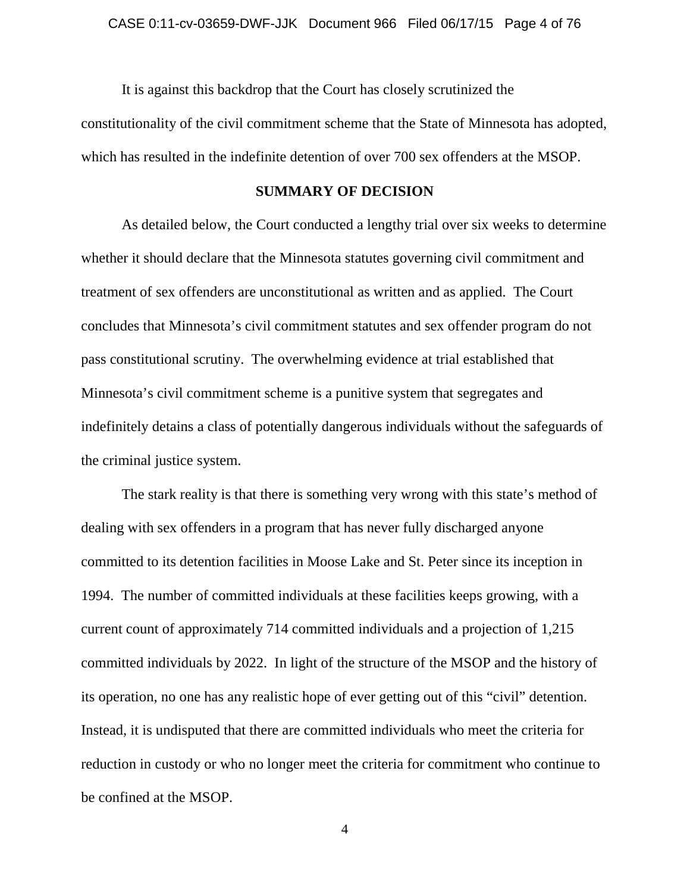It is against this backdrop that the Court has closely scrutinized the constitutionality of the civil commitment scheme that the State of Minnesota has adopted, which has resulted in the indefinite detention of over 700 sex offenders at the MSOP.

## SUMMARY OF DECISION

As detailed below, the Court conducted a lengthy trial over six weeks to determine whether it should declare that the Minnesota statutes governing civil commitment and treatment of sex offenders are unconstitutional as written and as applied. The Court concludes that Minnesota's civil commitment statutes and sex offender program do not pass constitutional scrutiny. The overwhelming evidence at trial established that Minnesota's civil commitment scheme is a punitive system that segregates and indefinitely detains a class of potentially dangerous individuals without the safeguards of the criminal justice system.

The stark reality is that there is something very wrong with this state's method of dealing with sex offenders in a program that has never fully discharged anyone committed to its detention facilities in Moose Lake and St. Peter since its inception in 1994. The number of committed individuals at these facilities keeps growing, with a current count of approximately 714 committed individuals and a projection of 1,215 committed individuals by 2022. In light of the structure of the MSOP and the history of its operation, no one has any realistic hope of ever getting out of this "civil" detention. Instead, it is undisputed that there are committed individuals who meet the criteria for reduction in custody or who no longer meet the criteria for commitment who continue to be confined at the MSOP.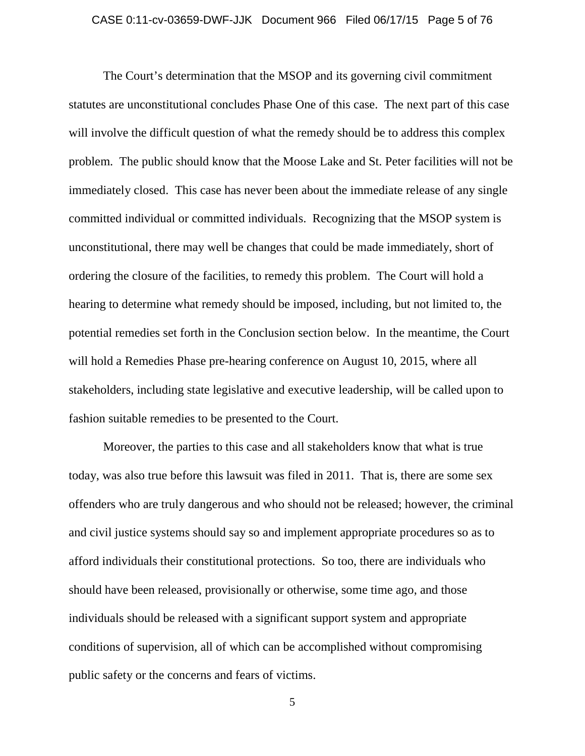The Court's determination that the MSOP and its governing civil commitment statutes are unconstitutional concludes Phase One of this case. The next part of this case will involve the difficult question of what the remedy should be to address this complex problem. The public should know that the Moose Lake and St. Peter facilities will not be immediately closed. This case has never been about the immediate release of any single committed individual or committed individuals. Recognizing that the MSOP system is unconstitutional, there may well be changes that could be made immediately, short of ordering the closure of the facilities, to remedy this problem. The Court will hold a hearing to determine what remedy should be imposed, including, but not limited to, the potential remedies set forth in the Conclusion section below. In the meantime, the Court will hold a Remedies Phase pre-hearing conference on August 10, 2015, where all stakeholders, including state legislative and executive leadership, will be called upon to fashion suitable remedies to be presented to the Court.

Moreover, the parties to this case and all stakeholders know that what is true today, was also true before this lawsuit was filed in 2011. That is, there are some sex offenders who are truly dangerous and who should not be released; however, the criminal and civil justice systems should say so and implement appropriate procedures so as to afford individuals their constitutional protections. So too, there are individuals who should have been released, provisionally or otherwise, some time ago, and those individuals should be released with a significant support system and appropriate conditions of supervision, all of which can be accomplished without compromising public safety or the concerns and fears of victims.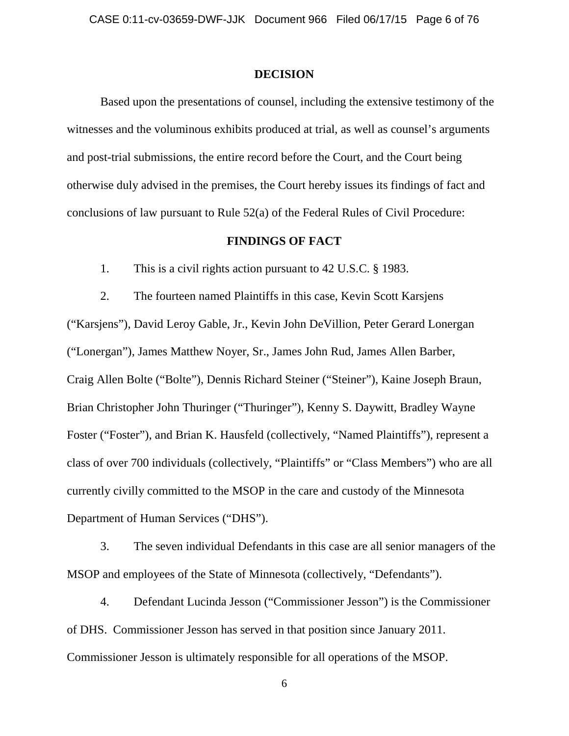## DECISION

Based upon the presentations of counsel, including the extensive testimony of the witnesses and the voluminous exhibits produced at trial, as well as counsel's arguments and post-trial submissions, the entire record before the Court, and the Court being otherwise duly advised in the premises, the Court hereby issues its findings of fact and conclusions of law pursuant to Rule 52(a) of the Federal Rules of Civil Procedure:

## FINDINGS OF FACT

1. This is a civil rights action pursuant to 42 U.S.C. § 1983.

2. The fourteen named Plaintiffs in this case, Kevin Scott Karsjens ("Karsjens"), David Leroy Gable, Jr., Kevin John DeVillion, Peter Gerard Lonergan ("Lonergan"), James Matthew Noyer, Sr., James John Rud, James Allen Barber, Craig Allen Bolte ("Bolte"), Dennis Richard Steiner ("Steiner"), Kaine Joseph Braun, Brian Christopher John Thuringer ("Thuringer"), Kenny S. Daywitt, Bradley Wayne Foster ("Foster"), and Brian K. Hausfeld (collectively, "Named Plaintiffs"), represent a class of over 700 individuals (collectively, "Plaintiffs" or "Class Members") who are all currently civilly committed to the MSOP in the care and custody of the Minnesota Department of Human Services ("DHS").

3. The seven individual Defendants in this case are all senior managers of the MSOP and employees of the State of Minnesota (collectively, "Defendants").

4. Defendant Lucinda Jesson ("Commissioner Jesson") is the Commissioner of DHS. Commissioner Jesson has served in that position since January 2011. Commissioner Jesson is ultimately responsible for all operations of the MSOP.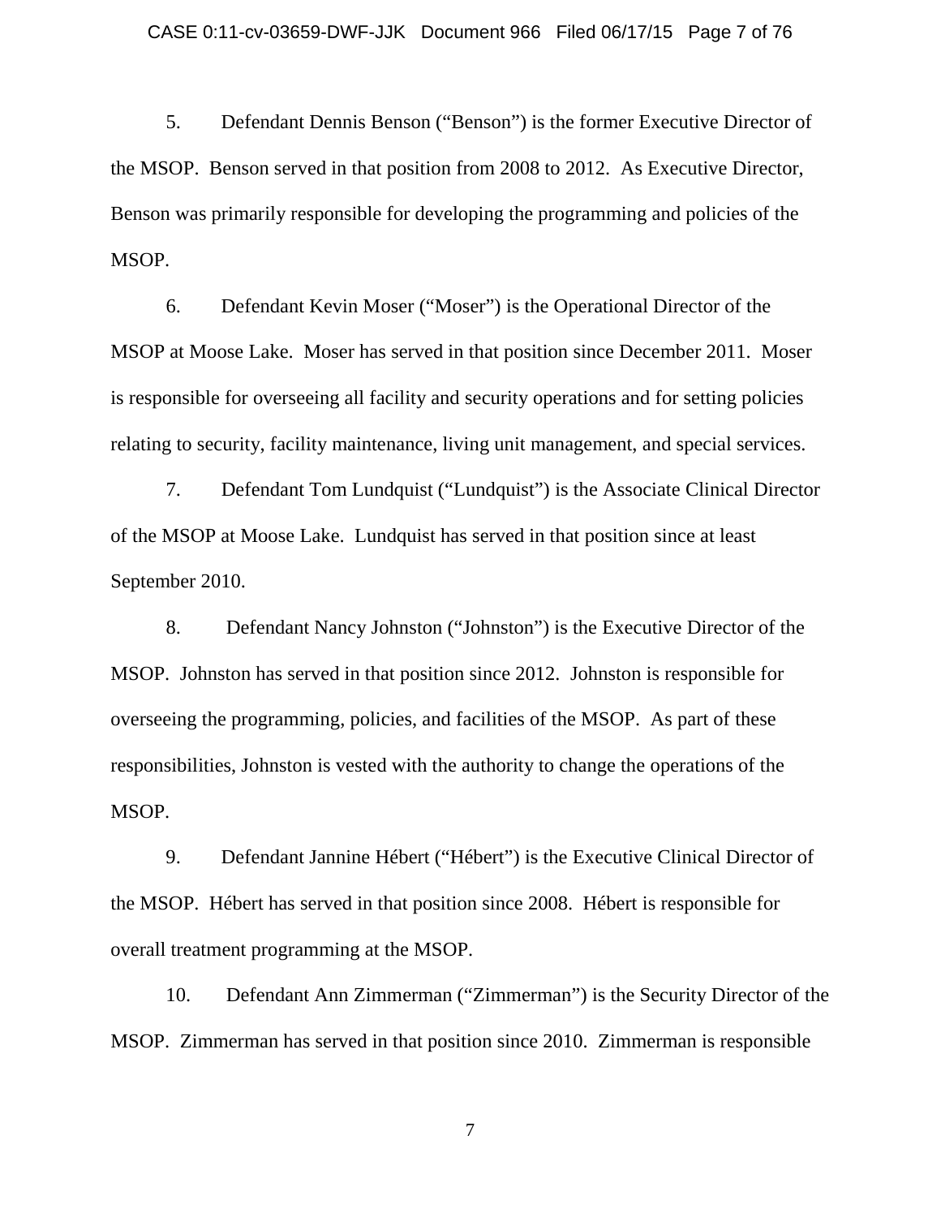5. Defendant Dennis Benson ("Benson") is the former Executive Director of the MSOP. Benson served in that position from 2008 to 2012. As Executive Director, Benson was primarily responsible for developing the programming and policies of the MSOP.

6. Defendant Kevin Moser ("Moser") is the Operational Director of the MSOP at Moose Lake. Moser has served in that position since December 2011. Moser is responsible for overseeing all facility and security operations and for setting policies relating to security, facility maintenance, living unit management, and special services.

7. Defendant Tom Lundquist ("Lundquist") is the Associate Clinical Director of the MSOP at Moose Lake. Lundquist has served in that position since at least September 2010.

8. Defendant Nancy Johnston ("Johnston") is the Executive Director of the MSOP. Johnston has served in that position since 2012. Johnston is responsible for overseeing the programming, policies, and facilities of the MSOP. As part of these responsibilities, Johnston is vested with the authority to change the operations of the MSOP.

9. Defendant Jannine Hébert ("Hébert") is the Executive Clinical Director of the MSOP. Hébert has served in that position since 2008. Hébert is responsible for overall treatment programming at the MSOP.

10. Defendant Ann Zimmerman ("Zimmerman") is the Security Director of the MSOP. Zimmerman has served in that position since 2010. Zimmerman is responsible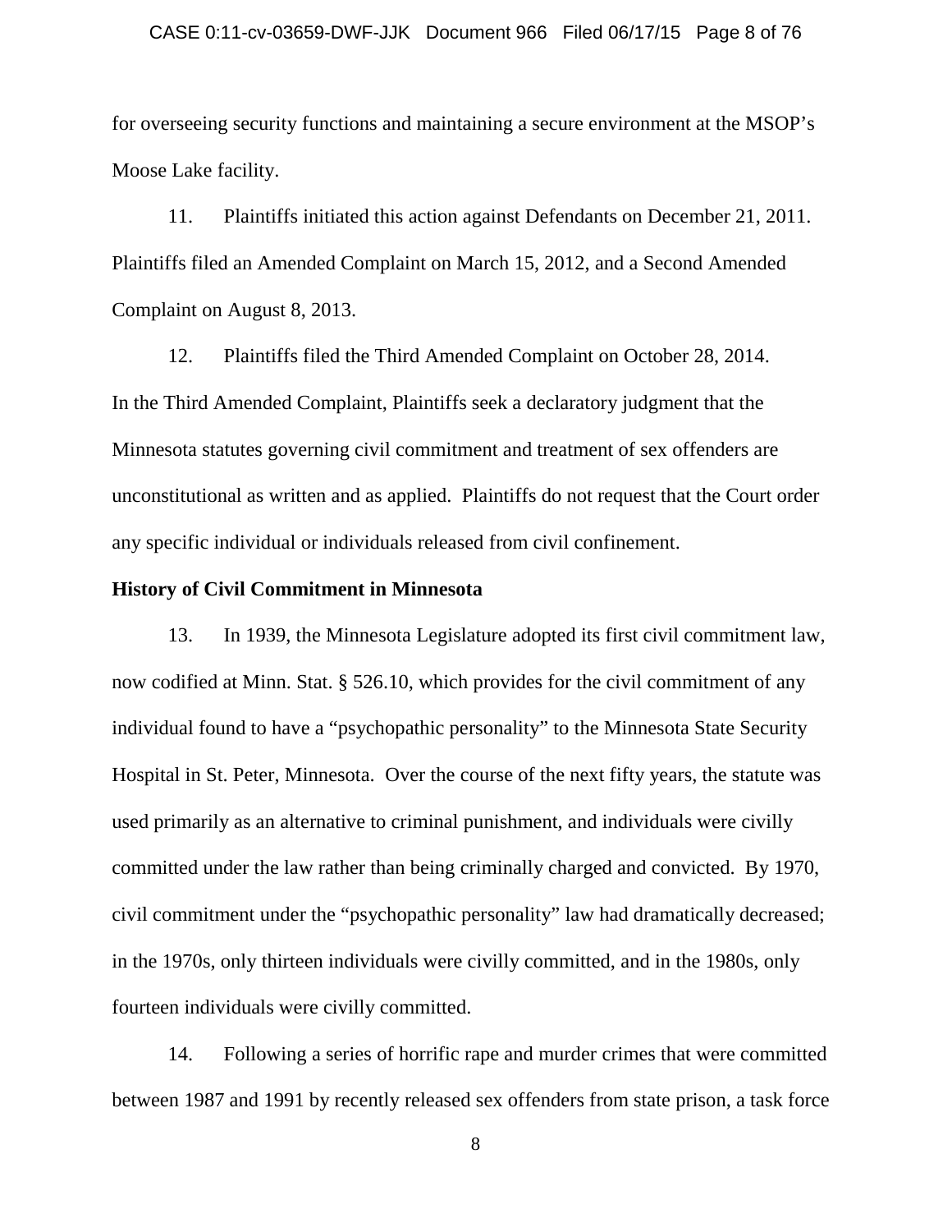for overseeing security functions and maintaining a secure environment at the MSOP's Moose Lake facility.

11. Plaintiffs initiated this action against Defendants on December 21, 2011. Plaintiffs filed an Amended Complaint on March 15, 2012, and a Second Amended Complaint on August 8, 2013.

12. Plaintiffs filed the Third Amended Complaint on October 28, 2014. In the Third Amended Complaint, Plaintiffs seek a declaratory judgment that the Minnesota statutes governing civil commitment and treatment of sex offenders are unconstitutional as written and as applied. Plaintiffs do not request that the Court order any specific individual or individuals released from civil confinement.

**History of Civil Commitment in Minnesota**

13. In 1939, the Minnesota Legislature adopted its first civil commitment law, now codified at Minn. Stat. § 526.10, which provides for the civil commitment of any individual found to have a "psychopathic personality" to the Minnesota State Security Hospital in St. Peter, Minnesota. Over the course of the next fifty years, the statute was used primarily as an alternative to criminal punishment, and individuals were civilly committed under the law rather than being criminally charged and convicted. By 1970, civil commitment under the "psychopathic personality" law had dramatically decreased; in the 1970s, only thirteen individuals were civilly committed, and in the 1980s, only fourteen individuals were civilly committed.

14. Following a series of horrific rape and murder crimes that were committed between 1987 and 1991 by recently released sex offenders from state prison, a task force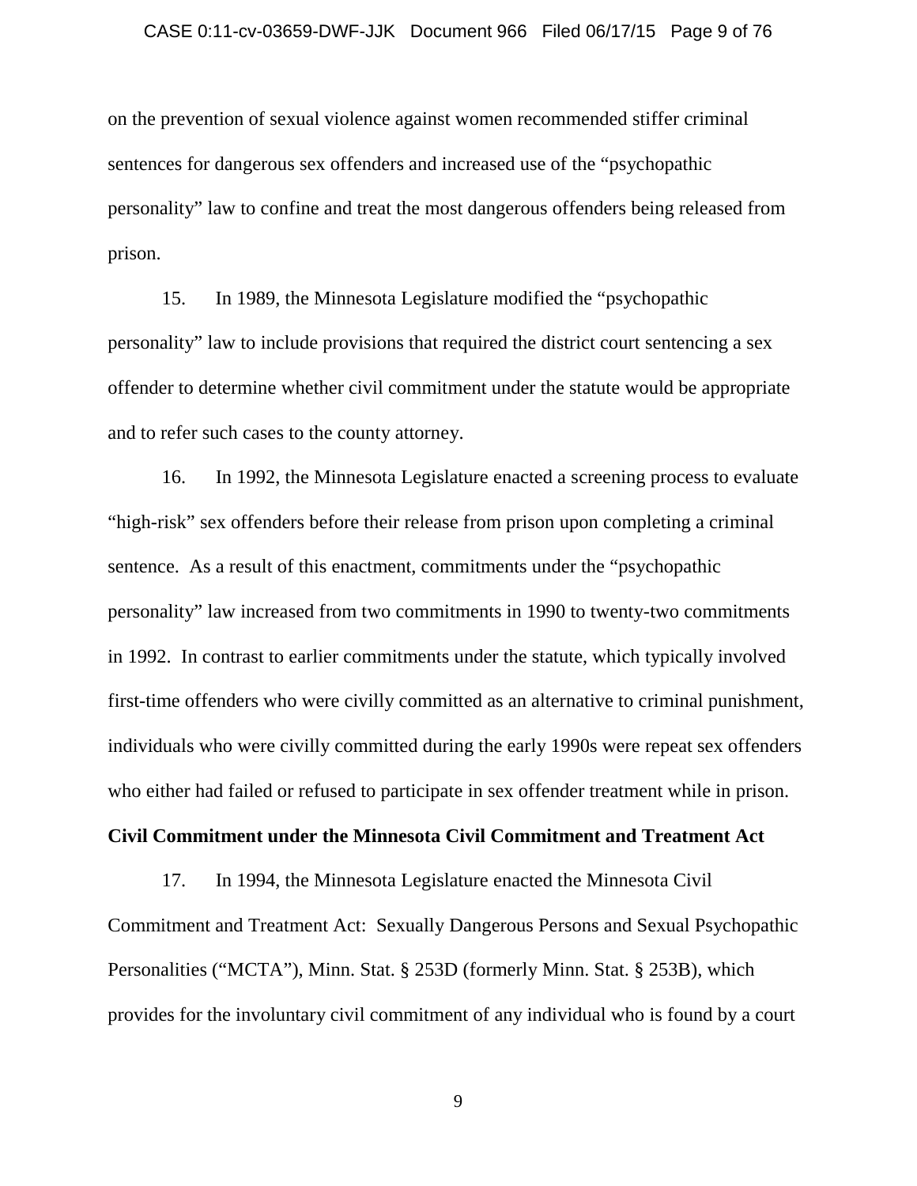on the prevention of sexual violence against women recommended stiffer criminal sentences for dangerous sex offenders and increased use of the "psychopathic personality" law to confine and treat the most dangerous offenders being released from prison.

15. In 1989, the Minnesota Legislature modified the "psychopathic personality" law to include provisions that required the district court sentencing a sex offender to determine whether civil commitment under the statute would be appropriate and to refer such cases to the county attorney.

16. In 1992, the Minnesota Legislature enacted a screening process to evaluate "high-risk" sex offenders before their release from prison upon completing a criminal sentence. As a result of this enactment, commitments under the "psychopathic personality" law increased from two commitments in 1990 to twenty-two commitments in 1992. In contrast to earlier commitments under the statute, which typically involved first-time offenders who were civilly committed as an alternative to criminal punishment, individuals who were civilly committed during the early 1990s were repeat sex offenders who either had failed or refused to participate in sex offender treatment while in prison.

**Civil Commitment under the Minnesota Civil Commitment and Treatment Act**

17. In 1994, the Minnesota Legislature enacted the Minnesota Civil Commitment and Treatment Act: Sexually Dangerous Persons and Sexual Psychopathic Personalities ("MCTA"), Minn. Stat. § 253D (formerly Minn. Stat. § 253B), which provides for the involuntary civil commitment of any individual who is found by a court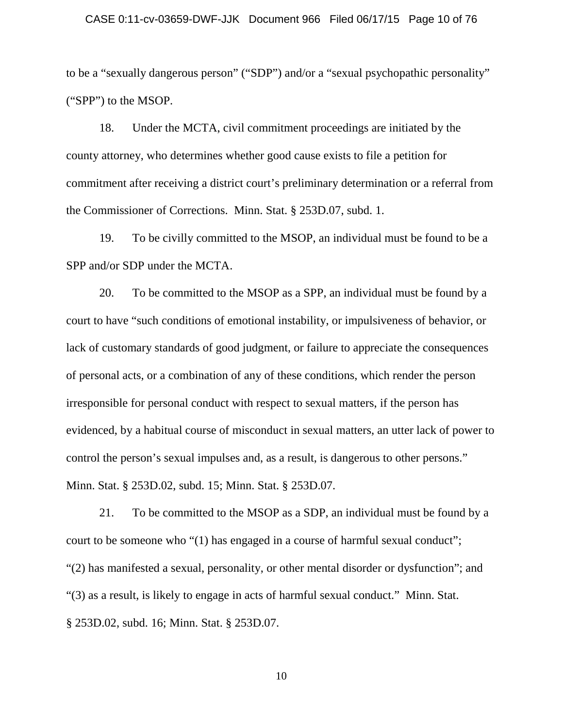to be a "sexually dangerous person" ("SDP") and/or a "sexual psychopathic personality" ("SPP") to the MSOP.

18. Under the MCTA, civil commitment proceedings are initiated by the county attorney, who determines whether good cause exists to file a petition for commitment after receiving a district court's preliminary determination or a referral from the Commissioner of Corrections. Minn. Stat. § 253D.07, subd. 1.

19. To be civilly committed to the MSOP, an individual must be found to be a SPP and/or SDP under the MCTA.

20. To be committed to the MSOP as a SPP, an individual must be found by a court to have "such conditions of emotional instability, or impulsiveness of behavior, or lack of customary standards of good judgment, or failure to appreciate the consequences of personal acts, or a combination of any of these conditions, which render the person irresponsible for personal conduct with respect to sexual matters, if the person has evidenced, by a habitual course of misconduct in sexual matters, an utter lack of power to control the person's sexual impulses and, as a result, is dangerous to other persons." Minn. Stat. § 253D.02, subd. 15; Minn. Stat. § 253D.07.

21. To be committed to the MSOP as a SDP, an individual must be found by a court to be someone who "(1) has engaged in a course of harmful sexual conduct"; "(2) has manifested a sexual, personality, or other mental disorder or dysfunction"; and "(3) as a result, is likely to engage in acts of harmful sexual conduct." Minn. Stat. § 253D.02, subd. 16; Minn. Stat. § 253D.07.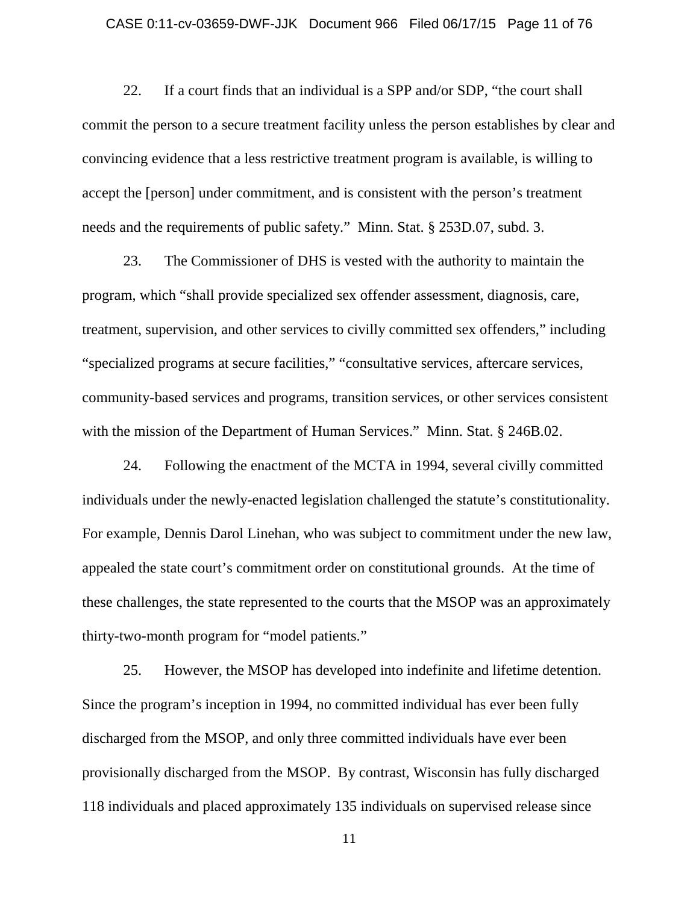22. If a court finds that an individual is a SPP and/or SDP, "the court shall commit the person to a secure treatment facility unless the person establishes by clear and convincing evidence that a less restrictive treatment program is available, is willing to accept the [person] under commitment, and is consistent with the person's treatment needs and the requirements of public safety." Minn. Stat. § 253D.07, subd. 3.

23. The Commissioner of DHS is vested with the authority to maintain the program, which "shall provide specialized sex offender assessment, diagnosis, care, treatment, supervision, and other services to civilly committed sex offenders," including "specialized programs at secure facilities," "consultative services, aftercare services, community-based services and programs, transition services, or other services consistent with the mission of the Department of Human Services." Minn. Stat. § 246B.02.

24. Following the enactment of the MCTA in 1994, several civilly committed individuals under the newly-enacted legislation challenged the statute's constitutionality. For example, Dennis Darol Linehan, who was subject to commitment under the new law, appealed the state court's commitment order on constitutional grounds. At the time of these challenges, the state represented to the courts that the MSOP was an approximately thirty-two-month program for "model patients."

25. However, the MSOP has developed into indefinite and lifetime detention. Since the program's inception in 1994, no committed individual has ever been fully discharged from the MSOP, and only three committed individuals have ever been provisionally discharged from the MSOP. By contrast, Wisconsin has fully discharged 118 individuals and placed approximately 135 individuals on supervised release since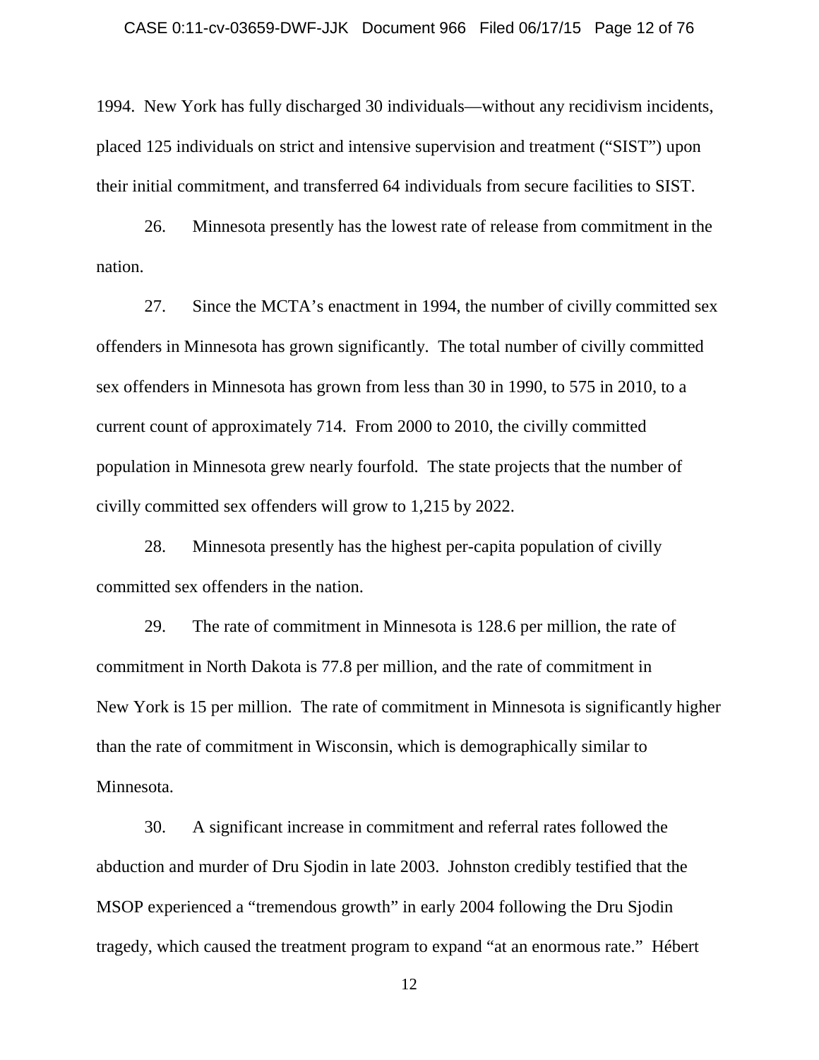1994. New York has fully discharged 30 individuals—without any recidivism incidents, placed 125 individuals on strict and intensive supervision and treatment ("SIST") upon their initial commitment, and transferred 64 individuals from secure facilities to SIST.

26. Minnesota presently has the lowest rate of release from commitment in the nation.

27. Since the MCTA's enactment in 1994, the number of civilly committed sex offenders in Minnesota has grown significantly. The total number of civilly committed sex offenders in Minnesota has grown from less than 30 in 1990, to 575 in 2010, to a current count of approximately 714. From 2000 to 2010, the civilly committed population in Minnesota grew nearly fourfold. The state projects that the number of civilly committed sex offenders will grow to 1,215 by 2022.

28. Minnesota presently has the highest per-capita population of civilly committed sex offenders in the nation.

29. The rate of commitment in Minnesota is 128.6 per million, the rate of commitment in North Dakota is 77.8 per million, and the rate of commitment in New York is 15 per million. The rate of commitment in Minnesota is significantly higher than the rate of commitment in Wisconsin, which is demographically similar to Minnesota.

30. A significant increase in commitment and referral rates followed the abduction and murder of Dru Sjodin in late 2003. Johnston credibly testified that the MSOP experienced a "tremendous growth" in early 2004 following the Dru Sjodin tragedy, which caused the treatment program to expand "at an enormous rate." Hébert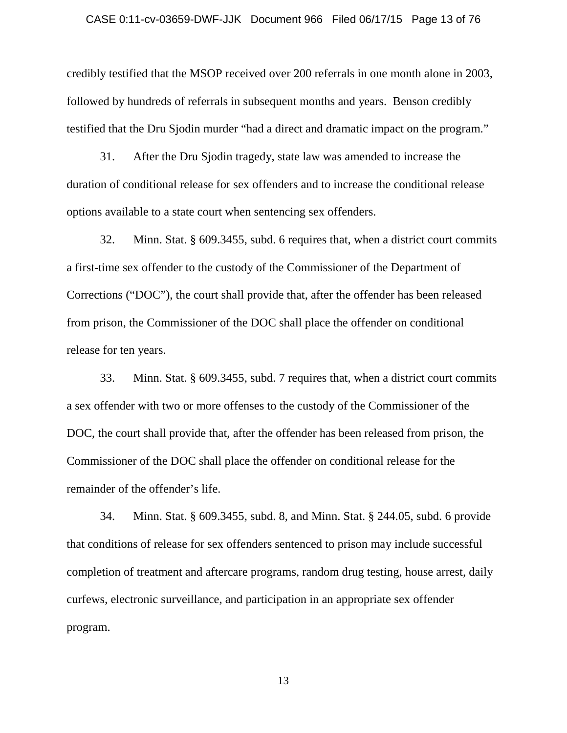credibly testified that the MSOP received over 200 referrals in one month alone in 2003, followed by hundreds of referrals in subsequent months and years. Benson credibly testified that the Dru Sjodin murder "had a direct and dramatic impact on the program."

31. After the Dru Sjodin tragedy, state law was amended to increase the duration of conditional release for sex offenders and to increase the conditional release options available to a state court when sentencing sex offenders.

32. Minn. Stat. § 609.3455, subd. 6 requires that, when a district court commits a first-time sex offender to the custody of the Commissioner of the Department of Corrections ("DOC"), the court shall provide that, after the offender has been released from prison, the Commissioner of the DOC shall place the offender on conditional release for ten years.

33. Minn. Stat. § 609.3455, subd. 7 requires that, when a district court commits a sex offender with two or more offenses to the custody of the Commissioner of the DOC, the court shall provide that, after the offender has been released from prison, the Commissioner of the DOC shall place the offender on conditional release for the remainder of the offender's life.

34. Minn. Stat. § 609.3455, subd. 8, and Minn. Stat. § 244.05, subd. 6 provide that conditions of release for sex offenders sentenced to prison may include successful completion of treatment and aftercare programs, random drug testing, house arrest, daily curfews, electronic surveillance, and participation in an appropriate sex offender program.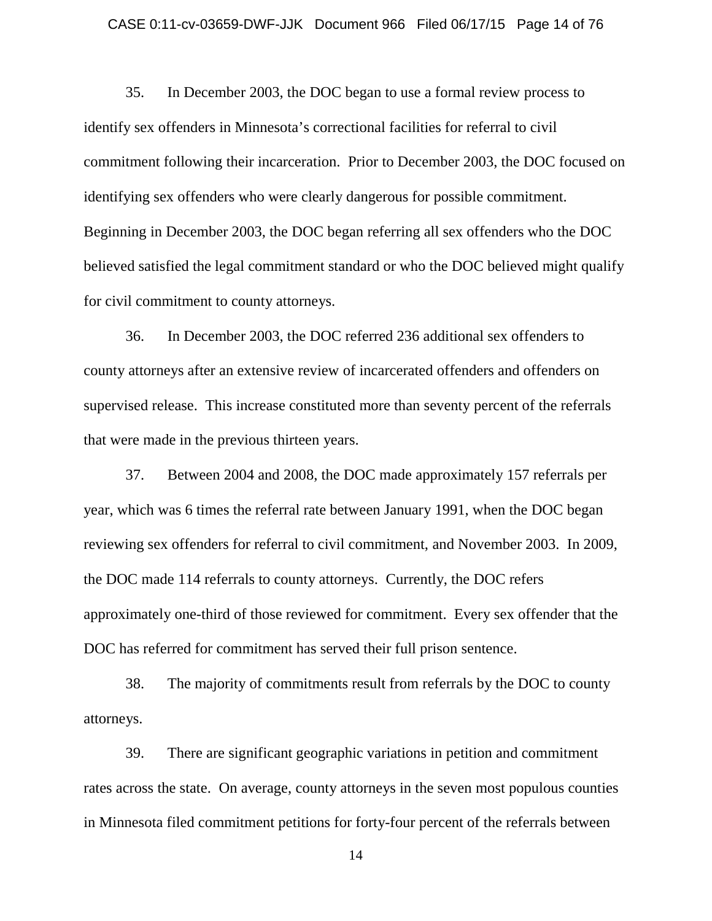35. In December 2003, the DOC began to use a formal review process to identify sex offenders in Minnesota's correctional facilities for referral to civil commitment following their incarceration. Prior to December 2003, the DOC focused on identifying sex offenders who were clearly dangerous for possible commitment. Beginning in December 2003, the DOC began referring all sex offenders who the DOC believed satisfied the legal commitment standard or who the DOC believed might qualify for civil commitment to county attorneys.

36. In December 2003, the DOC referred 236 additional sex offenders to county attorneys after an extensive review of incarcerated offenders and offenders on supervised release. This increase constituted more than seventy percent of the referrals that were made in the previous thirteen years.

37. Between 2004 and 2008, the DOC made approximately 157 referrals per year, which was 6 times the referral rate between January 1991, when the DOC began reviewing sex offenders for referral to civil commitment, and November 2003. In 2009, the DOC made 114 referrals to county attorneys. Currently, the DOC refers approximately one-third of those reviewed for commitment. Every sex offender that the DOC has referred for commitment has served their full prison sentence.

38. The majority of commitments result from referrals by the DOC to county attorneys.

39. There are significant geographic variations in petition and commitment rates across the state. On average, county attorneys in the seven most populous counties in Minnesota filed commitment petitions for forty-four percent of the referrals between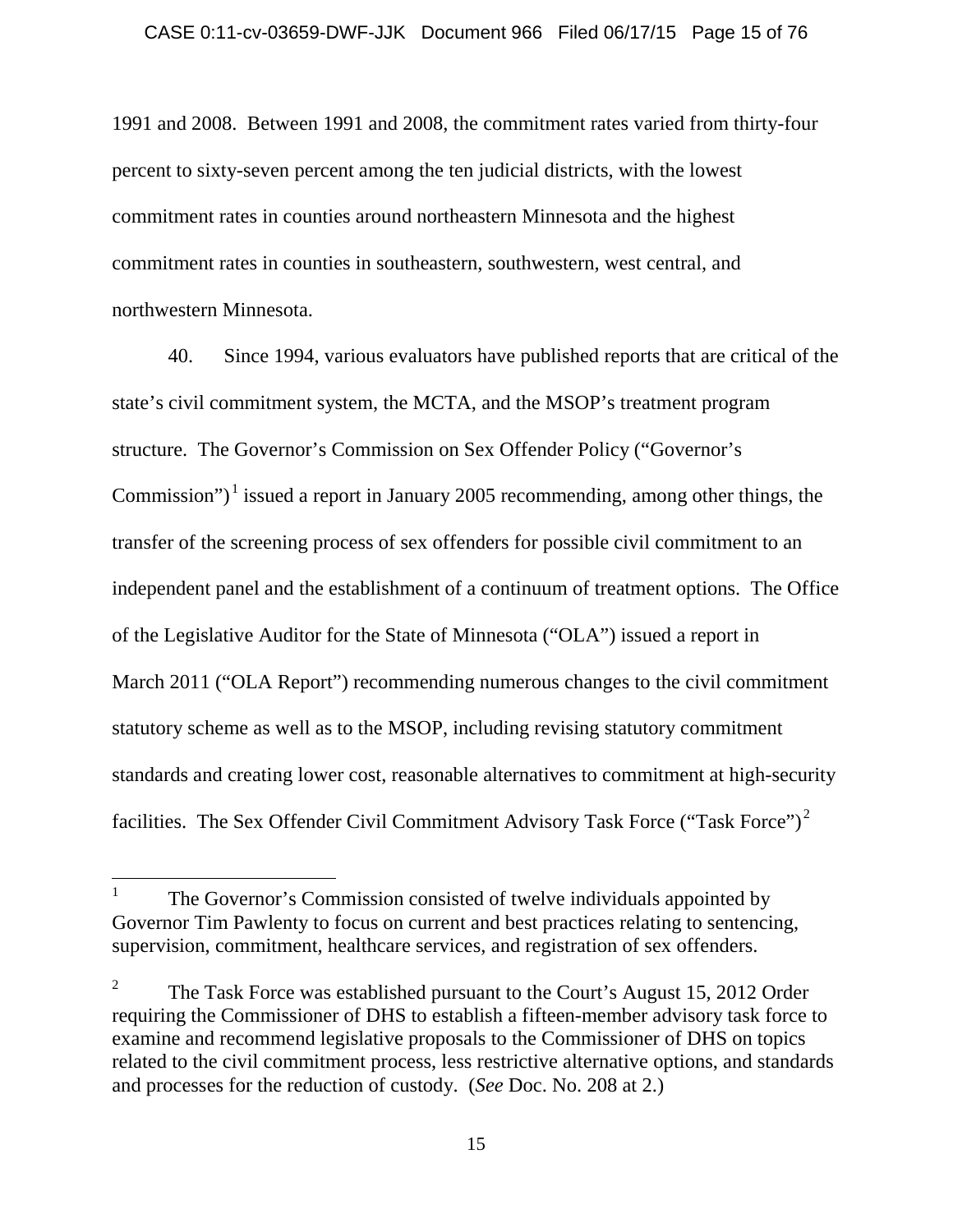1991 and 2008. Between 1991 and 2008, the commitment rates varied from thirty-four percent to sixty-seven percent among the ten judicial districts, with the lowest commitment rates in counties around northeastern Minnesota and the highest commitment rates in counties in southeastern, southwestern, west central, and northwestern Minnesota.

40. Since 1994, various evaluators have published reports that are critical of the state's civil commitment system, the MCTA, and the MSOP's treatment program structure. The Governor's Commission on Sex Offender Policy ("Governor's Commission")[1] issued a report in January 2005 recommending, among other things, the transfer of the screening process of sex offenders for possible civil commitment to an independent panel and the establishment of a continuum of treatment options. The Office of the Legislative Auditor for the State of Minnesota ("OLA") issued a report in March 2011 ("OLA Report") recommending numerous changes to the civil commitment statutory scheme as well as to the MSOP, including revising statutory commitment standards and creating lower cost, reasonable alternatives to commitment at high-security facilities. The Sex Offender Civil Commitment Advisory Task Force ("Task Force")[2]

---

[1] The Governor's Commission consisted of twelve individuals appointed by Governor Tim Pawlenty to focus on current and best practices relating to sentencing, supervision, commitment, healthcare services, and registration of sex offenders.

[2] The Task Force was established pursuant to the Court's August 15, 2012 Order requiring the Commissioner of DHS to establish a fifteen-member advisory task force to examine and recommend legislative proposals to the Commissioner of DHS on topics related to the civil commitment process, less restrictive alternative options, and standards and processes for the reduction of custody. (*See* Doc. No. 208 at 2.)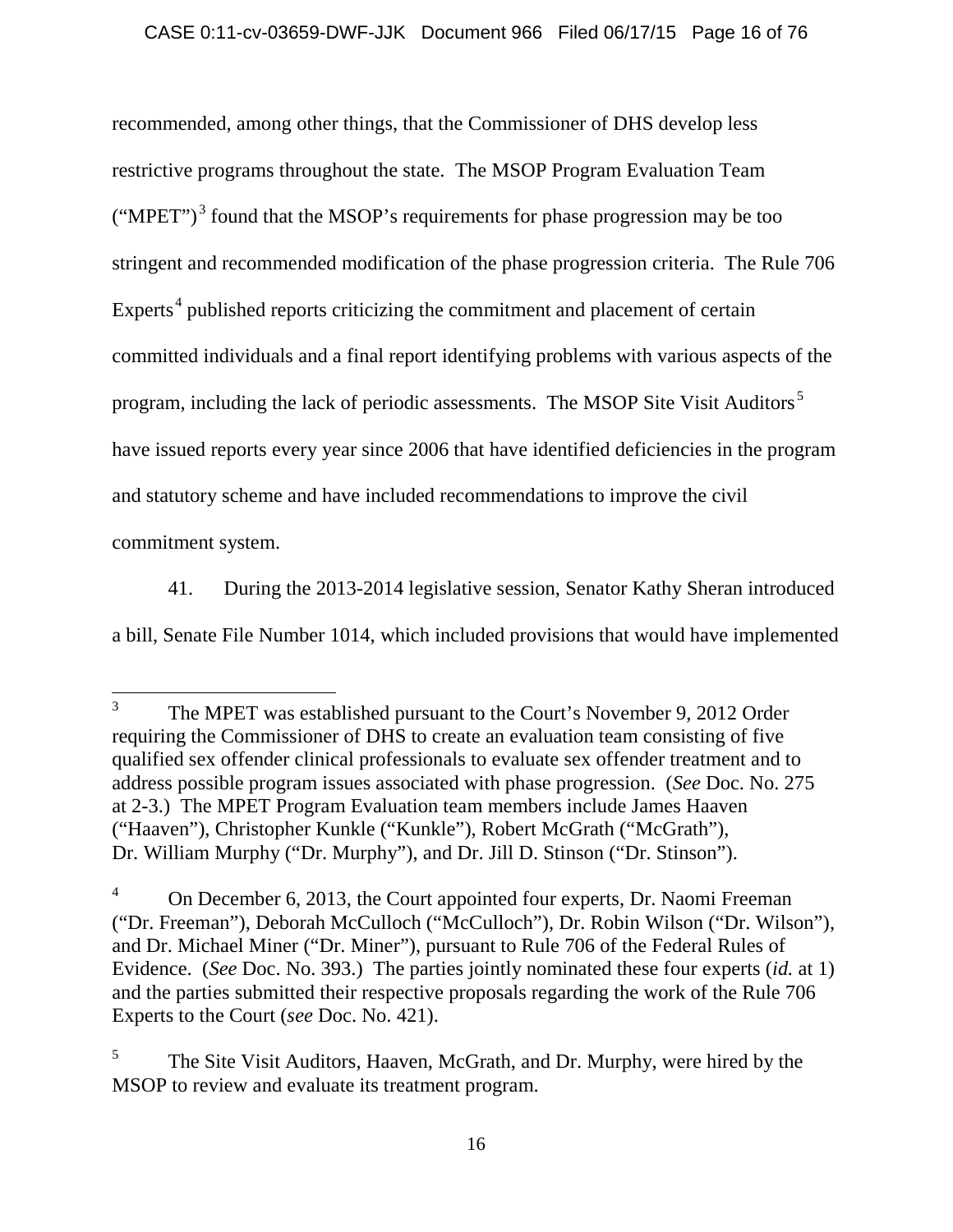recommended, among other things, that the Commissioner of DHS develop less restrictive programs throughout the state. The MSOP Program Evaluation Team ("MPET")[3] found that the MSOP's requirements for phase progression may be too stringent and recommended modification of the phase progression criteria. The Rule 706 Experts[4] published reports criticizing the commitment and placement of certain committed individuals and a final report identifying problems with various aspects of the program, including the lack of periodic assessments. The MSOP Site Visit Auditors[5] have issued reports every year since 2006 that have identified deficiencies in the program and statutory scheme and have included recommendations to improve the civil commitment system.

41. During the 2013-2014 legislative session, Senator Kathy Sheran introduced a bill, Senate File Number 1014, which included provisions that would have implemented

---

[3] The MPET was established pursuant to the Court's November 9, 2012 Order requiring the Commissioner of DHS to create an evaluation team consisting of five qualified sex offender clinical professionals to evaluate sex offender treatment and to address possible program issues associated with phase progression. (*See* Doc. No. 275 at 2-3.) The MPET Program Evaluation team members include James Haaven ("Haaven"), Christopher Kunkle ("Kunkle"), Robert McGrath ("McGrath"), Dr. William Murphy ("Dr. Murphy"), and Dr. Jill D. Stinson ("Dr. Stinson").

[4] On December 6, 2013, the Court appointed four experts, Dr. Naomi Freeman ("Dr. Freeman"), Deborah McCulloch ("McCulloch"), Dr. Robin Wilson ("Dr. Wilson"), and Dr. Michael Miner ("Dr. Miner"), pursuant to Rule 706 of the Federal Rules of Evidence. (*See* Doc. No. 393.) The parties jointly nominated these four experts (*id.* at 1) and the parties submitted their respective proposals regarding the work of the Rule 706 Experts to the Court (*see* Doc. No. 421).

[5] The Site Visit Auditors, Haaven, McGrath, and Dr. Murphy, were hired by the MSOP to review and evaluate its treatment program.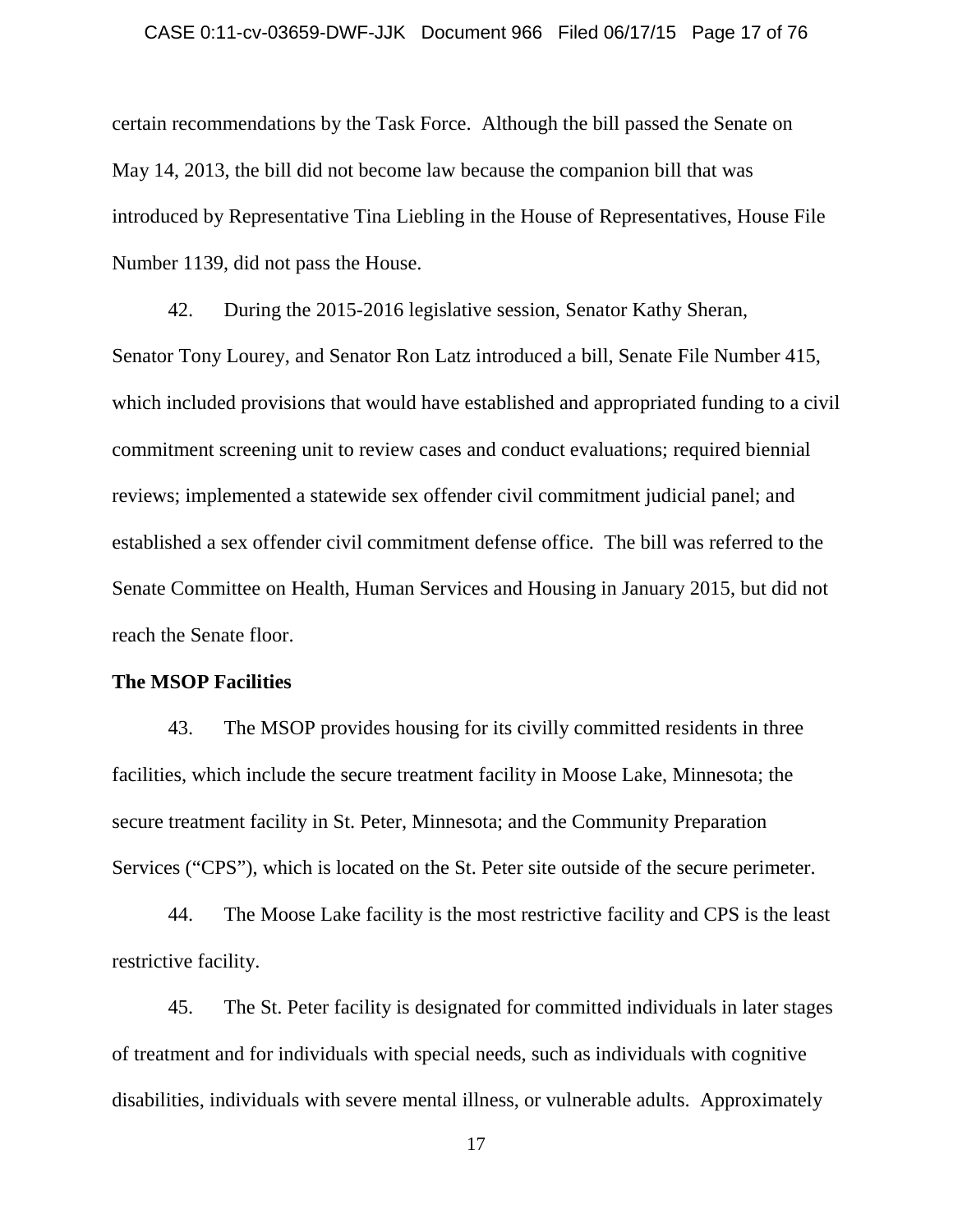certain recommendations by the Task Force. Although the bill passed the Senate on May 14, 2013, the bill did not become law because the companion bill that was introduced by Representative Tina Liebling in the House of Representatives, House File Number 1139, did not pass the House.

42. During the 2015-2016 legislative session, Senator Kathy Sheran, Senator Tony Lourey, and Senator Ron Latz introduced a bill, Senate File Number 415, which included provisions that would have established and appropriated funding to a civil commitment screening unit to review cases and conduct evaluations; required biennial reviews; implemented a statewide sex offender civil commitment judicial panel; and established a sex offender civil commitment defense office. The bill was referred to the Senate Committee on Health, Human Services and Housing in January 2015, but did not reach the Senate floor.

**The MSOP Facilities**

43. The MSOP provides housing for its civilly committed residents in three facilities, which include the secure treatment facility in Moose Lake, Minnesota; the secure treatment facility in St. Peter, Minnesota; and the Community Preparation Services ("CPS"), which is located on the St. Peter site outside of the secure perimeter.

44. The Moose Lake facility is the most restrictive facility and CPS is the least restrictive facility.

45. The St. Peter facility is designated for committed individuals in later stages of treatment and for individuals with special needs, such as individuals with cognitive disabilities, individuals with severe mental illness, or vulnerable adults. Approximately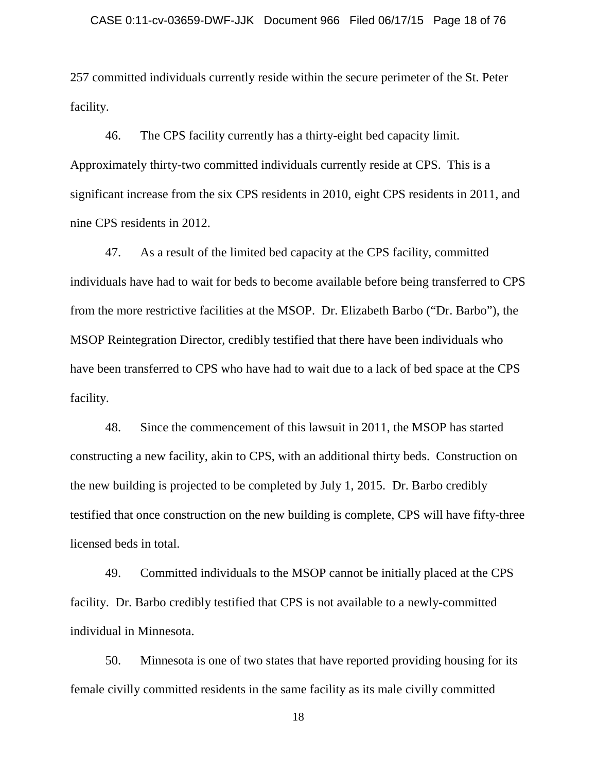257 committed individuals currently reside within the secure perimeter of the St. Peter facility.

46. The CPS facility currently has a thirty-eight bed capacity limit. Approximately thirty-two committed individuals currently reside at CPS. This is a significant increase from the six CPS residents in 2010, eight CPS residents in 2011, and nine CPS residents in 2012.

47. As a result of the limited bed capacity at the CPS facility, committed individuals have had to wait for beds to become available before being transferred to CPS from the more restrictive facilities at the MSOP. Dr. Elizabeth Barbo ("Dr. Barbo"), the MSOP Reintegration Director, credibly testified that there have been individuals who have been transferred to CPS who have had to wait due to a lack of bed space at the CPS facility.

48. Since the commencement of this lawsuit in 2011, the MSOP has started constructing a new facility, akin to CPS, with an additional thirty beds. Construction on the new building is projected to be completed by July 1, 2015. Dr. Barbo credibly testified that once construction on the new building is complete, CPS will have fifty-three licensed beds in total.

49. Committed individuals to the MSOP cannot be initially placed at the CPS facility. Dr. Barbo credibly testified that CPS is not available to a newly-committed individual in Minnesota.

50. Minnesota is one of two states that have reported providing housing for its female civilly committed residents in the same facility as its male civilly committed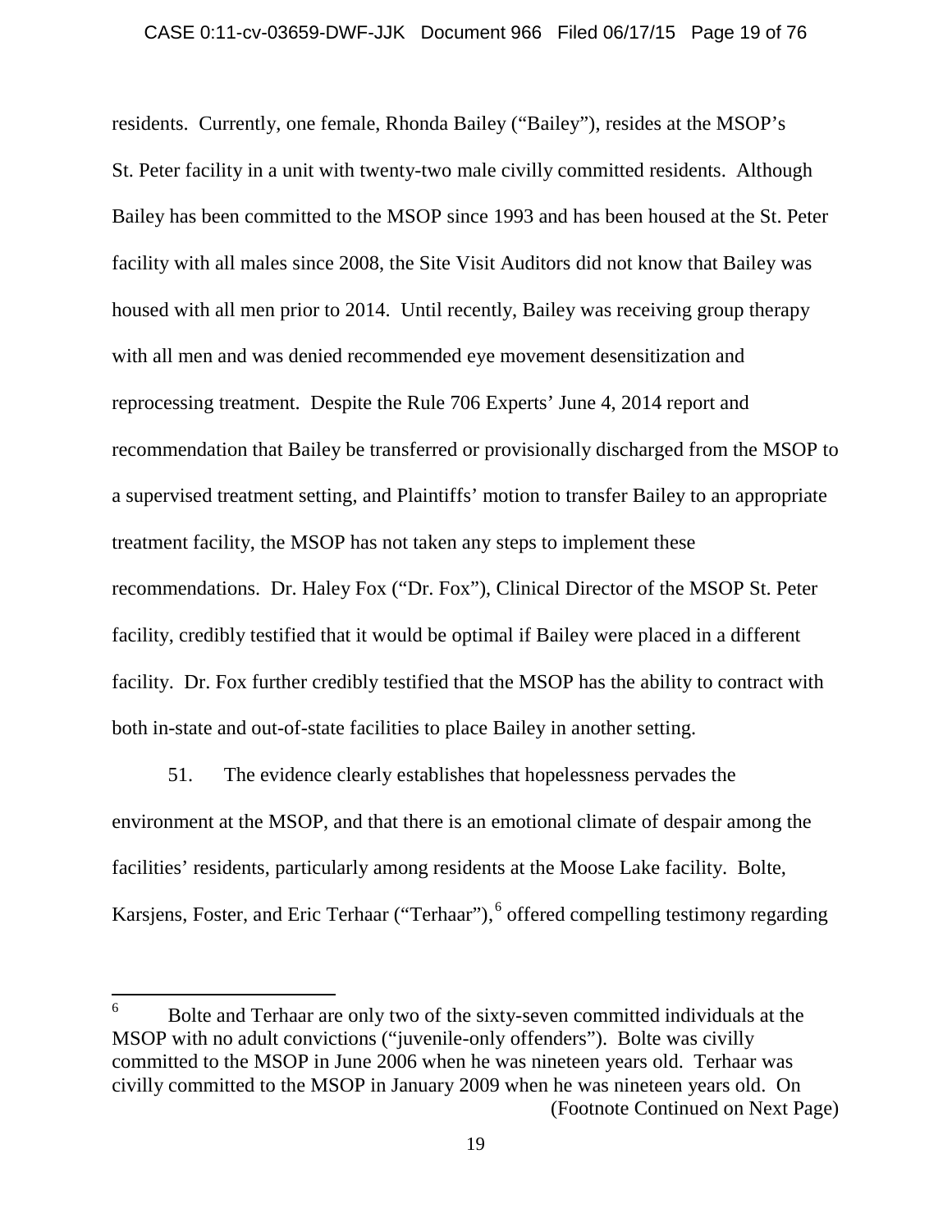residents. Currently, one female, Rhonda Bailey ("Bailey"), resides at the MSOP's St. Peter facility in a unit with twenty-two male civilly committed residents. Although Bailey has been committed to the MSOP since 1993 and has been housed at the St. Peter facility with all males since 2008, the Site Visit Auditors did not know that Bailey was housed with all men prior to 2014. Until recently, Bailey was receiving group therapy with all men and was denied recommended eye movement desensitization and reprocessing treatment. Despite the Rule 706 Experts' June 4, 2014 report and recommendation that Bailey be transferred or provisionally discharged from the MSOP to a supervised treatment setting, and Plaintiffs' motion to transfer Bailey to an appropriate treatment facility, the MSOP has not taken any steps to implement these recommendations. Dr. Haley Fox ("Dr. Fox"), Clinical Director of the MSOP St. Peter facility, credibly testified that it would be optimal if Bailey were placed in a different facility. Dr. Fox further credibly testified that the MSOP has the ability to contract with both in-state and out-of-state facilities to place Bailey in another setting.

51. The evidence clearly establishes that hopelessness pervades the environment at the MSOP, and that there is an emotional climate of despair among the facilities' residents, particularly among residents at the Moose Lake facility. Bolte, Karsjens, Foster, and Eric Terhaar ("Terhaar"),[6] offered compelling testimony regarding

---

[6] Bolte and Terhaar are only two of the sixty-seven committed individuals at the MSOP with no adult convictions ("juvenile-only offenders"). Bolte was civilly committed to the MSOP in June 2006 when he was nineteen years old. Terhaar was civilly committed to the MSOP in January 2009 when he was nineteen years old. On (Footnote Continued on Next Page)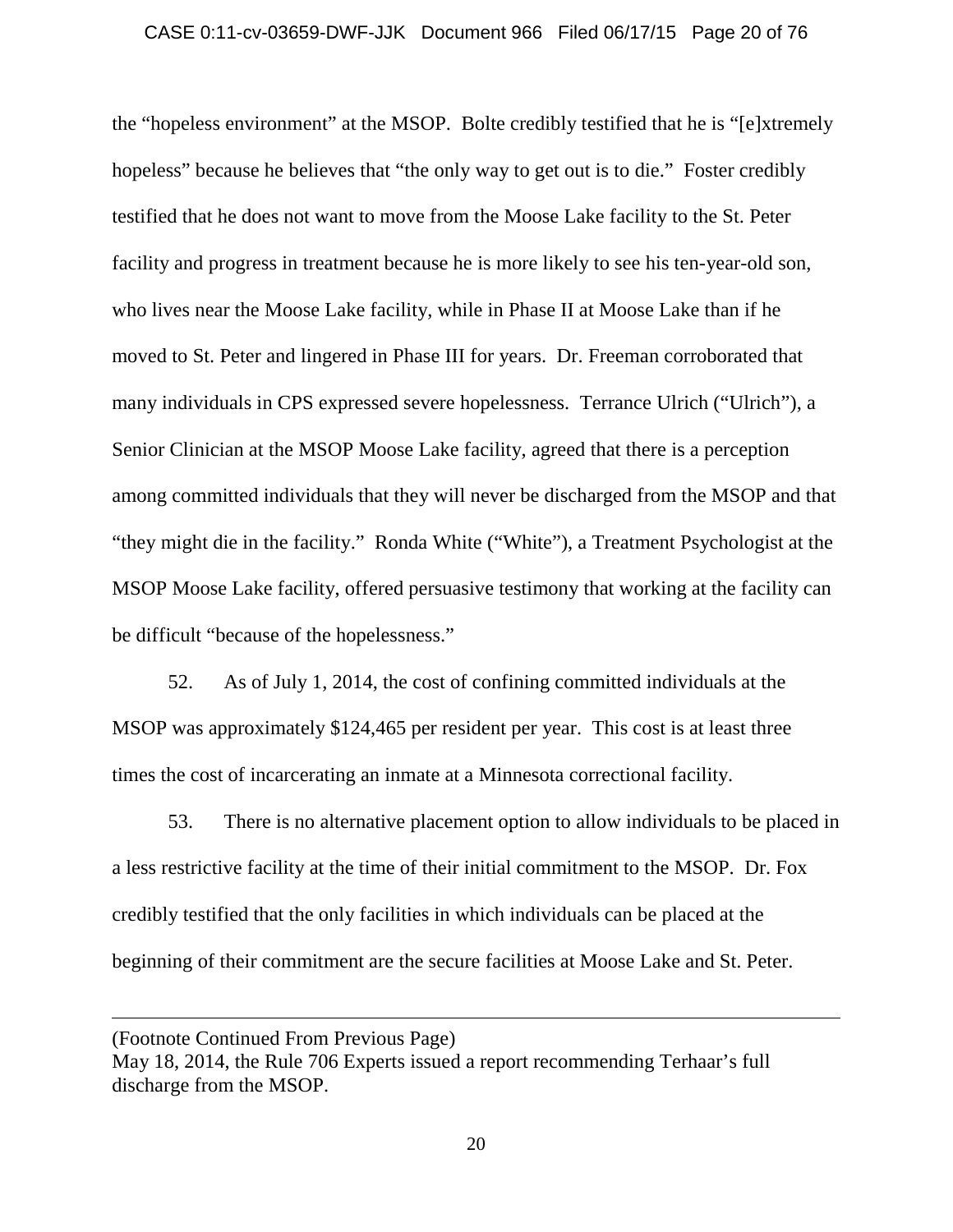the "hopeless environment" at the MSOP. Bolte credibly testified that he is "[e]xtremely hopeless" because he believes that "the only way to get out is to die." Foster credibly testified that he does not want to move from the Moose Lake facility to the St. Peter facility and progress in treatment because he is more likely to see his ten-year-old son, who lives near the Moose Lake facility, while in Phase II at Moose Lake than if he moved to St. Peter and lingered in Phase III for years. Dr. Freeman corroborated that many individuals in CPS expressed severe hopelessness. Terrance Ulrich ("Ulrich"), a Senior Clinician at the MSOP Moose Lake facility, agreed that there is a perception among committed individuals that they will never be discharged from the MSOP and that "they might die in the facility." Ronda White ("White"), a Treatment Psychologist at the MSOP Moose Lake facility, offered persuasive testimony that working at the facility can be difficult "because of the hopelessness."

52. As of July 1, 2014, the cost of confining committed individuals at the MSOP was approximately $124,465 per resident per year. This cost is at least three times the cost of incarcerating an inmate at a Minnesota correctional facility.

53. There is no alternative placement option to allow individuals to be placed in a less restrictive facility at the time of their initial commitment to the MSOP. Dr. Fox credibly testified that the only facilities in which individuals can be placed at the beginning of their commitment are the secure facilities at Moose Lake and St. Peter.

---

(Footnote Continued From Previous Page)
May 18, 2014, the Rule 706 Experts issued a report recommending Terhaar's full discharge from the MSOP.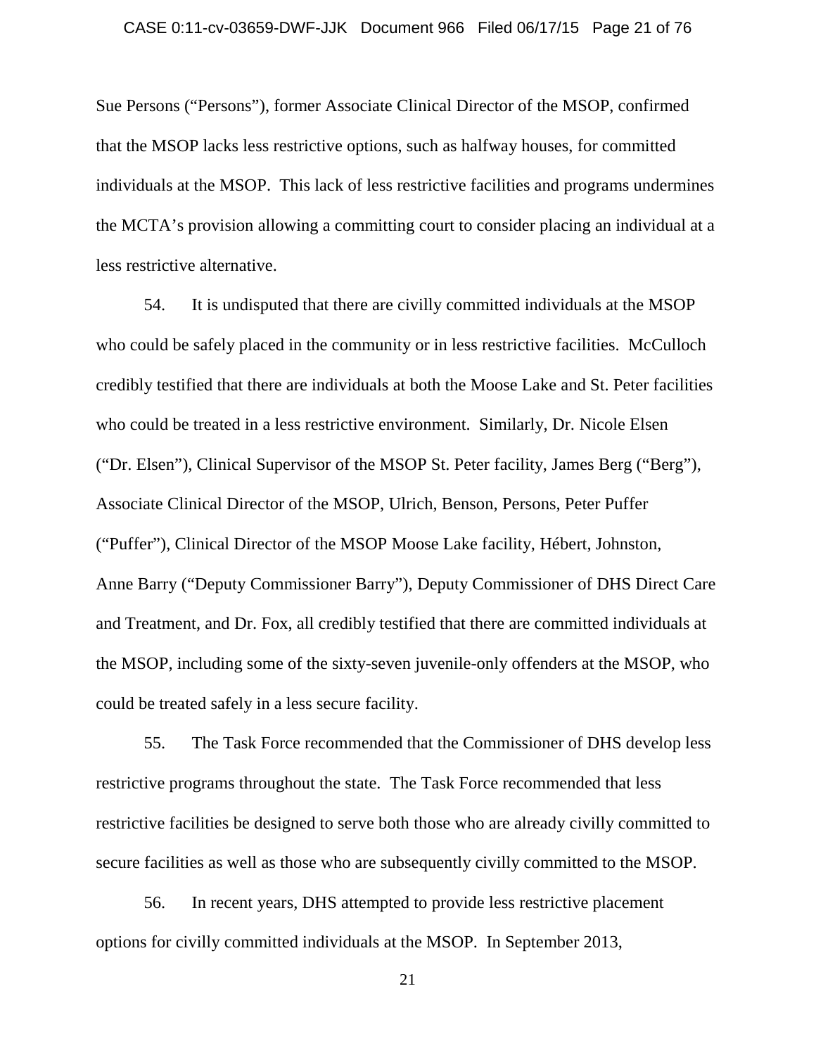Sue Persons ("Persons"), former Associate Clinical Director of the MSOP, confirmed that the MSOP lacks less restrictive options, such as halfway houses, for committed individuals at the MSOP. This lack of less restrictive facilities and programs undermines the MCTA's provision allowing a committing court to consider placing an individual at a less restrictive alternative.

54. It is undisputed that there are civilly committed individuals at the MSOP who could be safely placed in the community or in less restrictive facilities. McCulloch credibly testified that there are individuals at both the Moose Lake and St. Peter facilities who could be treated in a less restrictive environment. Similarly, Dr. Nicole Elsen ("Dr. Elsen"), Clinical Supervisor of the MSOP St. Peter facility, James Berg ("Berg"), Associate Clinical Director of the MSOP, Ulrich, Benson, Persons, Peter Puffer ("Puffer"), Clinical Director of the MSOP Moose Lake facility, Hébert, Johnston, Anne Barry ("Deputy Commissioner Barry"), Deputy Commissioner of DHS Direct Care and Treatment, and Dr. Fox, all credibly testified that there are committed individuals at the MSOP, including some of the sixty-seven juvenile-only offenders at the MSOP, who could be treated safely in a less secure facility.

55. The Task Force recommended that the Commissioner of DHS develop less restrictive programs throughout the state. The Task Force recommended that less restrictive facilities be designed to serve both those who are already civilly committed to secure facilities as well as those who are subsequently civilly committed to the MSOP.

56. In recent years, DHS attempted to provide less restrictive placement options for civilly committed individuals at the MSOP. In September 2013,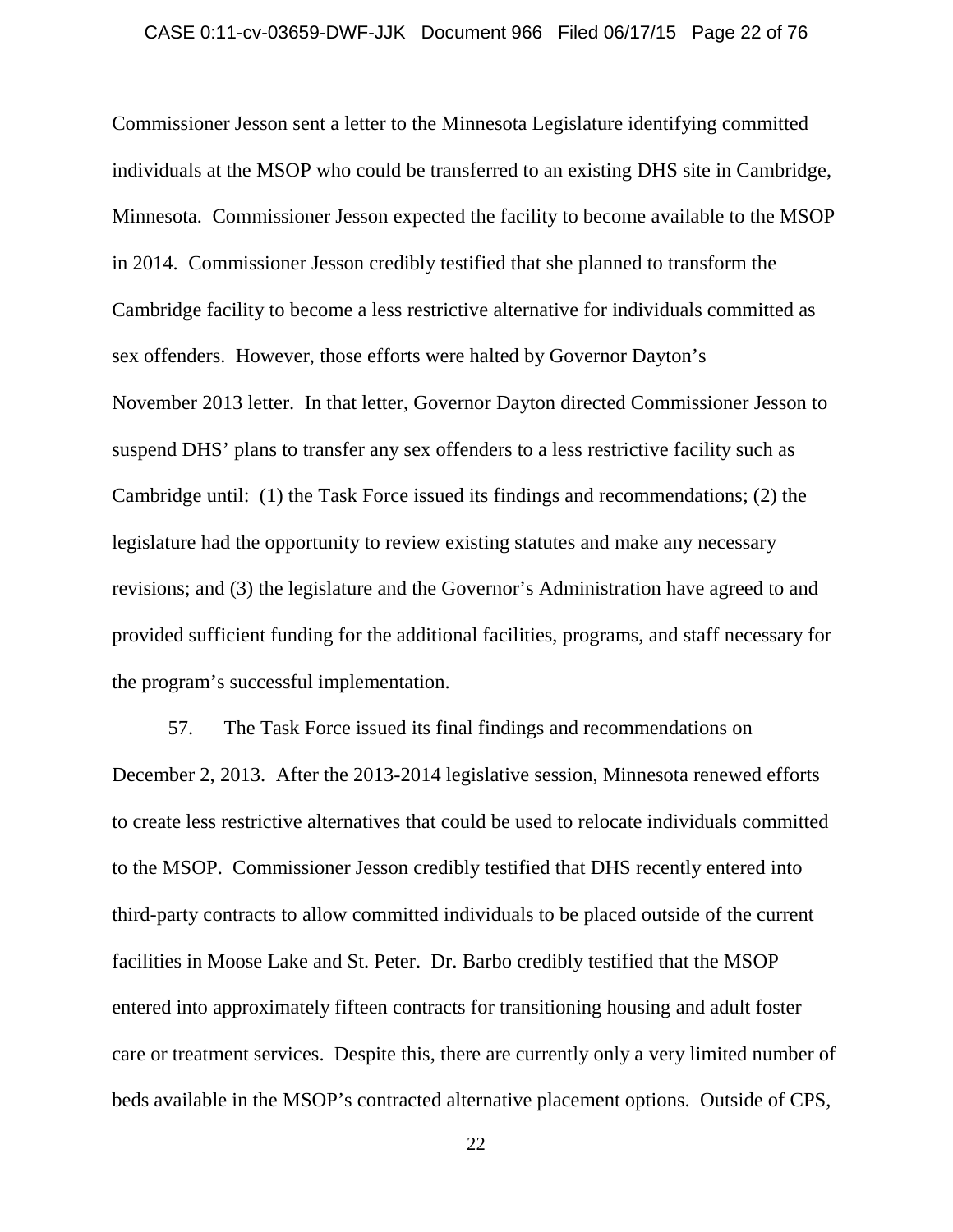Commissioner Jesson sent a letter to the Minnesota Legislature identifying committed individuals at the MSOP who could be transferred to an existing DHS site in Cambridge, Minnesota. Commissioner Jesson expected the facility to become available to the MSOP in 2014. Commissioner Jesson credibly testified that she planned to transform the Cambridge facility to become a less restrictive alternative for individuals committed as sex offenders. However, those efforts were halted by Governor Dayton's November 2013 letter. In that letter, Governor Dayton directed Commissioner Jesson to suspend DHS' plans to transfer any sex offenders to a less restrictive facility such as Cambridge until: (1) the Task Force issued its findings and recommendations; (2) the legislature had the opportunity to review existing statutes and make any necessary revisions; and (3) the legislature and the Governor's Administration have agreed to and provided sufficient funding for the additional facilities, programs, and staff necessary for the program's successful implementation.

57. The Task Force issued its final findings and recommendations on December 2, 2013. After the 2013-2014 legislative session, Minnesota renewed efforts to create less restrictive alternatives that could be used to relocate individuals committed to the MSOP. Commissioner Jesson credibly testified that DHS recently entered into third-party contracts to allow committed individuals to be placed outside of the current facilities in Moose Lake and St. Peter. Dr. Barbo credibly testified that the MSOP entered into approximately fifteen contracts for transitioning housing and adult foster care or treatment services. Despite this, there are currently only a very limited number of beds available in the MSOP's contracted alternative placement options. Outside of CPS,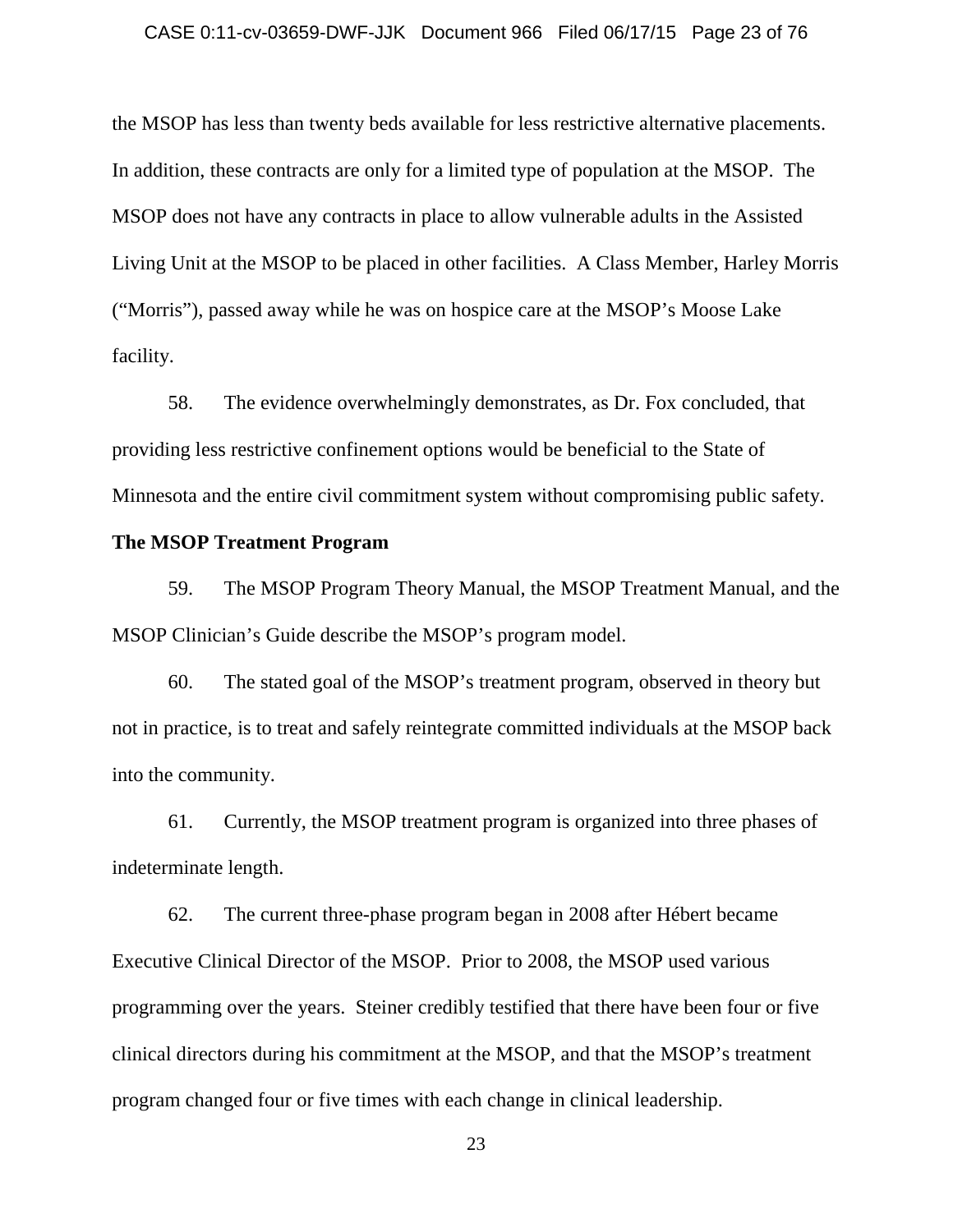the MSOP has less than twenty beds available for less restrictive alternative placements. In addition, these contracts are only for a limited type of population at the MSOP. The MSOP does not have any contracts in place to allow vulnerable adults in the Assisted Living Unit at the MSOP to be placed in other facilities. A Class Member, Harley Morris ("Morris"), passed away while he was on hospice care at the MSOP's Moose Lake facility.

58. The evidence overwhelmingly demonstrates, as Dr. Fox concluded, that providing less restrictive confinement options would be beneficial to the State of Minnesota and the entire civil commitment system without compromising public safety.

**The MSOP Treatment Program**

59. The MSOP Program Theory Manual, the MSOP Treatment Manual, and the MSOP Clinician's Guide describe the MSOP's program model.

60. The stated goal of the MSOP's treatment program, observed in theory but not in practice, is to treat and safely reintegrate committed individuals at the MSOP back into the community.

61. Currently, the MSOP treatment program is organized into three phases of indeterminate length.

62. The current three-phase program began in 2008 after Hébert became Executive Clinical Director of the MSOP. Prior to 2008, the MSOP used various programming over the years. Steiner credibly testified that there have been four or five clinical directors during his commitment at the MSOP, and that the MSOP's treatment program changed four or five times with each change in clinical leadership.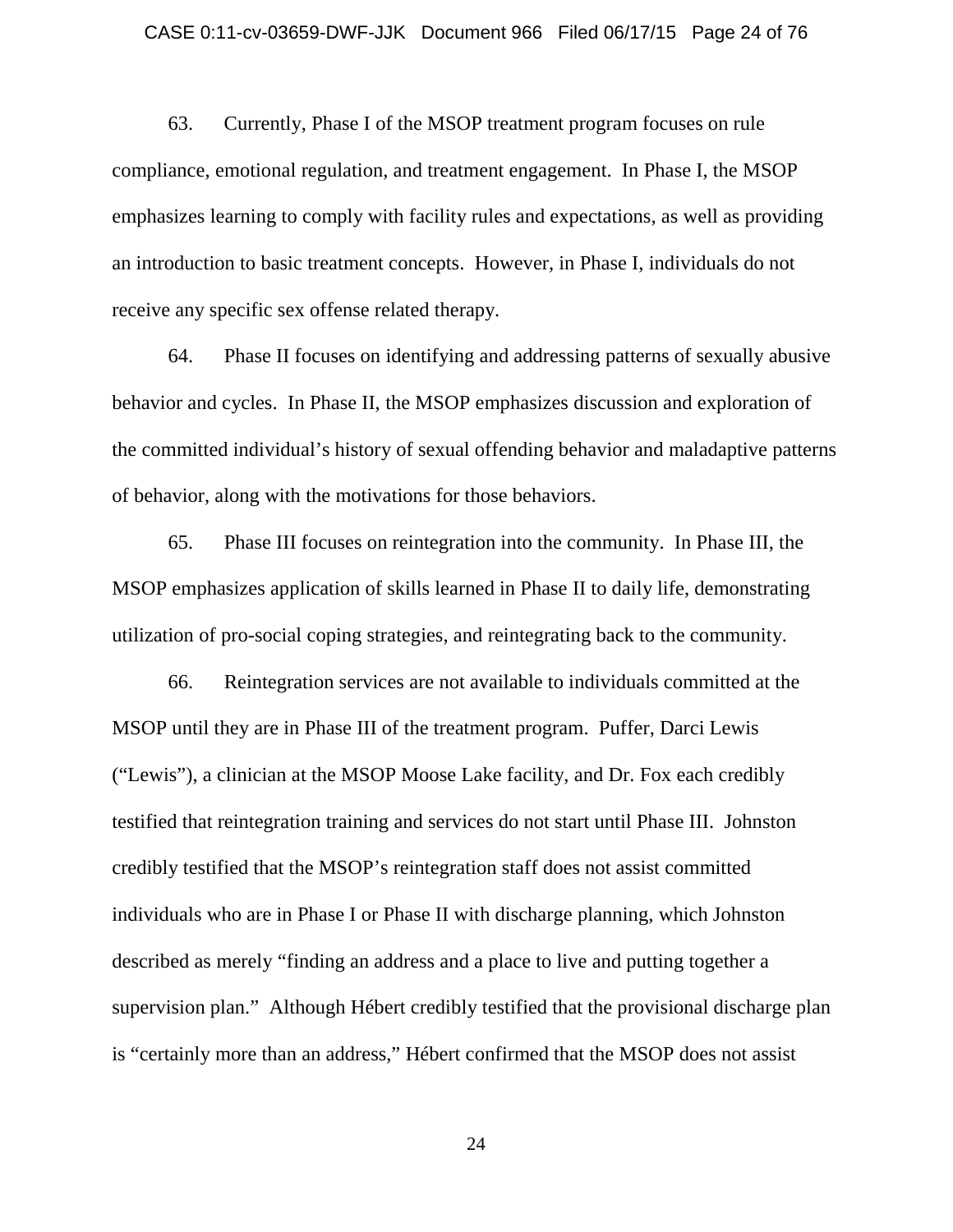63. Currently, Phase I of the MSOP treatment program focuses on rule compliance, emotional regulation, and treatment engagement. In Phase I, the MSOP emphasizes learning to comply with facility rules and expectations, as well as providing an introduction to basic treatment concepts. However, in Phase I, individuals do not receive any specific sex offense related therapy.

64. Phase II focuses on identifying and addressing patterns of sexually abusive behavior and cycles. In Phase II, the MSOP emphasizes discussion and exploration of the committed individual's history of sexual offending behavior and maladaptive patterns of behavior, along with the motivations for those behaviors.

65. Phase III focuses on reintegration into the community. In Phase III, the MSOP emphasizes application of skills learned in Phase II to daily life, demonstrating utilization of pro-social coping strategies, and reintegrating back to the community.

66. Reintegration services are not available to individuals committed at the MSOP until they are in Phase III of the treatment program. Puffer, Darci Lewis ("Lewis"), a clinician at the MSOP Moose Lake facility, and Dr. Fox each credibly testified that reintegration training and services do not start until Phase III. Johnston credibly testified that the MSOP's reintegration staff does not assist committed individuals who are in Phase I or Phase II with discharge planning, which Johnston described as merely "finding an address and a place to live and putting together a supervision plan." Although Hébert credibly testified that the provisional discharge plan is "certainly more than an address," Hébert confirmed that the MSOP does not assist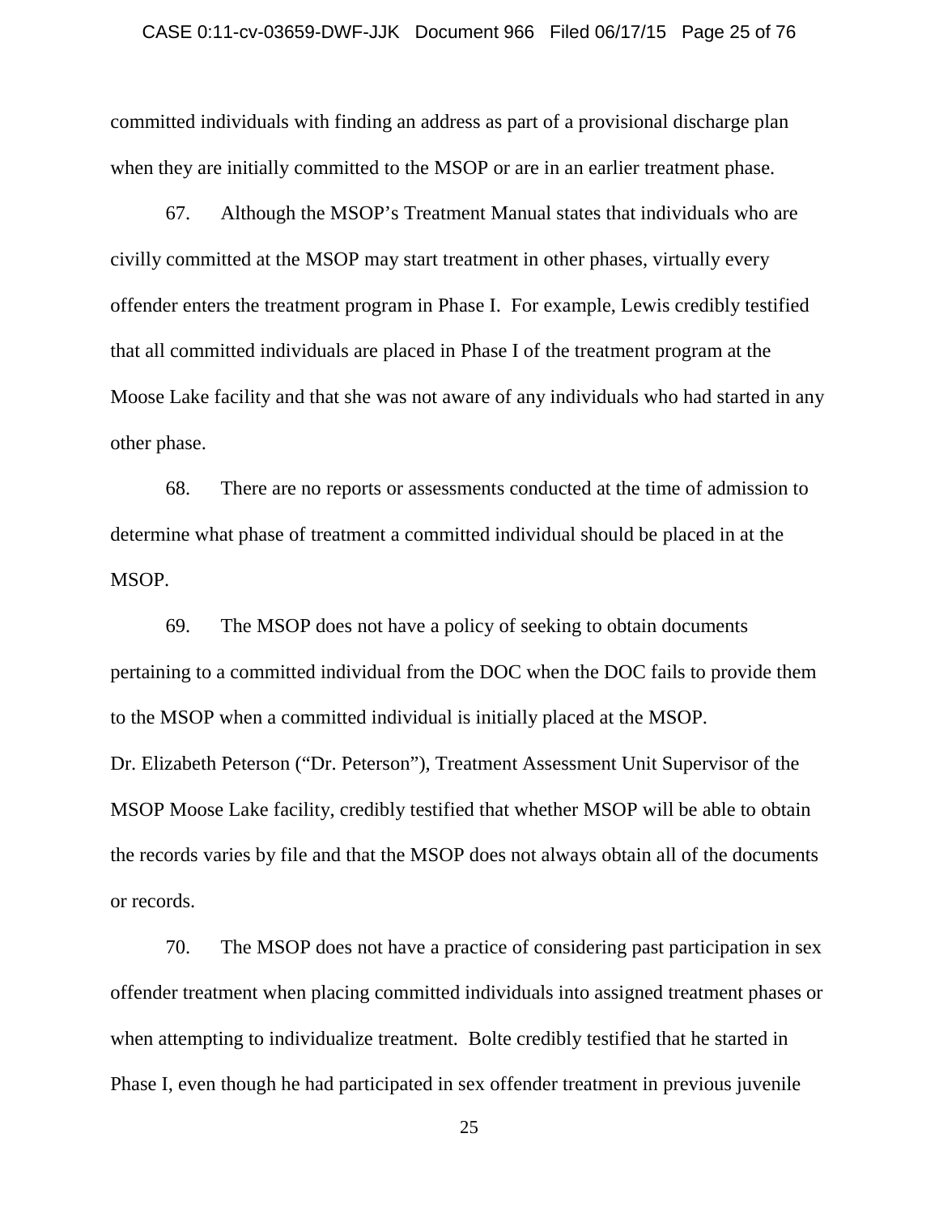committed individuals with finding an address as part of a provisional discharge plan when they are initially committed to the MSOP or are in an earlier treatment phase.

67. Although the MSOP's Treatment Manual states that individuals who are civilly committed at the MSOP may start treatment in other phases, virtually every offender enters the treatment program in Phase I. For example, Lewis credibly testified that all committed individuals are placed in Phase I of the treatment program at the Moose Lake facility and that she was not aware of any individuals who had started in any other phase.

68. There are no reports or assessments conducted at the time of admission to determine what phase of treatment a committed individual should be placed in at the MSOP.

69. The MSOP does not have a policy of seeking to obtain documents pertaining to a committed individual from the DOC when the DOC fails to provide them to the MSOP when a committed individual is initially placed at the MSOP. Dr. Elizabeth Peterson ("Dr. Peterson"), Treatment Assessment Unit Supervisor of the MSOP Moose Lake facility, credibly testified that whether MSOP will be able to obtain the records varies by file and that the MSOP does not always obtain all of the documents or records.

70. The MSOP does not have a practice of considering past participation in sex offender treatment when placing committed individuals into assigned treatment phases or when attempting to individualize treatment. Bolte credibly testified that he started in Phase I, even though he had participated in sex offender treatment in previous juvenile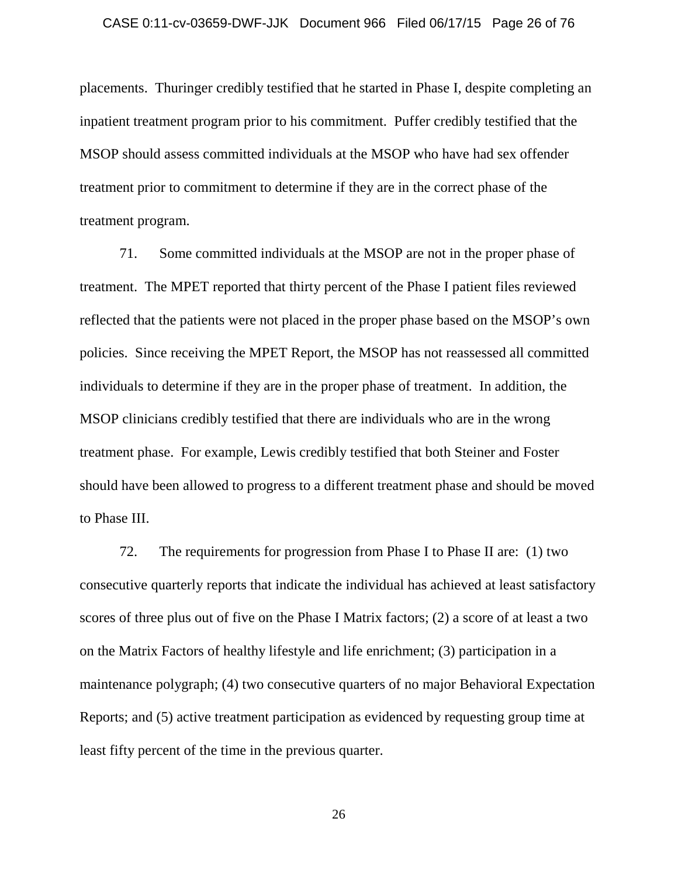placements. Thuringer credibly testified that he started in Phase I, despite completing an inpatient treatment program prior to his commitment. Puffer credibly testified that the MSOP should assess committed individuals at the MSOP who have had sex offender treatment prior to commitment to determine if they are in the correct phase of the treatment program.

71. Some committed individuals at the MSOP are not in the proper phase of treatment. The MPET reported that thirty percent of the Phase I patient files reviewed reflected that the patients were not placed in the proper phase based on the MSOP's own policies. Since receiving the MPET Report, the MSOP has not reassessed all committed individuals to determine if they are in the proper phase of treatment. In addition, the MSOP clinicians credibly testified that there are individuals who are in the wrong treatment phase. For example, Lewis credibly testified that both Steiner and Foster should have been allowed to progress to a different treatment phase and should be moved to Phase III.

72. The requirements for progression from Phase I to Phase II are: (1) two consecutive quarterly reports that indicate the individual has achieved at least satisfactory scores of three plus out of five on the Phase I Matrix factors; (2) a score of at least a two on the Matrix Factors of healthy lifestyle and life enrichment; (3) participation in a maintenance polygraph; (4) two consecutive quarters of no major Behavioral Expectation Reports; and (5) active treatment participation as evidenced by requesting group time at least fifty percent of the time in the previous quarter.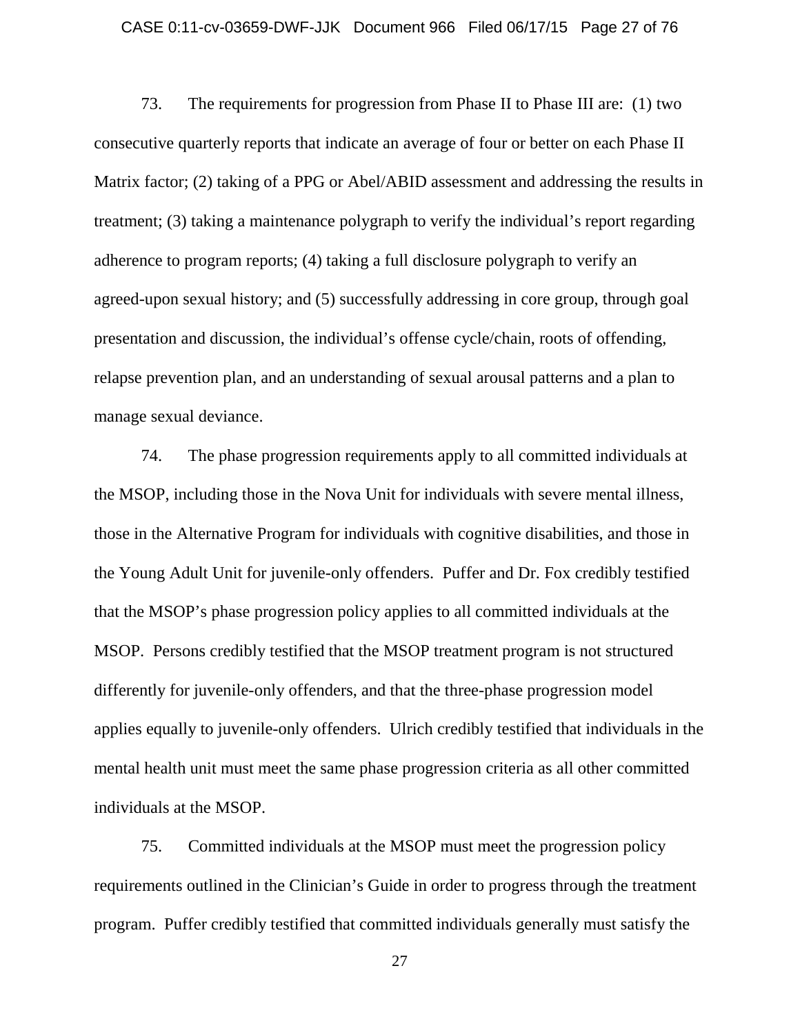73. The requirements for progression from Phase II to Phase III are: (1) two consecutive quarterly reports that indicate an average of four or better on each Phase II Matrix factor; (2) taking of a PPG or Abel/ABID assessment and addressing the results in treatment; (3) taking a maintenance polygraph to verify the individual's report regarding adherence to program reports; (4) taking a full disclosure polygraph to verify an agreed-upon sexual history; and (5) successfully addressing in core group, through goal presentation and discussion, the individual's offense cycle/chain, roots of offending, relapse prevention plan, and an understanding of sexual arousal patterns and a plan to manage sexual deviance.

74. The phase progression requirements apply to all committed individuals at the MSOP, including those in the Nova Unit for individuals with severe mental illness, those in the Alternative Program for individuals with cognitive disabilities, and those in the Young Adult Unit for juvenile-only offenders. Puffer and Dr. Fox credibly testified that the MSOP's phase progression policy applies to all committed individuals at the MSOP. Persons credibly testified that the MSOP treatment program is not structured differently for juvenile-only offenders, and that the three-phase progression model applies equally to juvenile-only offenders. Ulrich credibly testified that individuals in the mental health unit must meet the same phase progression criteria as all other committed individuals at the MSOP.

75. Committed individuals at the MSOP must meet the progression policy requirements outlined in the Clinician's Guide in order to progress through the treatment program. Puffer credibly testified that committed individuals generally must satisfy the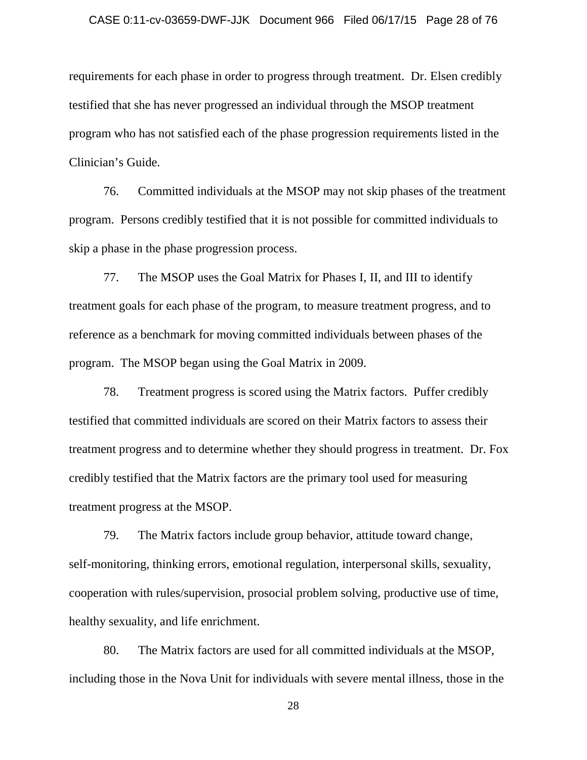requirements for each phase in order to progress through treatment. Dr. Elsen credibly testified that she has never progressed an individual through the MSOP treatment program who has not satisfied each of the phase progression requirements listed in the Clinician's Guide.

76. Committed individuals at the MSOP may not skip phases of the treatment program. Persons credibly testified that it is not possible for committed individuals to skip a phase in the phase progression process.

77. The MSOP uses the Goal Matrix for Phases I, II, and III to identify treatment goals for each phase of the program, to measure treatment progress, and to reference as a benchmark for moving committed individuals between phases of the program. The MSOP began using the Goal Matrix in 2009.

78. Treatment progress is scored using the Matrix factors. Puffer credibly testified that committed individuals are scored on their Matrix factors to assess their treatment progress and to determine whether they should progress in treatment. Dr. Fox credibly testified that the Matrix factors are the primary tool used for measuring treatment progress at the MSOP.

79. The Matrix factors include group behavior, attitude toward change, self-monitoring, thinking errors, emotional regulation, interpersonal skills, sexuality, cooperation with rules/supervision, prosocial problem solving, productive use of time, healthy sexuality, and life enrichment.

80. The Matrix factors are used for all committed individuals at the MSOP, including those in the Nova Unit for individuals with severe mental illness, those in the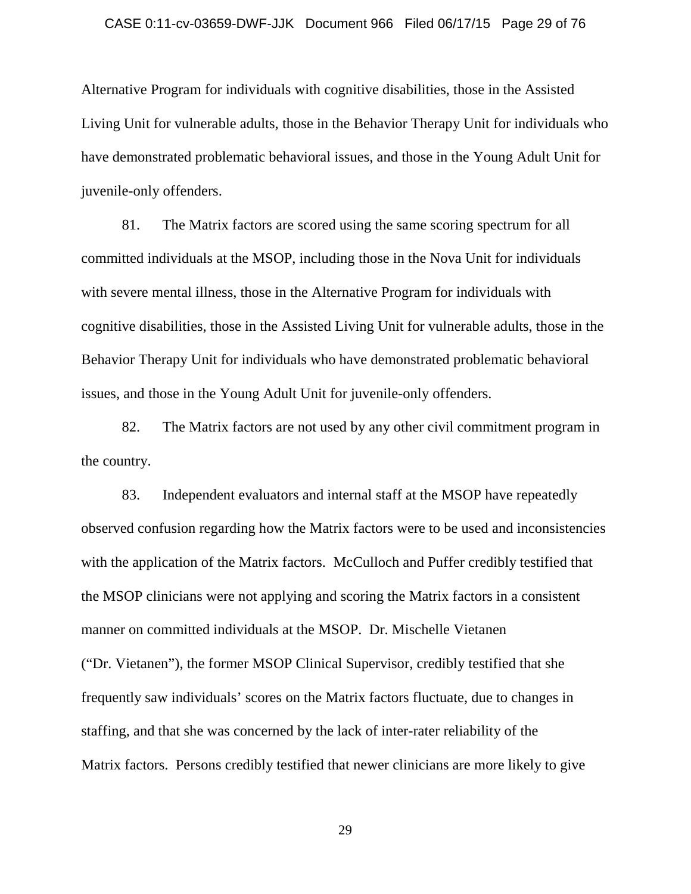Alternative Program for individuals with cognitive disabilities, those in the Assisted Living Unit for vulnerable adults, those in the Behavior Therapy Unit for individuals who have demonstrated problematic behavioral issues, and those in the Young Adult Unit for juvenile-only offenders.

81. The Matrix factors are scored using the same scoring spectrum for all committed individuals at the MSOP, including those in the Nova Unit for individuals with severe mental illness, those in the Alternative Program for individuals with cognitive disabilities, those in the Assisted Living Unit for vulnerable adults, those in the Behavior Therapy Unit for individuals who have demonstrated problematic behavioral issues, and those in the Young Adult Unit for juvenile-only offenders.

82. The Matrix factors are not used by any other civil commitment program in the country.

83. Independent evaluators and internal staff at the MSOP have repeatedly observed confusion regarding how the Matrix factors were to be used and inconsistencies with the application of the Matrix factors. McCulloch and Puffer credibly testified that the MSOP clinicians were not applying and scoring the Matrix factors in a consistent manner on committed individuals at the MSOP. Dr. Mischelle Vietanen ("Dr. Vietanen"), the former MSOP Clinical Supervisor, credibly testified that she frequently saw individuals' scores on the Matrix factors fluctuate, due to changes in staffing, and that she was concerned by the lack of inter-rater reliability of the Matrix factors. Persons credibly testified that newer clinicians are more likely to give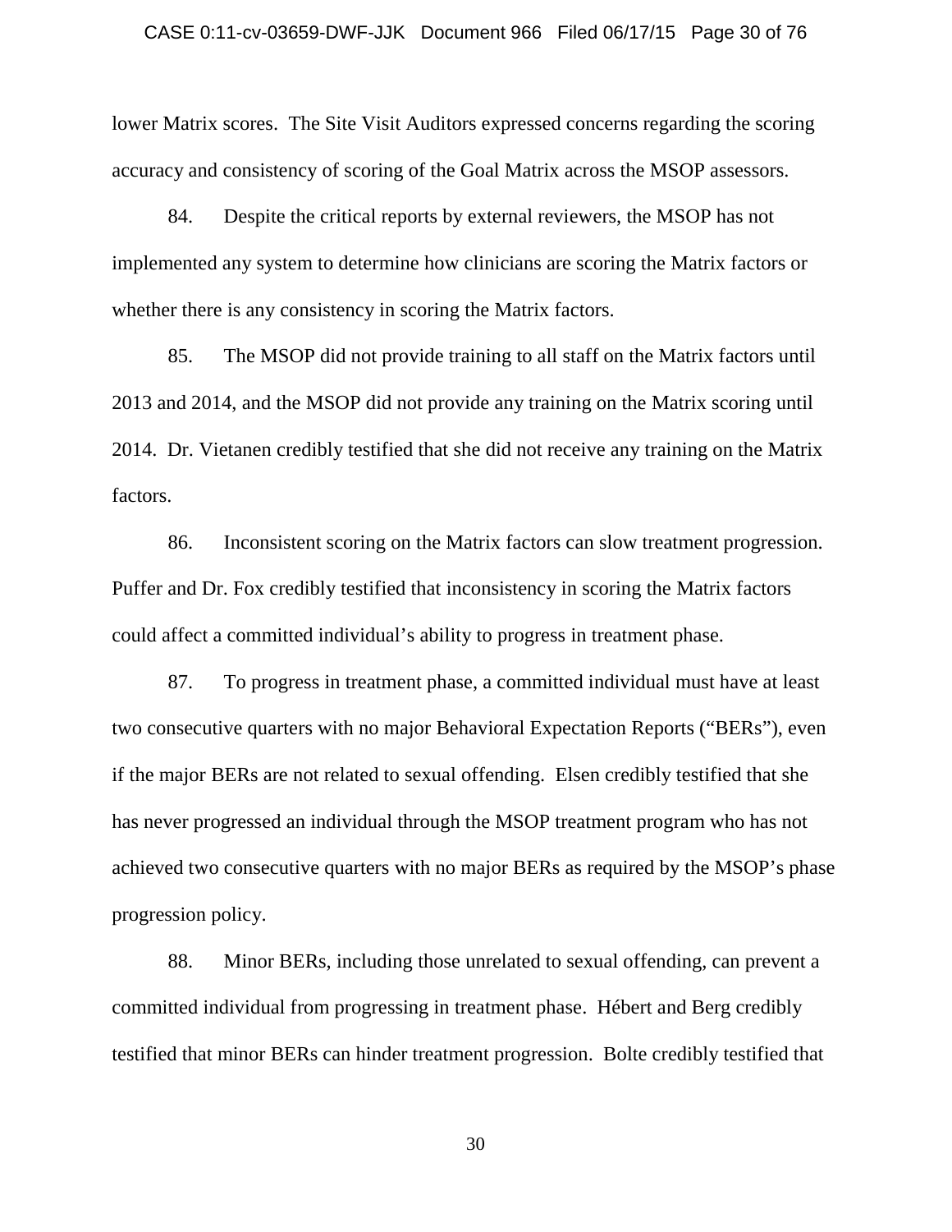lower Matrix scores. The Site Visit Auditors expressed concerns regarding the scoring accuracy and consistency of scoring of the Goal Matrix across the MSOP assessors.

84. Despite the critical reports by external reviewers, the MSOP has not implemented any system to determine how clinicians are scoring the Matrix factors or whether there is any consistency in scoring the Matrix factors.

85. The MSOP did not provide training to all staff on the Matrix factors until 2013 and 2014, and the MSOP did not provide any training on the Matrix scoring until 2014. Dr. Vietanen credibly testified that she did not receive any training on the Matrix factors.

86. Inconsistent scoring on the Matrix factors can slow treatment progression. Puffer and Dr. Fox credibly testified that inconsistency in scoring the Matrix factors could affect a committed individual's ability to progress in treatment phase.

87. To progress in treatment phase, a committed individual must have at least two consecutive quarters with no major Behavioral Expectation Reports ("BERs"), even if the major BERs are not related to sexual offending. Elsen credibly testified that she has never progressed an individual through the MSOP treatment program who has not achieved two consecutive quarters with no major BERs as required by the MSOP's phase progression policy.

88. Minor BERs, including those unrelated to sexual offending, can prevent a committed individual from progressing in treatment phase. Hébert and Berg credibly testified that minor BERs can hinder treatment progression. Bolte credibly testified that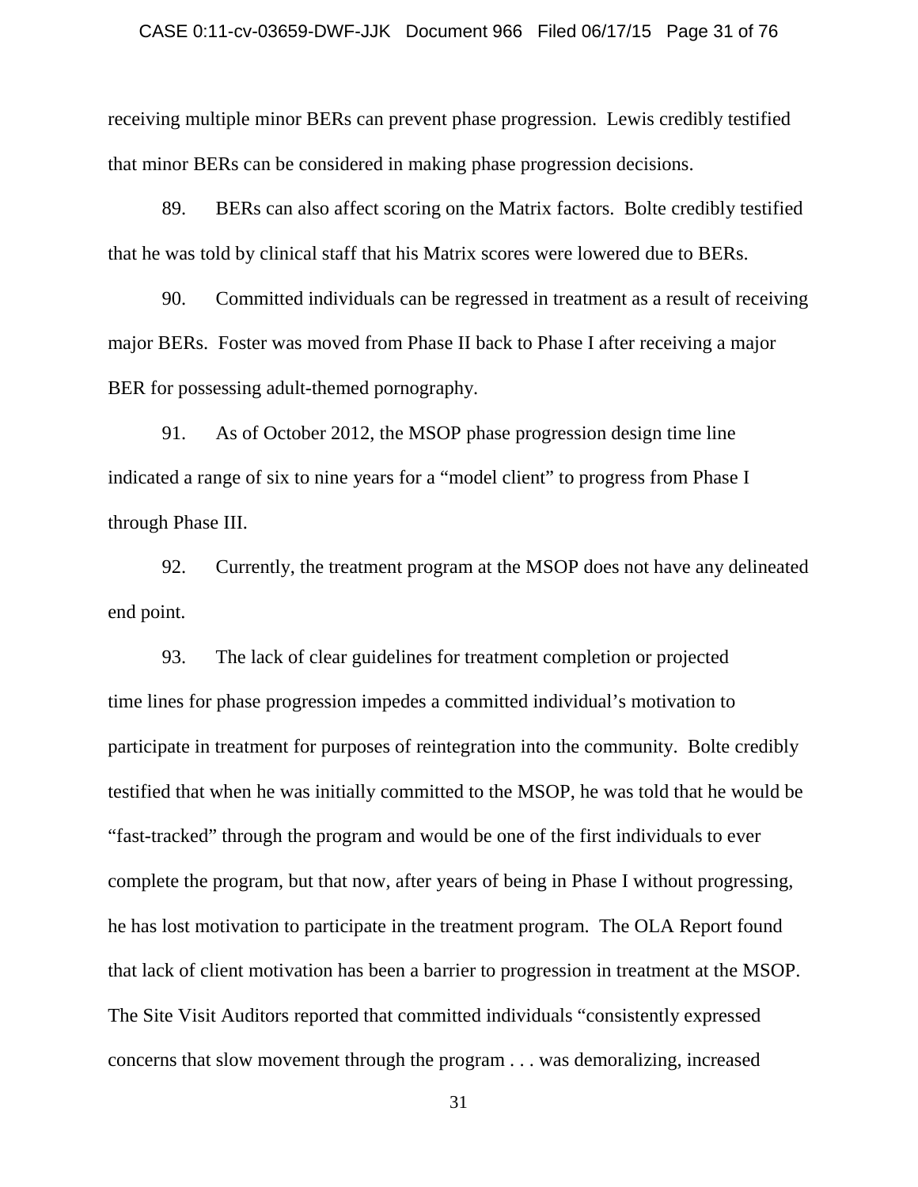receiving multiple minor BERs can prevent phase progression. Lewis credibly testified that minor BERs can be considered in making phase progression decisions.

89. BERs can also affect scoring on the Matrix factors. Bolte credibly testified that he was told by clinical staff that his Matrix scores were lowered due to BERs.

90. Committed individuals can be regressed in treatment as a result of receiving major BERs. Foster was moved from Phase II back to Phase I after receiving a major BER for possessing adult-themed pornography.

91. As of October 2012, the MSOP phase progression design time line indicated a range of six to nine years for a "model client" to progress from Phase I through Phase III.

92. Currently, the treatment program at the MSOP does not have any delineated end point.

93. The lack of clear guidelines for treatment completion or projected time lines for phase progression impedes a committed individual's motivation to participate in treatment for purposes of reintegration into the community. Bolte credibly testified that when he was initially committed to the MSOP, he was told that he would be "fast-tracked" through the program and would be one of the first individuals to ever complete the program, but that now, after years of being in Phase I without progressing, he has lost motivation to participate in the treatment program. The OLA Report found that lack of client motivation has been a barrier to progression in treatment at the MSOP. The Site Visit Auditors reported that committed individuals "consistently expressed concerns that slow movement through the program . . . was demoralizing, increased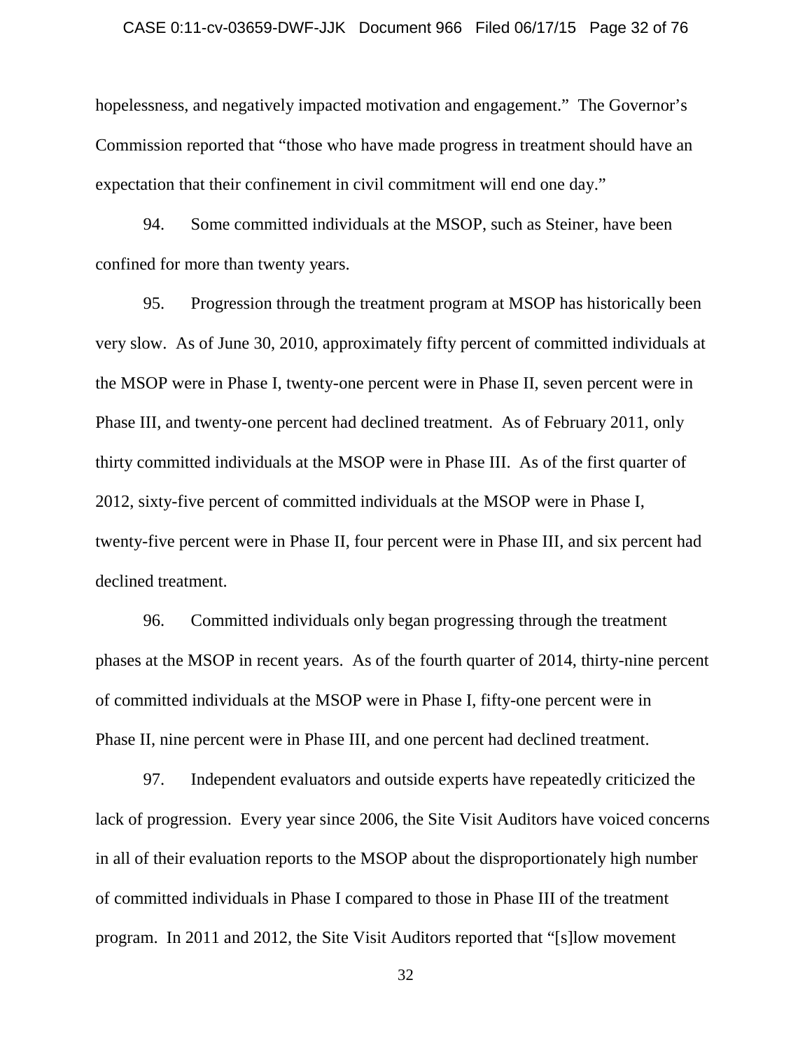hopelessness, and negatively impacted motivation and engagement." The Governor's Commission reported that "those who have made progress in treatment should have an expectation that their confinement in civil commitment will end one day."

94. Some committed individuals at the MSOP, such as Steiner, have been confined for more than twenty years.

95. Progression through the treatment program at MSOP has historically been very slow. As of June 30, 2010, approximately fifty percent of committed individuals at the MSOP were in Phase I, twenty-one percent were in Phase II, seven percent were in Phase III, and twenty-one percent had declined treatment. As of February 2011, only thirty committed individuals at the MSOP were in Phase III. As of the first quarter of 2012, sixty-five percent of committed individuals at the MSOP were in Phase I, twenty-five percent were in Phase II, four percent were in Phase III, and six percent had declined treatment.

96. Committed individuals only began progressing through the treatment phases at the MSOP in recent years. As of the fourth quarter of 2014, thirty-nine percent of committed individuals at the MSOP were in Phase I, fifty-one percent were in Phase II, nine percent were in Phase III, and one percent had declined treatment.

97. Independent evaluators and outside experts have repeatedly criticized the lack of progression. Every year since 2006, the Site Visit Auditors have voiced concerns in all of their evaluation reports to the MSOP about the disproportionately high number of committed individuals in Phase I compared to those in Phase III of the treatment program. In 2011 and 2012, the Site Visit Auditors reported that "[s]low movement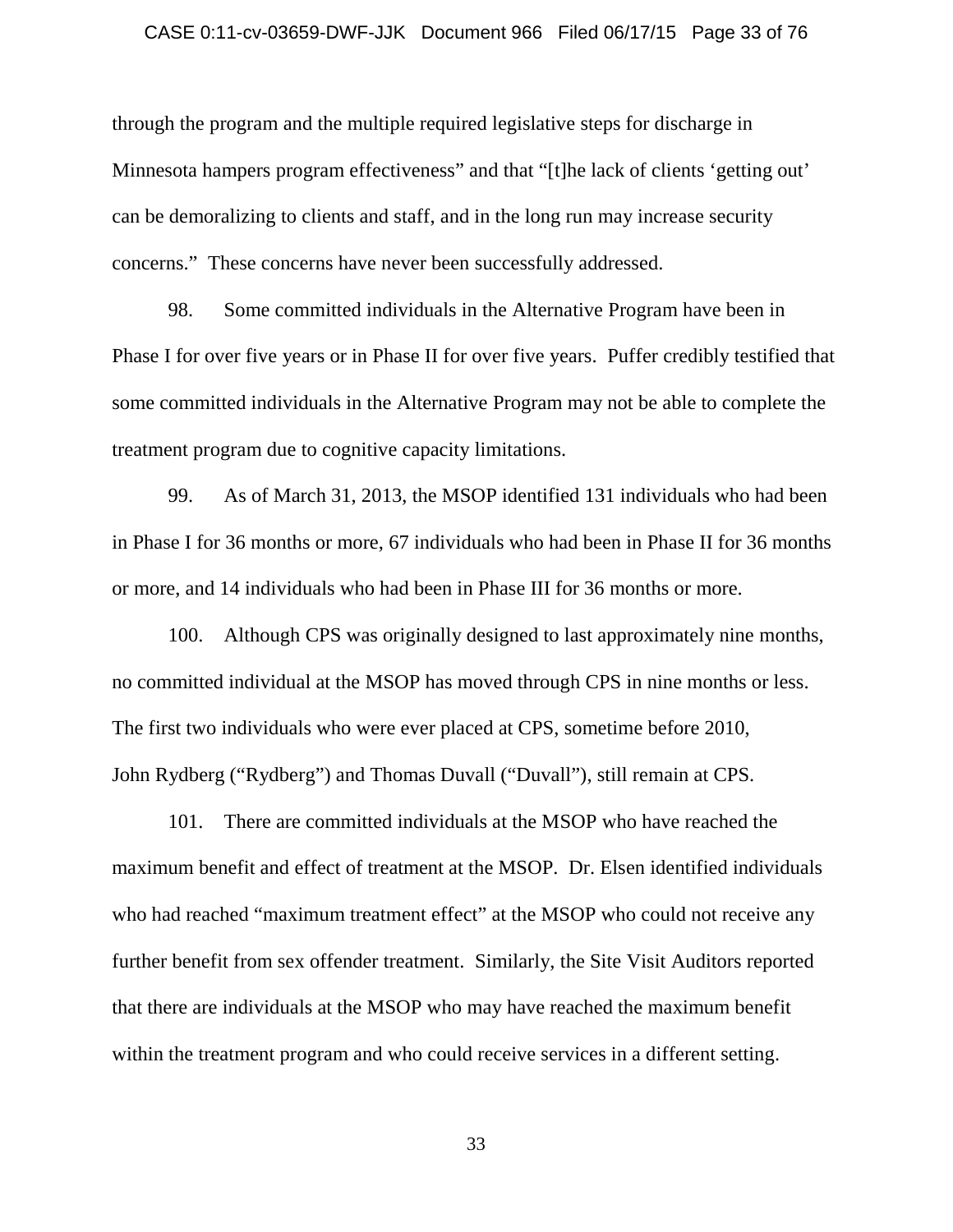through the program and the multiple required legislative steps for discharge in Minnesota hampers program effectiveness" and that "[t]he lack of clients 'getting out' can be demoralizing to clients and staff, and in the long run may increase security concerns." These concerns have never been successfully addressed.

98. Some committed individuals in the Alternative Program have been in Phase I for over five years or in Phase II for over five years. Puffer credibly testified that some committed individuals in the Alternative Program may not be able to complete the treatment program due to cognitive capacity limitations.

99. As of March 31, 2013, the MSOP identified 131 individuals who had been in Phase I for 36 months or more, 67 individuals who had been in Phase II for 36 months or more, and 14 individuals who had been in Phase III for 36 months or more.

100. Although CPS was originally designed to last approximately nine months, no committed individual at the MSOP has moved through CPS in nine months or less. The first two individuals who were ever placed at CPS, sometime before 2010, John Rydberg ("Rydberg") and Thomas Duvall ("Duvall"), still remain at CPS.

101. There are committed individuals at the MSOP who have reached the maximum benefit and effect of treatment at the MSOP. Dr. Elsen identified individuals who had reached "maximum treatment effect" at the MSOP who could not receive any further benefit from sex offender treatment. Similarly, the Site Visit Auditors reported that there are individuals at the MSOP who may have reached the maximum benefit within the treatment program and who could receive services in a different setting.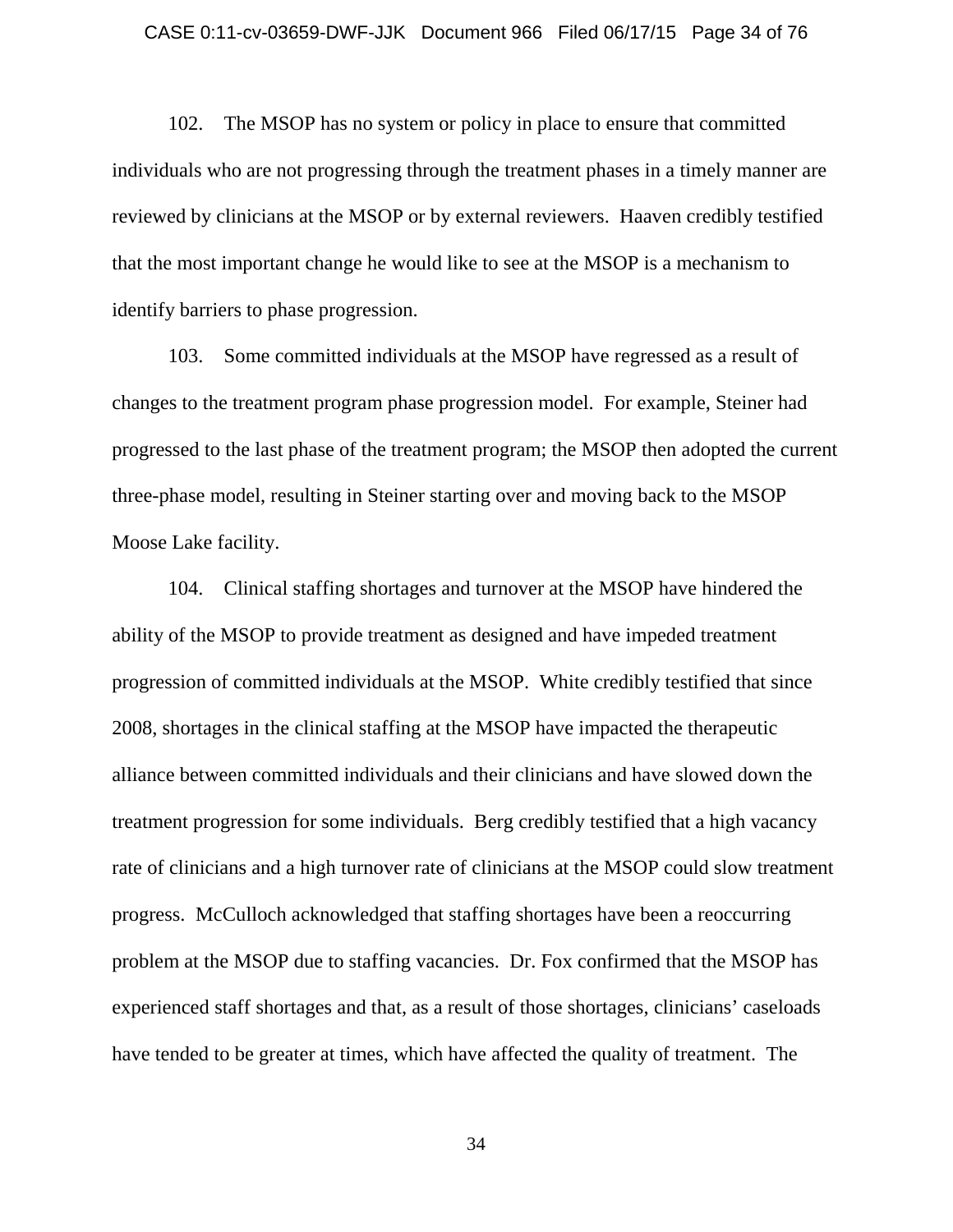102. The MSOP has no system or policy in place to ensure that committed individuals who are not progressing through the treatment phases in a timely manner are reviewed by clinicians at the MSOP or by external reviewers. Haaven credibly testified that the most important change he would like to see at the MSOP is a mechanism to identify barriers to phase progression.

103. Some committed individuals at the MSOP have regressed as a result of changes to the treatment program phase progression model. For example, Steiner had progressed to the last phase of the treatment program; the MSOP then adopted the current three-phase model, resulting in Steiner starting over and moving back to the MSOP Moose Lake facility.

104. Clinical staffing shortages and turnover at the MSOP have hindered the ability of the MSOP to provide treatment as designed and have impeded treatment progression of committed individuals at the MSOP. White credibly testified that since 2008, shortages in the clinical staffing at the MSOP have impacted the therapeutic alliance between committed individuals and their clinicians and have slowed down the treatment progression for some individuals. Berg credibly testified that a high vacancy rate of clinicians and a high turnover rate of clinicians at the MSOP could slow treatment progress. McCulloch acknowledged that staffing shortages have been a reoccurring problem at the MSOP due to staffing vacancies. Dr. Fox confirmed that the MSOP has experienced staff shortages and that, as a result of those shortages, clinicians' caseloads have tended to be greater at times, which have affected the quality of treatment. The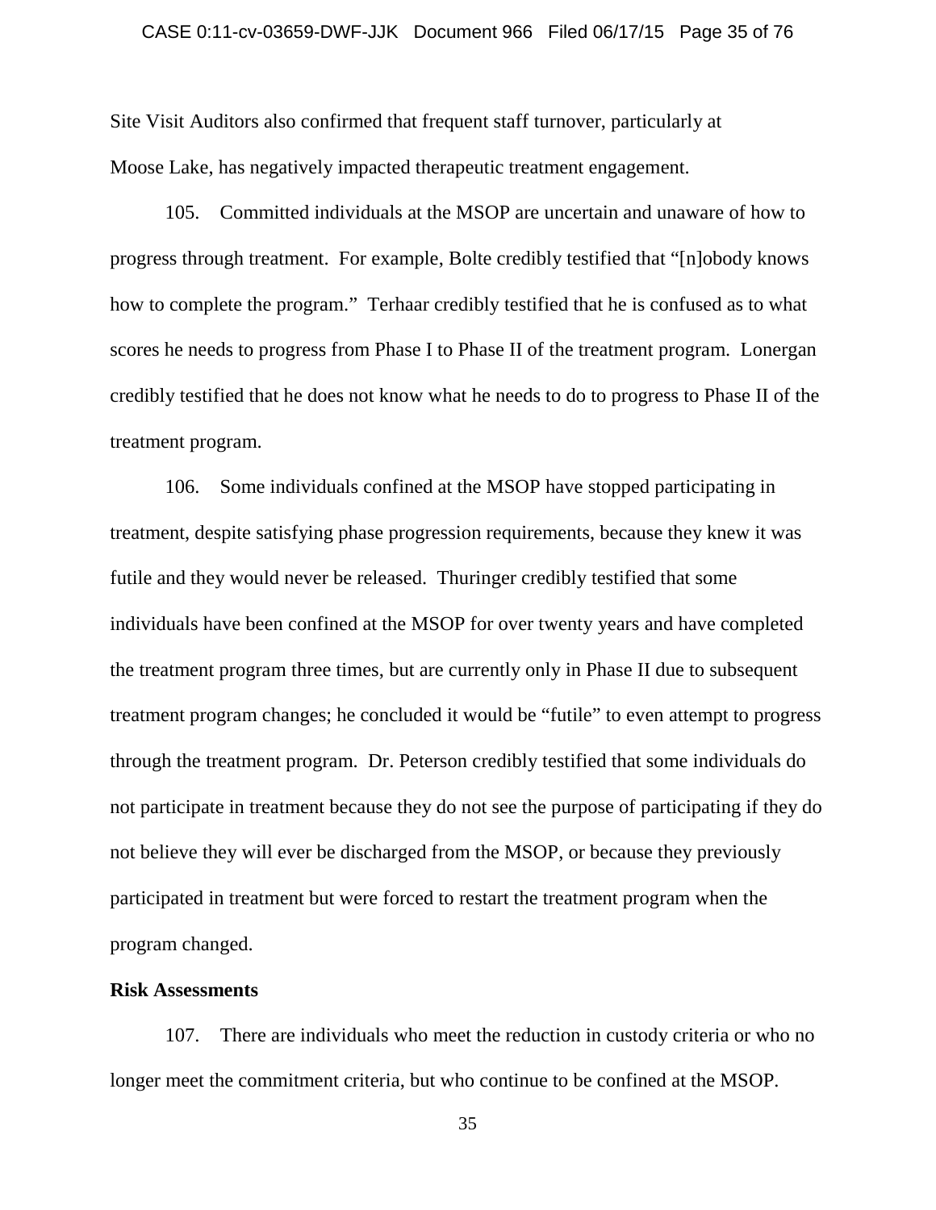Site Visit Auditors also confirmed that frequent staff turnover, particularly at Moose Lake, has negatively impacted therapeutic treatment engagement.

105. Committed individuals at the MSOP are uncertain and unaware of how to progress through treatment. For example, Bolte credibly testified that "[n]obody knows how to complete the program." Terhaar credibly testified that he is confused as to what scores he needs to progress from Phase I to Phase II of the treatment program. Lonergan credibly testified that he does not know what he needs to do to progress to Phase II of the treatment program.

106. Some individuals confined at the MSOP have stopped participating in treatment, despite satisfying phase progression requirements, because they knew it was futile and they would never be released. Thuringer credibly testified that some individuals have been confined at the MSOP for over twenty years and have completed the treatment program three times, but are currently only in Phase II due to subsequent treatment program changes; he concluded it would be "futile" to even attempt to progress through the treatment program. Dr. Peterson credibly testified that some individuals do not participate in treatment because they do not see the purpose of participating if they do not believe they will ever be discharged from the MSOP, or because they previously participated in treatment but were forced to restart the treatment program when the program changed.

**Risk Assessments**

107. There are individuals who meet the reduction in custody criteria or who no longer meet the commitment criteria, but who continue to be confined at the MSOP.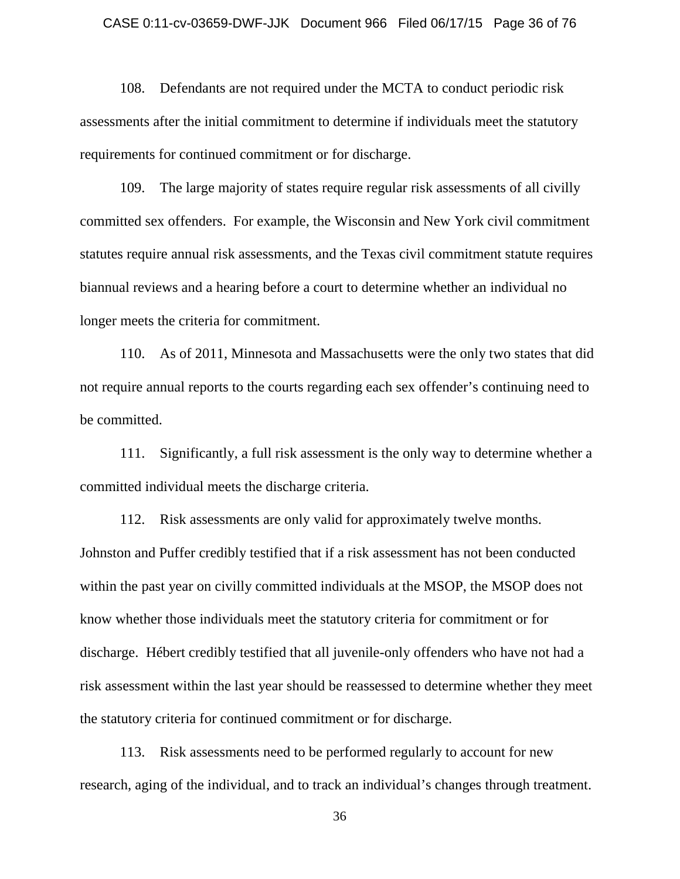108. Defendants are not required under the MCTA to conduct periodic risk assessments after the initial commitment to determine if individuals meet the statutory requirements for continued commitment or for discharge.

109. The large majority of states require regular risk assessments of all civilly committed sex offenders. For example, the Wisconsin and New York civil commitment statutes require annual risk assessments, and the Texas civil commitment statute requires biannual reviews and a hearing before a court to determine whether an individual no longer meets the criteria for commitment.

110. As of 2011, Minnesota and Massachusetts were the only two states that did not require annual reports to the courts regarding each sex offender's continuing need to be committed.

111. Significantly, a full risk assessment is the only way to determine whether a committed individual meets the discharge criteria.

112. Risk assessments are only valid for approximately twelve months. Johnston and Puffer credibly testified that if a risk assessment has not been conducted within the past year on civilly committed individuals at the MSOP, the MSOP does not know whether those individuals meet the statutory criteria for commitment or for discharge. Hébert credibly testified that all juvenile-only offenders who have not had a risk assessment within the last year should be reassessed to determine whether they meet the statutory criteria for continued commitment or for discharge.

113. Risk assessments need to be performed regularly to account for new research, aging of the individual, and to track an individual's changes through treatment.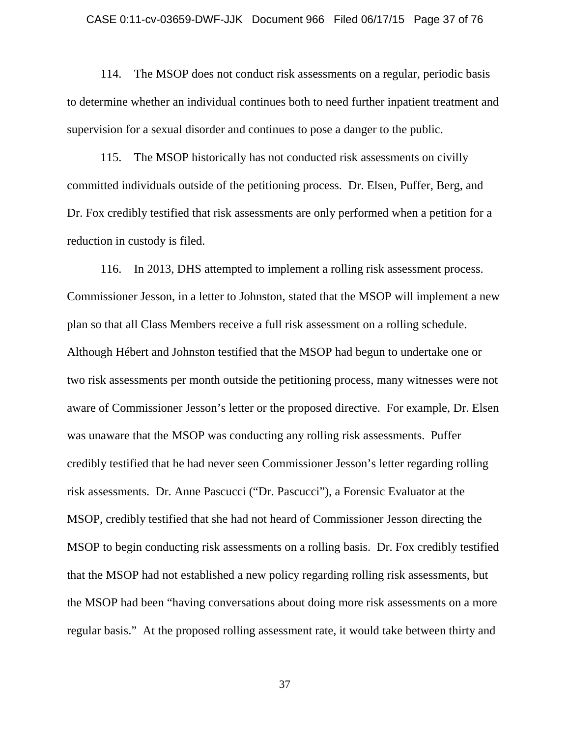114. The MSOP does not conduct risk assessments on a regular, periodic basis to determine whether an individual continues both to need further inpatient treatment and supervision for a sexual disorder and continues to pose a danger to the public.

115. The MSOP historically has not conducted risk assessments on civilly committed individuals outside of the petitioning process. Dr. Elsen, Puffer, Berg, and Dr. Fox credibly testified that risk assessments are only performed when a petition for a reduction in custody is filed.

116. In 2013, DHS attempted to implement a rolling risk assessment process. Commissioner Jesson, in a letter to Johnston, stated that the MSOP will implement a new plan so that all Class Members receive a full risk assessment on a rolling schedule. Although Hébert and Johnston testified that the MSOP had begun to undertake one or two risk assessments per month outside the petitioning process, many witnesses were not aware of Commissioner Jesson's letter or the proposed directive. For example, Dr. Elsen was unaware that the MSOP was conducting any rolling risk assessments. Puffer credibly testified that he had never seen Commissioner Jesson's letter regarding rolling risk assessments. Dr. Anne Pascucci ("Dr. Pascucci"), a Forensic Evaluator at the MSOP, credibly testified that she had not heard of Commissioner Jesson directing the MSOP to begin conducting risk assessments on a rolling basis. Dr. Fox credibly testified that the MSOP had not established a new policy regarding rolling risk assessments, but the MSOP had been "having conversations about doing more risk assessments on a more regular basis." At the proposed rolling assessment rate, it would take between thirty and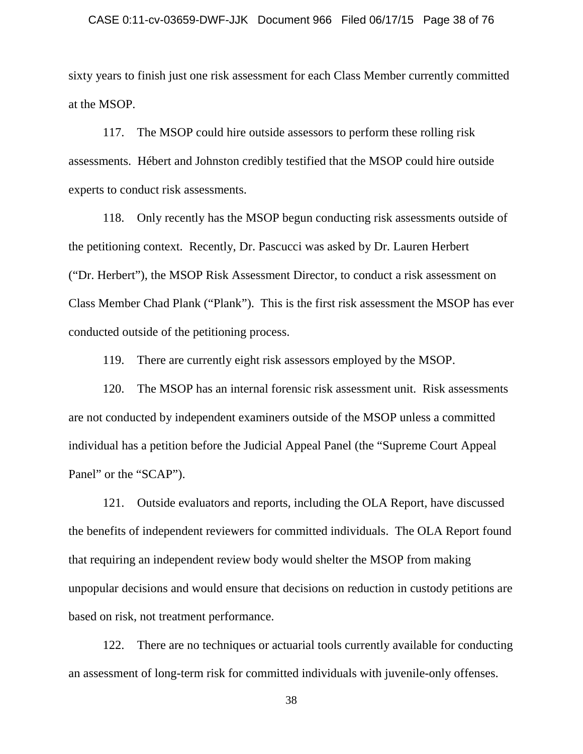sixty years to finish just one risk assessment for each Class Member currently committed at the MSOP.

117. The MSOP could hire outside assessors to perform these rolling risk assessments. Hébert and Johnston credibly testified that the MSOP could hire outside experts to conduct risk assessments.

118. Only recently has the MSOP begun conducting risk assessments outside of the petitioning context. Recently, Dr. Pascucci was asked by Dr. Lauren Herbert ("Dr. Herbert"), the MSOP Risk Assessment Director, to conduct a risk assessment on Class Member Chad Plank ("Plank"). This is the first risk assessment the MSOP has ever conducted outside of the petitioning process.

119. There are currently eight risk assessors employed by the MSOP.

120. The MSOP has an internal forensic risk assessment unit. Risk assessments are not conducted by independent examiners outside of the MSOP unless a committed individual has a petition before the Judicial Appeal Panel (the "Supreme Court Appeal Panel" or the "SCAP").

121. Outside evaluators and reports, including the OLA Report, have discussed the benefits of independent reviewers for committed individuals. The OLA Report found that requiring an independent review body would shelter the MSOP from making unpopular decisions and would ensure that decisions on reduction in custody petitions are based on risk, not treatment performance.

122. There are no techniques or actuarial tools currently available for conducting an assessment of long-term risk for committed individuals with juvenile-only offenses.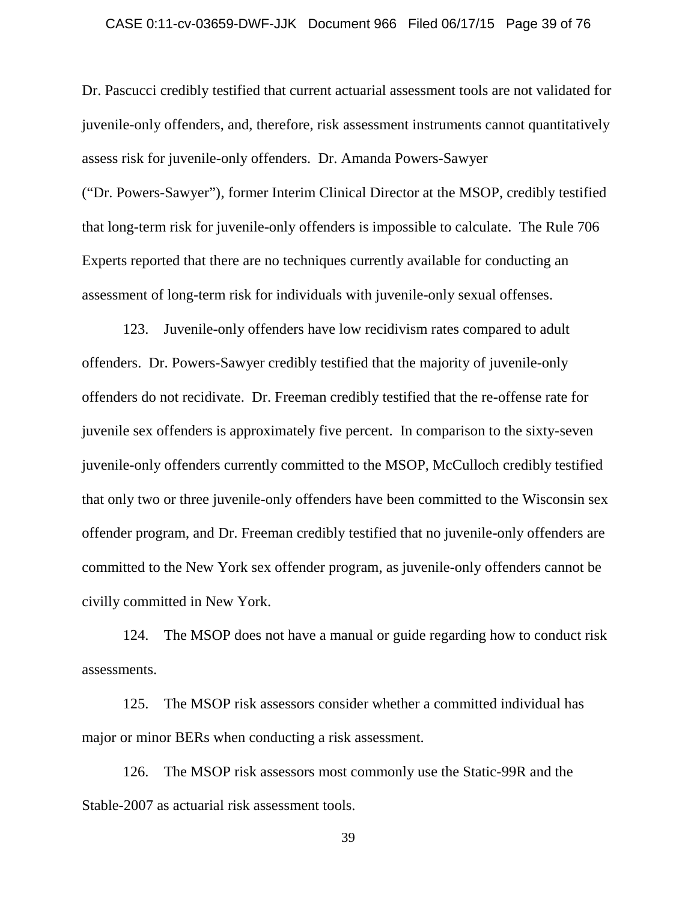Dr. Pascucci credibly testified that current actuarial assessment tools are not validated for juvenile-only offenders, and, therefore, risk assessment instruments cannot quantitatively assess risk for juvenile-only offenders. Dr. Amanda Powers-Sawyer ("Dr. Powers-Sawyer"), former Interim Clinical Director at the MSOP, credibly testified that long-term risk for juvenile-only offenders is impossible to calculate. The Rule 706 Experts reported that there are no techniques currently available for conducting an assessment of long-term risk for individuals with juvenile-only sexual offenses.

123. Juvenile-only offenders have low recidivism rates compared to adult offenders. Dr. Powers-Sawyer credibly testified that the majority of juvenile-only offenders do not recidivate. Dr. Freeman credibly testified that the re-offense rate for juvenile sex offenders is approximately five percent. In comparison to the sixty-seven juvenile-only offenders currently committed to the MSOP, McCulloch credibly testified that only two or three juvenile-only offenders have been committed to the Wisconsin sex offender program, and Dr. Freeman credibly testified that no juvenile-only offenders are committed to the New York sex offender program, as juvenile-only offenders cannot be civilly committed in New York.

124. The MSOP does not have a manual or guide regarding how to conduct risk assessments.

125. The MSOP risk assessors consider whether a committed individual has major or minor BERs when conducting a risk assessment.

126. The MSOP risk assessors most commonly use the Static-99R and the Stable-2007 as actuarial risk assessment tools.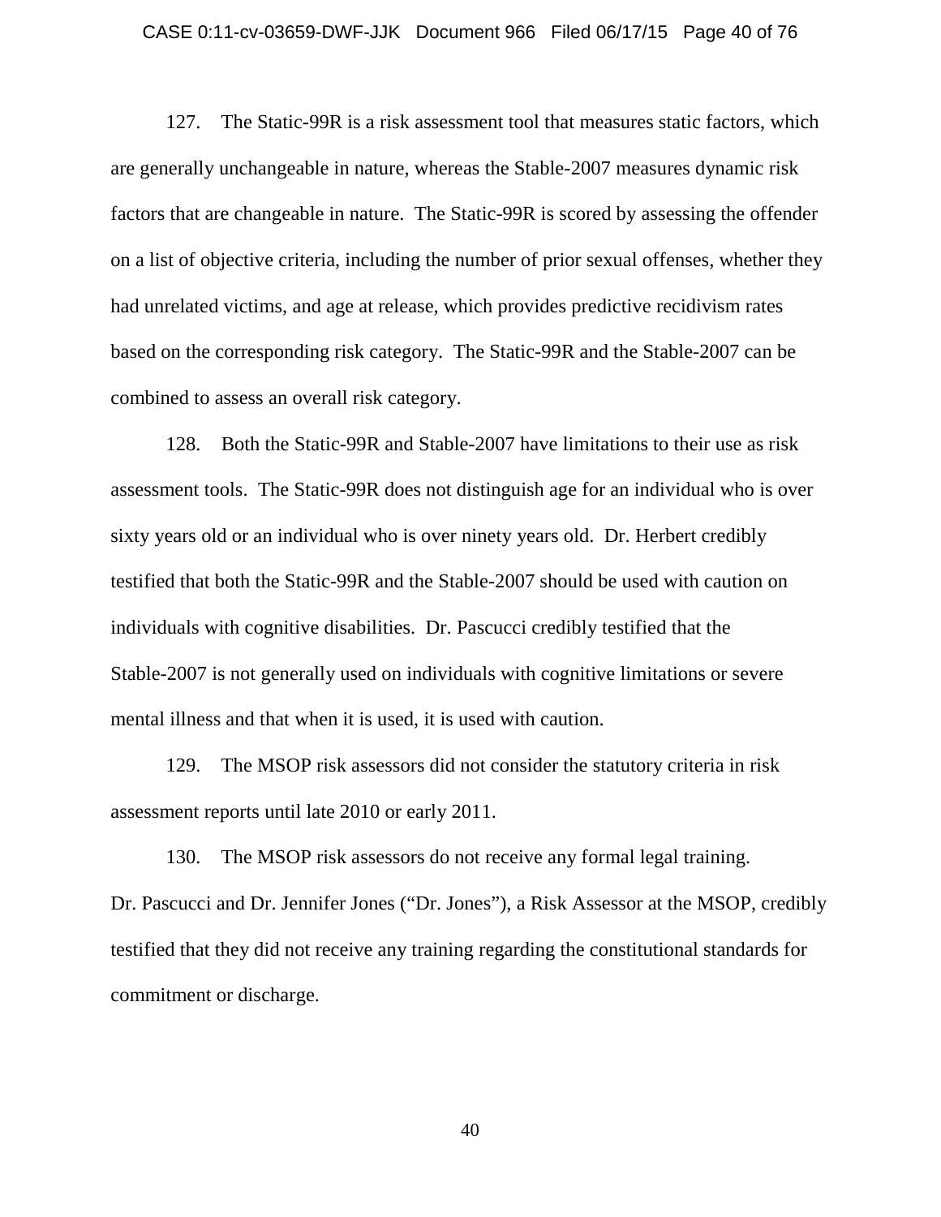127. The Static-99R is a risk assessment tool that measures static factors, which are generally unchangeable in nature, whereas the Stable-2007 measures dynamic risk factors that are changeable in nature. The Static-99R is scored by assessing the offender on a list of objective criteria, including the number of prior sexual offenses, whether they had unrelated victims, and age at release, which provides predictive recidivism rates based on the corresponding risk category. The Static-99R and the Stable-2007 can be combined to assess an overall risk category.

128. Both the Static-99R and Stable-2007 have limitations to their use as risk assessment tools. The Static-99R does not distinguish age for an individual who is over sixty years old or an individual who is over ninety years old. Dr. Herbert credibly testified that both the Static-99R and the Stable-2007 should be used with caution on individuals with cognitive disabilities. Dr. Pascucci credibly testified that the Stable-2007 is not generally used on individuals with cognitive limitations or severe mental illness and that when it is used, it is used with caution.

129. The MSOP risk assessors did not consider the statutory criteria in risk assessment reports until late 2010 or early 2011.

130. The MSOP risk assessors do not receive any formal legal training. Dr. Pascucci and Dr. Jennifer Jones ("Dr. Jones"), a Risk Assessor at the MSOP, credibly testified that they did not receive any training regarding the constitutional standards for commitment or discharge.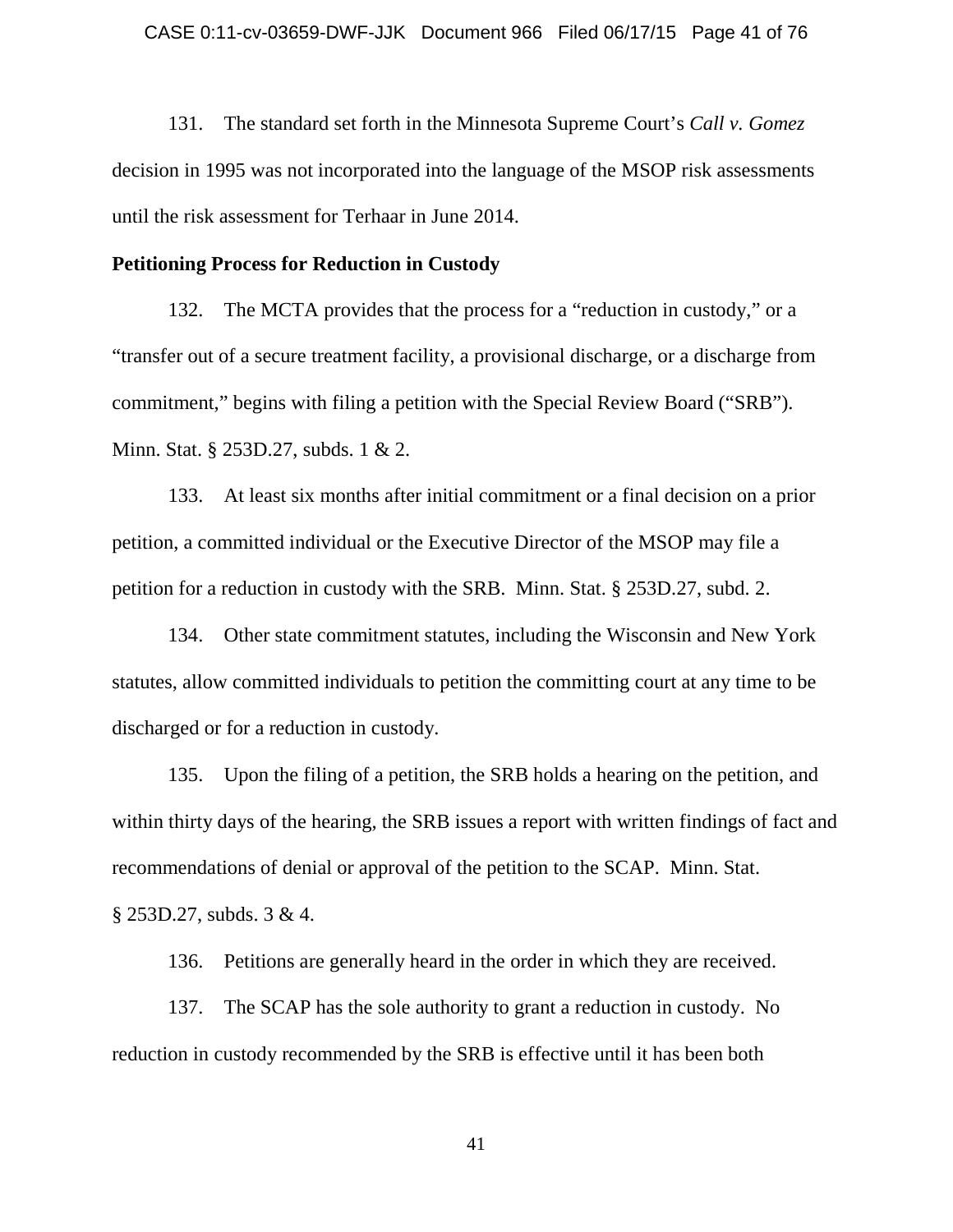131. The standard set forth in the Minnesota Supreme Court's *Call v. Gomez* decision in 1995 was not incorporated into the language of the MSOP risk assessments until the risk assessment for Terhaar in June 2014.

**Petitioning Process for Reduction in Custody**

132. The MCTA provides that the process for a "reduction in custody," or a "transfer out of a secure treatment facility, a provisional discharge, or a discharge from commitment," begins with filing a petition with the Special Review Board ("SRB"). Minn. Stat. § 253D.27, subds. 1 & 2.

133. At least six months after initial commitment or a final decision on a prior petition, a committed individual or the Executive Director of the MSOP may file a petition for a reduction in custody with the SRB. Minn. Stat. § 253D.27, subd. 2.

134. Other state commitment statutes, including the Wisconsin and New York statutes, allow committed individuals to petition the committing court at any time to be discharged or for a reduction in custody.

135. Upon the filing of a petition, the SRB holds a hearing on the petition, and within thirty days of the hearing, the SRB issues a report with written findings of fact and recommendations of denial or approval of the petition to the SCAP. Minn. Stat. § 253D.27, subds. 3 & 4.

136. Petitions are generally heard in the order in which they are received.

137. The SCAP has the sole authority to grant a reduction in custody. No reduction in custody recommended by the SRB is effective until it has been both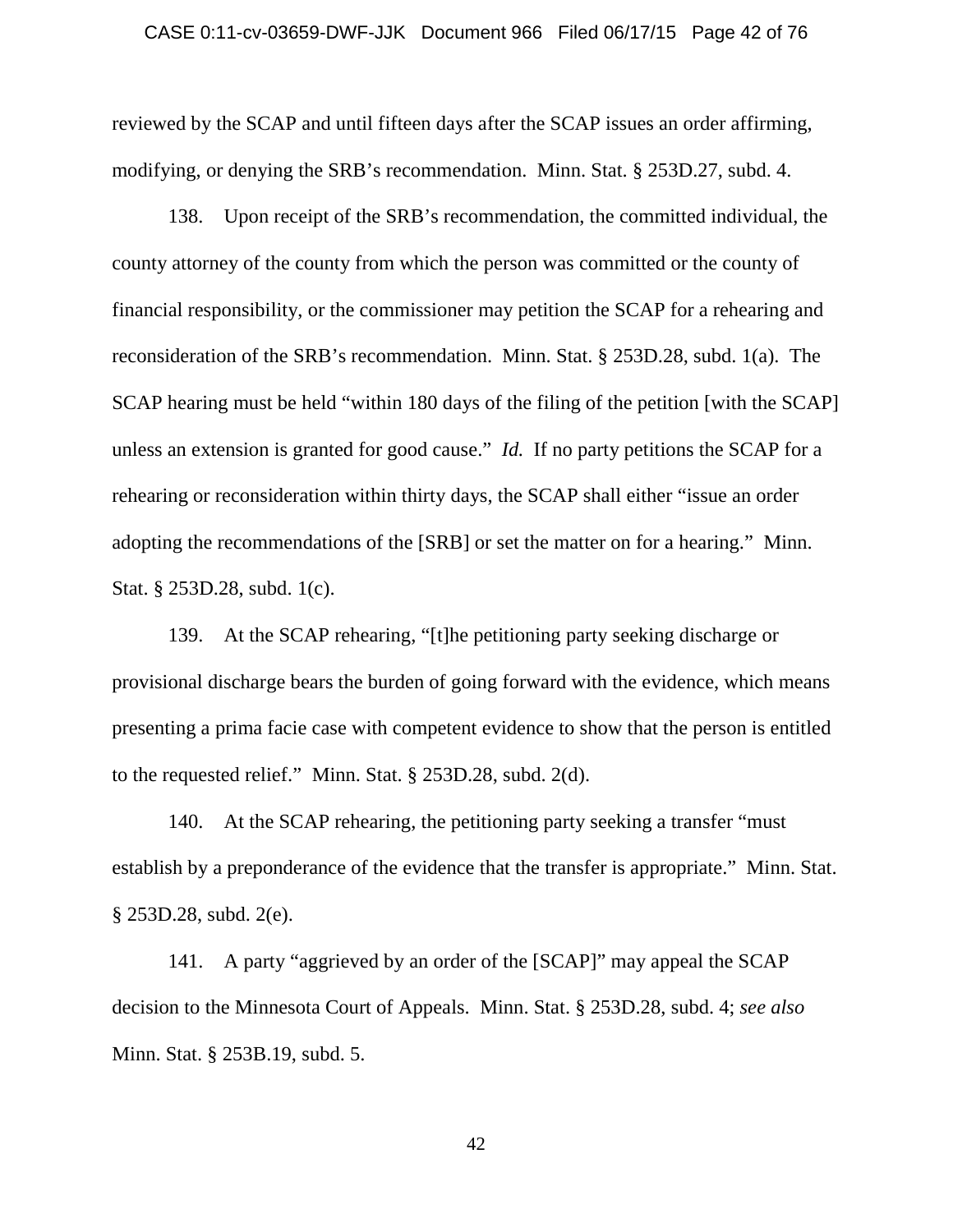reviewed by the SCAP and until fifteen days after the SCAP issues an order affirming, modifying, or denying the SRB's recommendation. Minn. Stat. § 253D.27, subd. 4.

138. Upon receipt of the SRB's recommendation, the committed individual, the county attorney of the county from which the person was committed or the county of financial responsibility, or the commissioner may petition the SCAP for a rehearing and reconsideration of the SRB's recommendation. Minn. Stat. § 253D.28, subd. 1(a). The SCAP hearing must be held "within 180 days of the filing of the petition [with the SCAP] unless an extension is granted for good cause." *Id.* If no party petitions the SCAP for a rehearing or reconsideration within thirty days, the SCAP shall either "issue an order adopting the recommendations of the [SRB] or set the matter on for a hearing." Minn. Stat. § 253D.28, subd. 1(c).

139. At the SCAP rehearing, "[t]he petitioning party seeking discharge or provisional discharge bears the burden of going forward with the evidence, which means presenting a prima facie case with competent evidence to show that the person is entitled to the requested relief." Minn. Stat. § 253D.28, subd. 2(d).

140. At the SCAP rehearing, the petitioning party seeking a transfer "must establish by a preponderance of the evidence that the transfer is appropriate." Minn. Stat. § 253D.28, subd. 2(e).

141. A party "aggrieved by an order of the [SCAP]" may appeal the SCAP decision to the Minnesota Court of Appeals. Minn. Stat. § 253D.28, subd. 4; *see also* Minn. Stat. § 253B.19, subd. 5.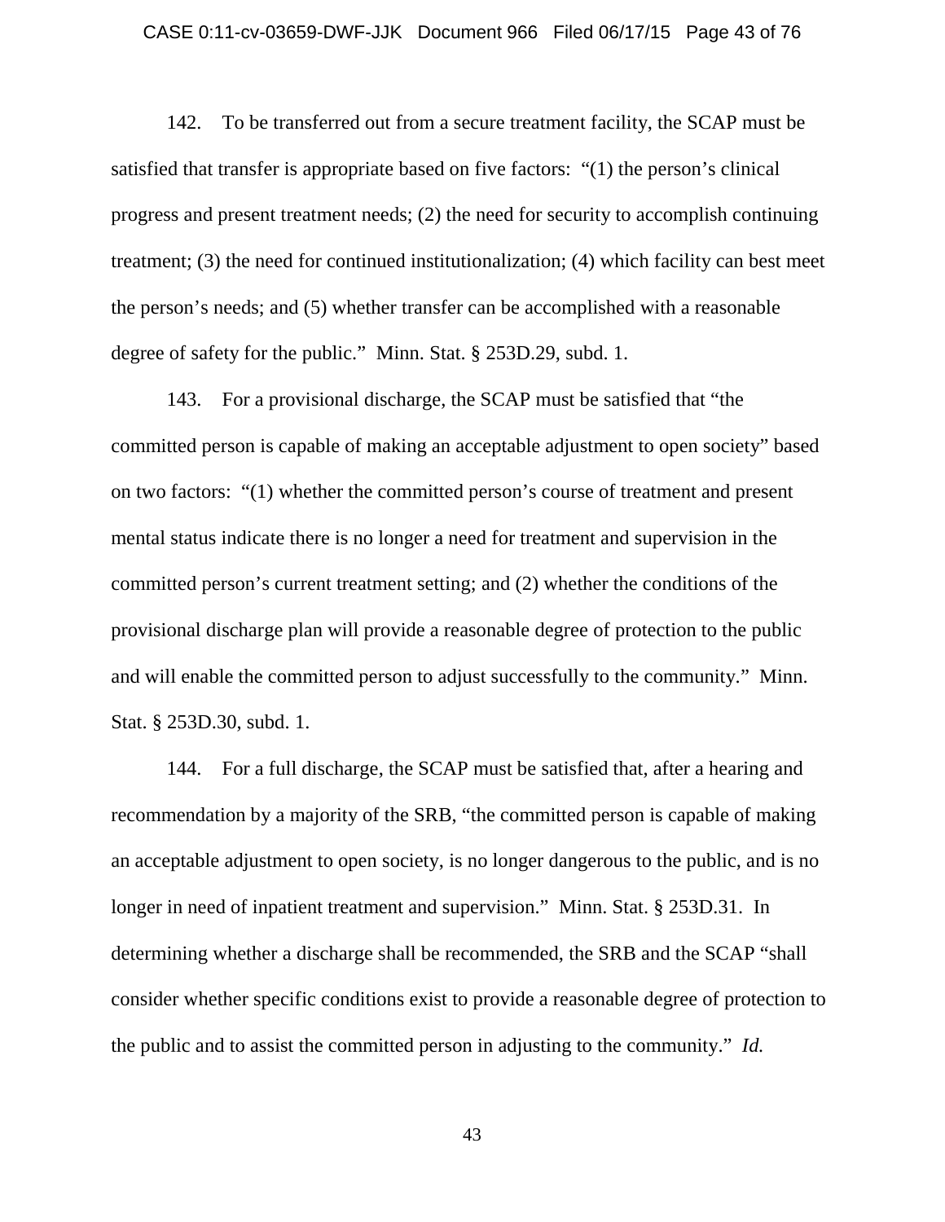142. To be transferred out from a secure treatment facility, the SCAP must be satisfied that transfer is appropriate based on five factors: "(1) the person's clinical progress and present treatment needs; (2) the need for security to accomplish continuing treatment; (3) the need for continued institutionalization; (4) which facility can best meet the person's needs; and (5) whether transfer can be accomplished with a reasonable degree of safety for the public." Minn. Stat. § 253D.29, subd. 1.

143. For a provisional discharge, the SCAP must be satisfied that "the committed person is capable of making an acceptable adjustment to open society" based on two factors: "(1) whether the committed person's course of treatment and present mental status indicate there is no longer a need for treatment and supervision in the committed person's current treatment setting; and (2) whether the conditions of the provisional discharge plan will provide a reasonable degree of protection to the public and will enable the committed person to adjust successfully to the community." Minn. Stat. § 253D.30, subd. 1.

144. For a full discharge, the SCAP must be satisfied that, after a hearing and recommendation by a majority of the SRB, "the committed person is capable of making an acceptable adjustment to open society, is no longer dangerous to the public, and is no longer in need of inpatient treatment and supervision." Minn. Stat. § 253D.31. In determining whether a discharge shall be recommended, the SRB and the SCAP "shall consider whether specific conditions exist to provide a reasonable degree of protection to the public and to assist the committed person in adjusting to the community." *Id.*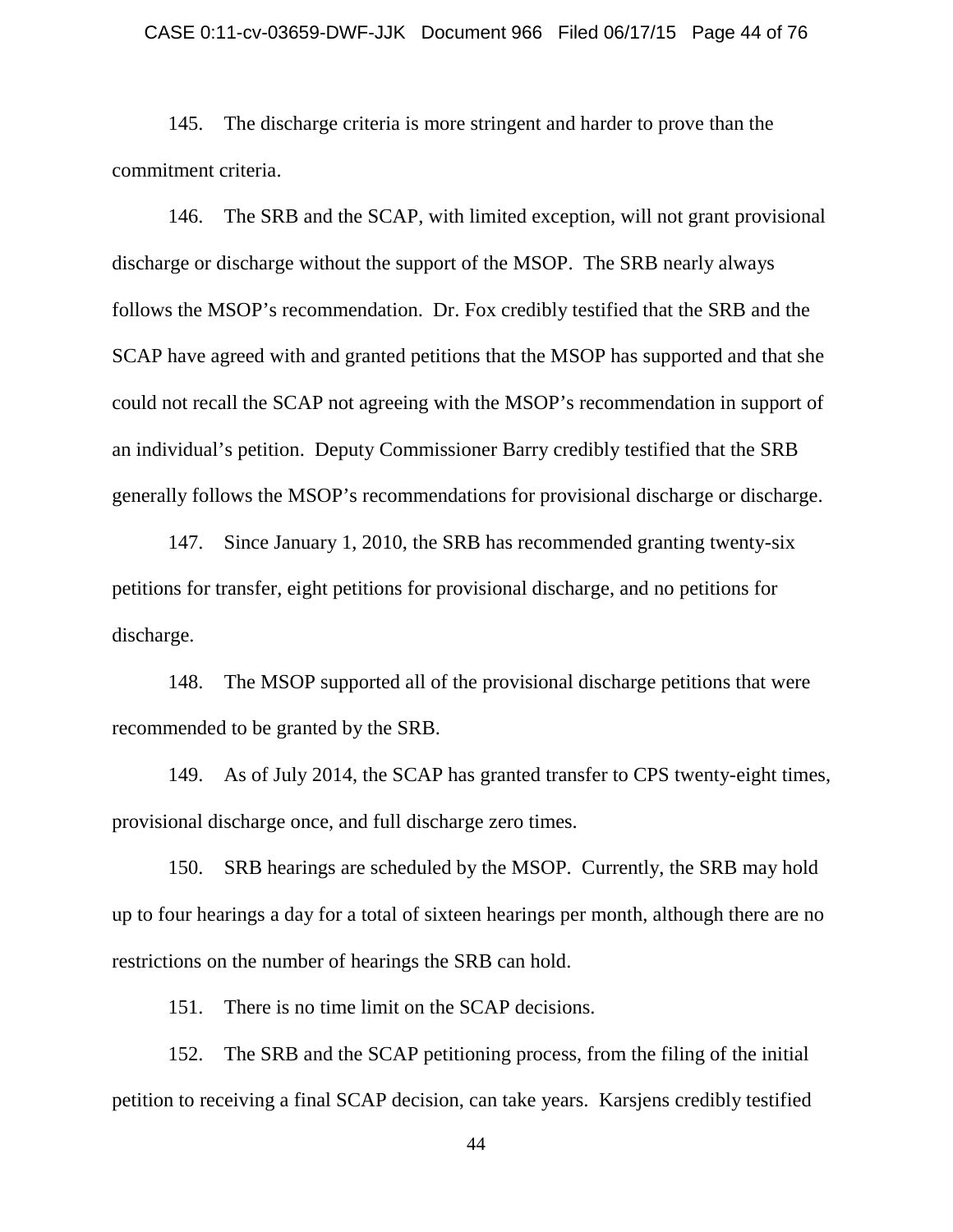145. The discharge criteria is more stringent and harder to prove than the commitment criteria.

146. The SRB and the SCAP, with limited exception, will not grant provisional discharge or discharge without the support of the MSOP. The SRB nearly always follows the MSOP's recommendation. Dr. Fox credibly testified that the SRB and the SCAP have agreed with and granted petitions that the MSOP has supported and that she could not recall the SCAP not agreeing with the MSOP's recommendation in support of an individual's petition. Deputy Commissioner Barry credibly testified that the SRB generally follows the MSOP's recommendations for provisional discharge or discharge.

147. Since January 1, 2010, the SRB has recommended granting twenty-six petitions for transfer, eight petitions for provisional discharge, and no petitions for discharge.

148. The MSOP supported all of the provisional discharge petitions that were recommended to be granted by the SRB.

149. As of July 2014, the SCAP has granted transfer to CPS twenty-eight times, provisional discharge once, and full discharge zero times.

150. SRB hearings are scheduled by the MSOP. Currently, the SRB may hold up to four hearings a day for a total of sixteen hearings per month, although there are no restrictions on the number of hearings the SRB can hold.

151. There is no time limit on the SCAP decisions.

152. The SRB and the SCAP petitioning process, from the filing of the initial petition to receiving a final SCAP decision, can take years. Karsjens credibly testified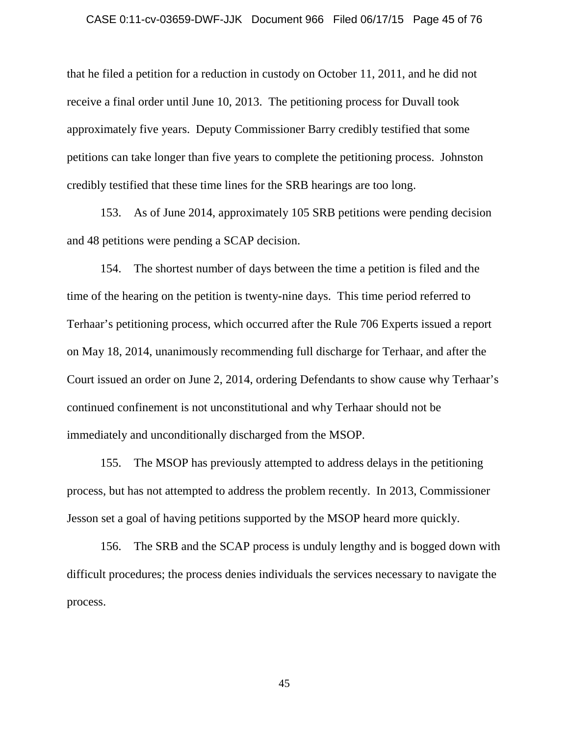that he filed a petition for a reduction in custody on October 11, 2011, and he did not receive a final order until June 10, 2013. The petitioning process for Duvall took approximately five years. Deputy Commissioner Barry credibly testified that some petitions can take longer than five years to complete the petitioning process. Johnston credibly testified that these time lines for the SRB hearings are too long.

153. As of June 2014, approximately 105 SRB petitions were pending decision and 48 petitions were pending a SCAP decision.

154. The shortest number of days between the time a petition is filed and the time of the hearing on the petition is twenty-nine days. This time period referred to Terhaar's petitioning process, which occurred after the Rule 706 Experts issued a report on May 18, 2014, unanimously recommending full discharge for Terhaar, and after the Court issued an order on June 2, 2014, ordering Defendants to show cause why Terhaar's continued confinement is not unconstitutional and why Terhaar should not be immediately and unconditionally discharged from the MSOP.

155. The MSOP has previously attempted to address delays in the petitioning process, but has not attempted to address the problem recently. In 2013, Commissioner Jesson set a goal of having petitions supported by the MSOP heard more quickly.

156. The SRB and the SCAP process is unduly lengthy and is bogged down with difficult procedures; the process denies individuals the services necessary to navigate the process.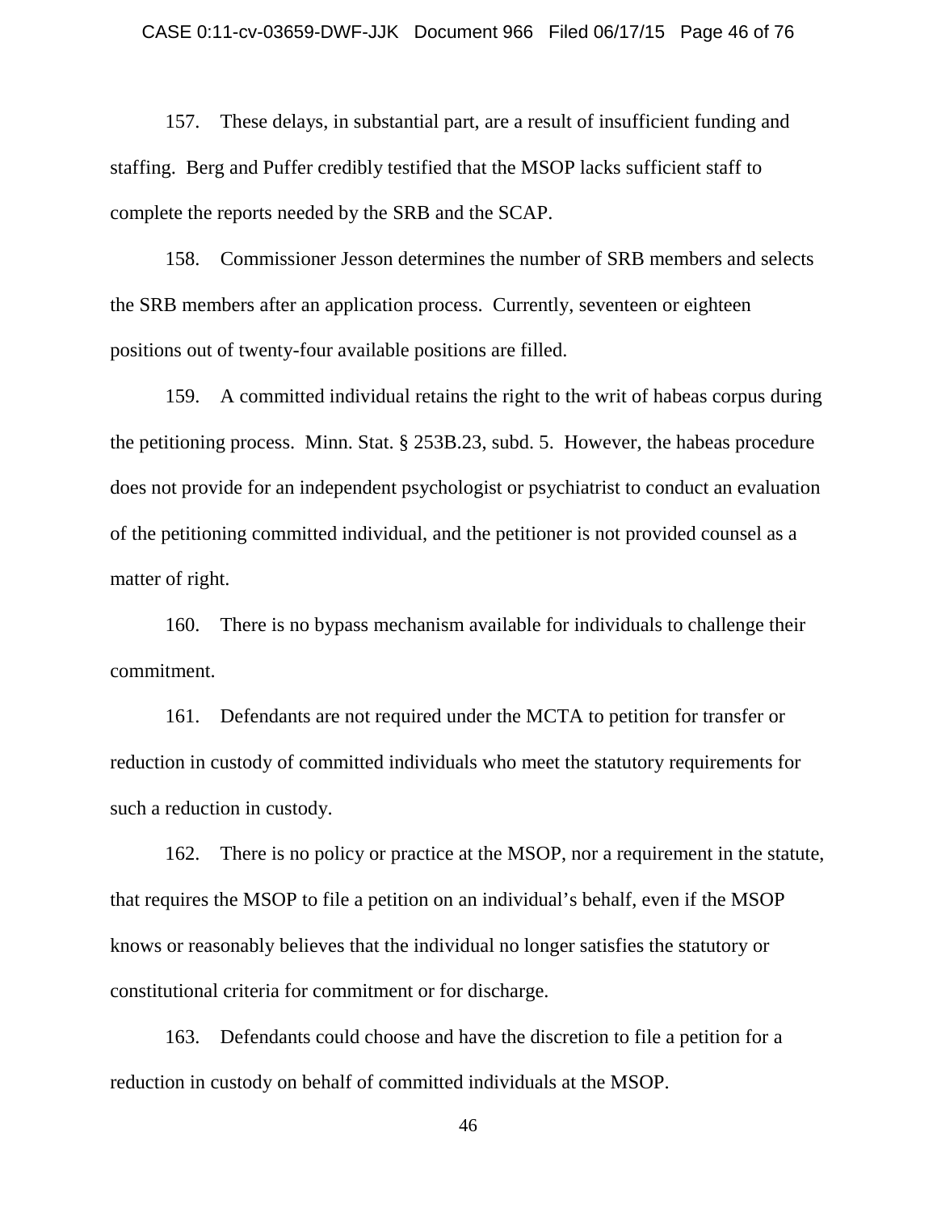157. These delays, in substantial part, are a result of insufficient funding and staffing. Berg and Puffer credibly testified that the MSOP lacks sufficient staff to complete the reports needed by the SRB and the SCAP.

158. Commissioner Jesson determines the number of SRB members and selects the SRB members after an application process. Currently, seventeen or eighteen positions out of twenty-four available positions are filled.

159. A committed individual retains the right to the writ of habeas corpus during the petitioning process. Minn. Stat. § 253B.23, subd. 5. However, the habeas procedure does not provide for an independent psychologist or psychiatrist to conduct an evaluation of the petitioning committed individual, and the petitioner is not provided counsel as a matter of right.

160. There is no bypass mechanism available for individuals to challenge their commitment.

161. Defendants are not required under the MCTA to petition for transfer or reduction in custody of committed individuals who meet the statutory requirements for such a reduction in custody.

162. There is no policy or practice at the MSOP, nor a requirement in the statute, that requires the MSOP to file a petition on an individual's behalf, even if the MSOP knows or reasonably believes that the individual no longer satisfies the statutory or constitutional criteria for commitment or for discharge.

163. Defendants could choose and have the discretion to file a petition for a reduction in custody on behalf of committed individuals at the MSOP.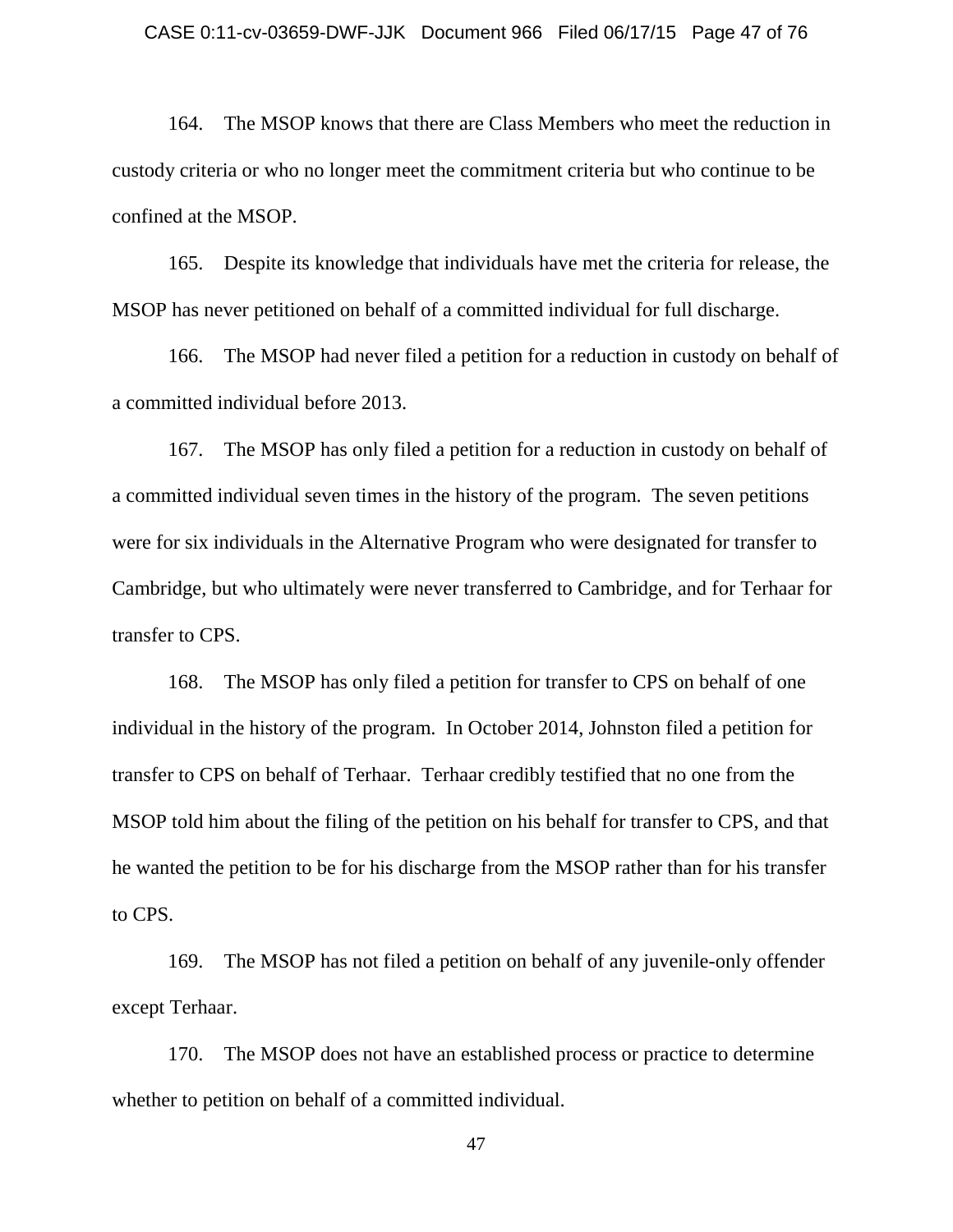164. The MSOP knows that there are Class Members who meet the reduction in custody criteria or who no longer meet the commitment criteria but who continue to be confined at the MSOP.

165. Despite its knowledge that individuals have met the criteria for release, the MSOP has never petitioned on behalf of a committed individual for full discharge.

166. The MSOP had never filed a petition for a reduction in custody on behalf of a committed individual before 2013.

167. The MSOP has only filed a petition for a reduction in custody on behalf of a committed individual seven times in the history of the program. The seven petitions were for six individuals in the Alternative Program who were designated for transfer to Cambridge, but who ultimately were never transferred to Cambridge, and for Terhaar for transfer to CPS.

168. The MSOP has only filed a petition for transfer to CPS on behalf of one individual in the history of the program. In October 2014, Johnston filed a petition for transfer to CPS on behalf of Terhaar. Terhaar credibly testified that no one from the MSOP told him about the filing of the petition on his behalf for transfer to CPS, and that he wanted the petition to be for his discharge from the MSOP rather than for his transfer to CPS.

169. The MSOP has not filed a petition on behalf of any juvenile-only offender except Terhaar.

170. The MSOP does not have an established process or practice to determine whether to petition on behalf of a committed individual.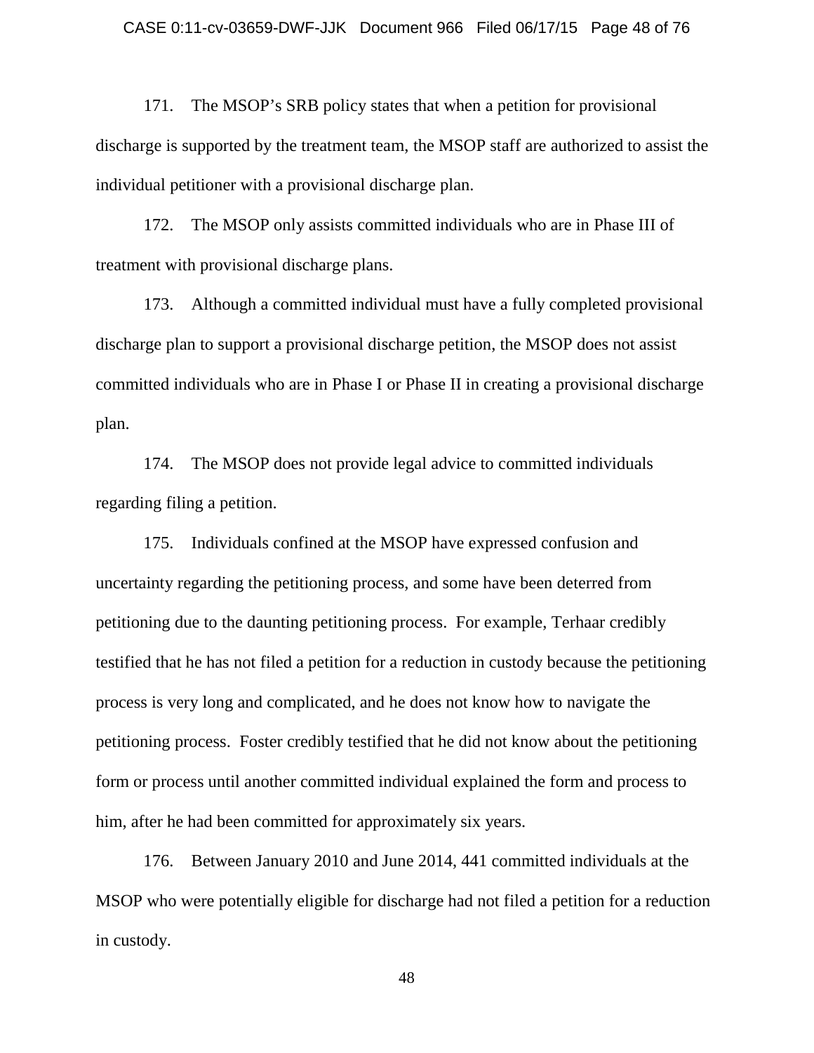171. The MSOP's SRB policy states that when a petition for provisional discharge is supported by the treatment team, the MSOP staff are authorized to assist the individual petitioner with a provisional discharge plan.

172. The MSOP only assists committed individuals who are in Phase III of treatment with provisional discharge plans.

173. Although a committed individual must have a fully completed provisional discharge plan to support a provisional discharge petition, the MSOP does not assist committed individuals who are in Phase I or Phase II in creating a provisional discharge plan.

174. The MSOP does not provide legal advice to committed individuals regarding filing a petition.

175. Individuals confined at the MSOP have expressed confusion and uncertainty regarding the petitioning process, and some have been deterred from petitioning due to the daunting petitioning process. For example, Terhaar credibly testified that he has not filed a petition for a reduction in custody because the petitioning process is very long and complicated, and he does not know how to navigate the petitioning process. Foster credibly testified that he did not know about the petitioning form or process until another committed individual explained the form and process to him, after he had been committed for approximately six years.

176. Between January 2010 and June 2014, 441 committed individuals at the MSOP who were potentially eligible for discharge had not filed a petition for a reduction in custody.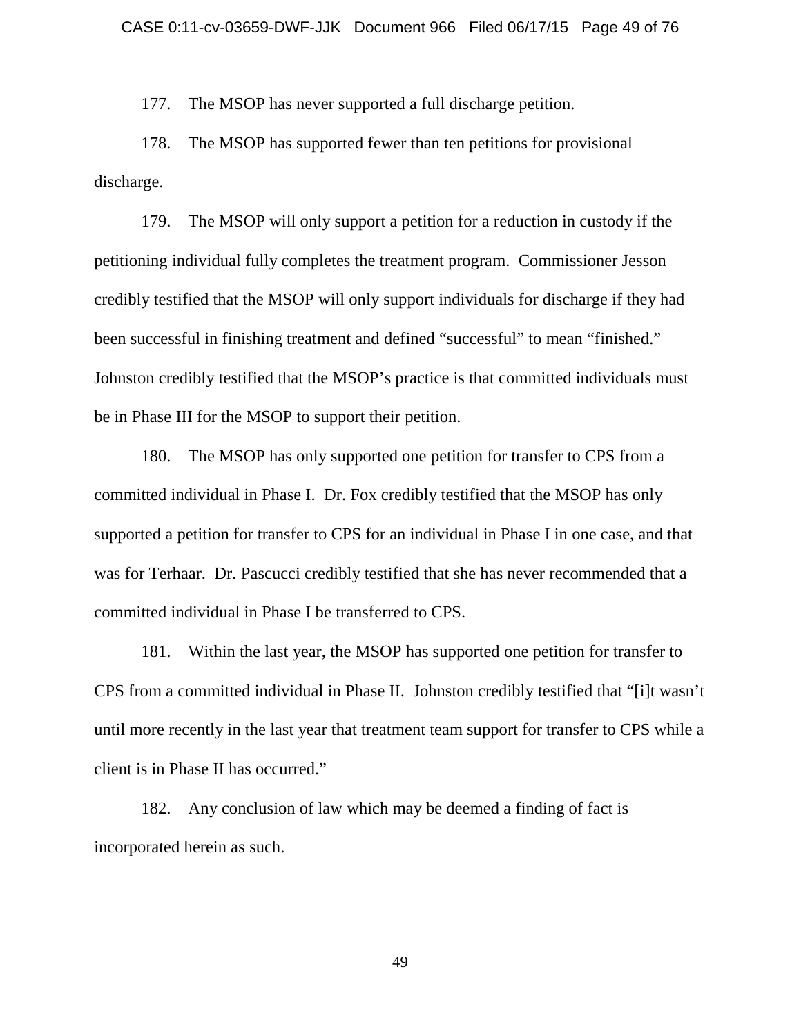177. The MSOP has never supported a full discharge petition.

178. The MSOP has supported fewer than ten petitions for provisional discharge.

179. The MSOP will only support a petition for a reduction in custody if the petitioning individual fully completes the treatment program. Commissioner Jesson credibly testified that the MSOP will only support individuals for discharge if they had been successful in finishing treatment and defined "successful" to mean "finished." Johnston credibly testified that the MSOP's practice is that committed individuals must be in Phase III for the MSOP to support their petition.

180. The MSOP has only supported one petition for transfer to CPS from a committed individual in Phase I. Dr. Fox credibly testified that the MSOP has only supported a petition for transfer to CPS for an individual in Phase I in one case, and that was for Terhaar. Dr. Pascucci credibly testified that she has never recommended that a committed individual in Phase I be transferred to CPS.

181. Within the last year, the MSOP has supported one petition for transfer to CPS from a committed individual in Phase II. Johnston credibly testified that "[i]t wasn't until more recently in the last year that treatment team support for transfer to CPS while a client is in Phase II has occurred."

182. Any conclusion of law which may be deemed a finding of fact is incorporated herein as such.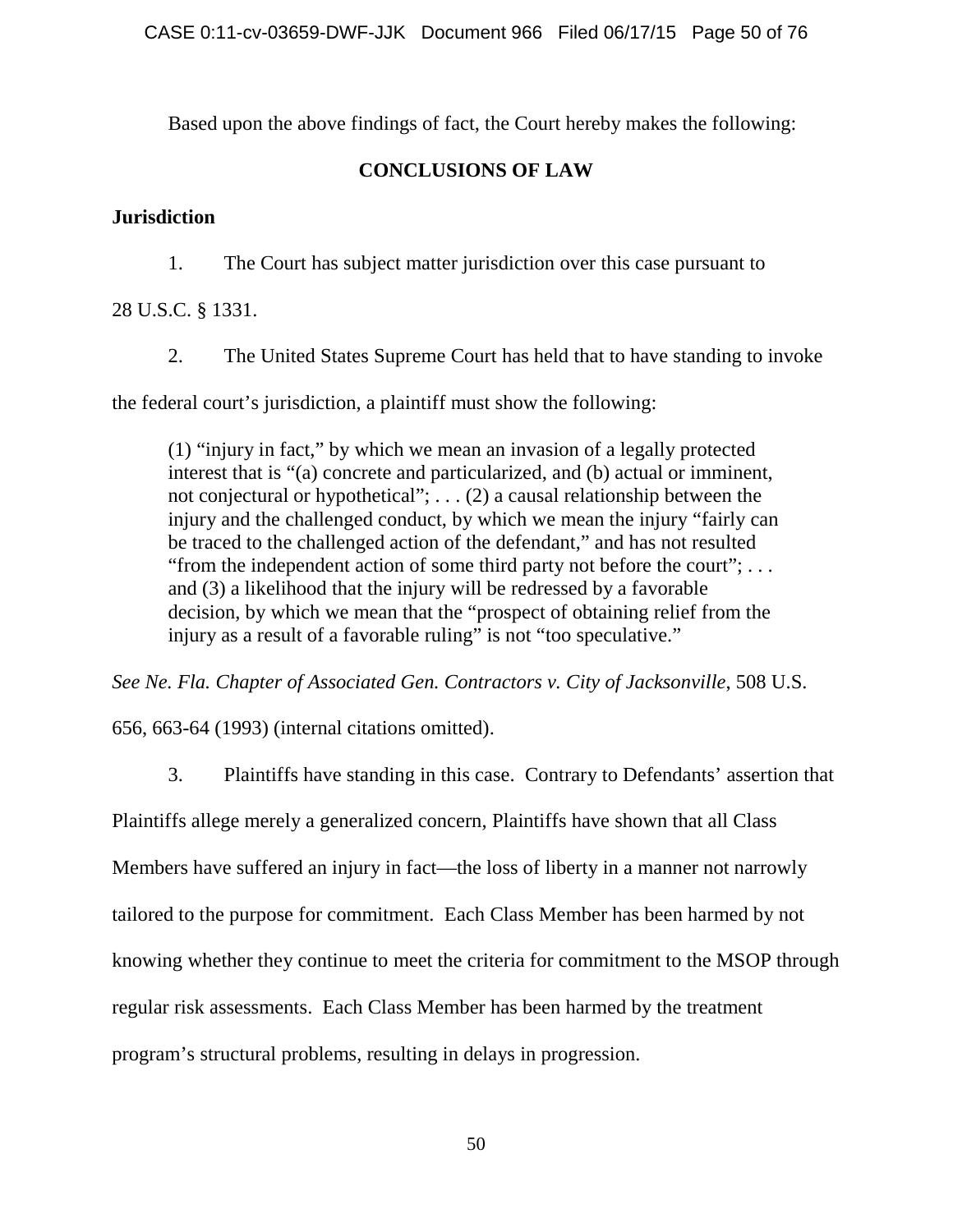Based upon the above findings of fact, the Court hereby makes the following:

## CONCLUSIONS OF LAW

### Jurisdiction

1. The Court has subject matter jurisdiction over this case pursuant to 28 U.S.C. § 1331.

2. The United States Supreme Court has held that to have standing to invoke the federal court's jurisdiction, a plaintiff must show the following:

> (1) "injury in fact," by which we mean an invasion of a legally protected interest that is "(a) concrete and particularized, and (b) actual or imminent, not conjectural or hypothetical"; . . . (2) a causal relationship between the injury and the challenged conduct, by which we mean the injury "fairly can be traced to the challenged action of the defendant," and has not resulted "from the independent action of some third party not before the court"; . . . and (3) a likelihood that the injury will be redressed by a favorable decision, by which we mean that the "prospect of obtaining relief from the injury as a result of a favorable ruling" is not "too speculative."

*See Ne. Fla. Chapter of Associated Gen. Contractors v. City of Jacksonville*, 508 U.S. 656, 663-64 (1993) (internal citations omitted).

3. Plaintiffs have standing in this case. Contrary to Defendants' assertion that Plaintiffs allege merely a generalized concern, Plaintiffs have shown that all Class Members have suffered an injury in fact—the loss of liberty in a manner not narrowly tailored to the purpose for commitment. Each Class Member has been harmed by not knowing whether they continue to meet the criteria for commitment to the MSOP through regular risk assessments. Each Class Member has been harmed by the treatment program's structural problems, resulting in delays in progression.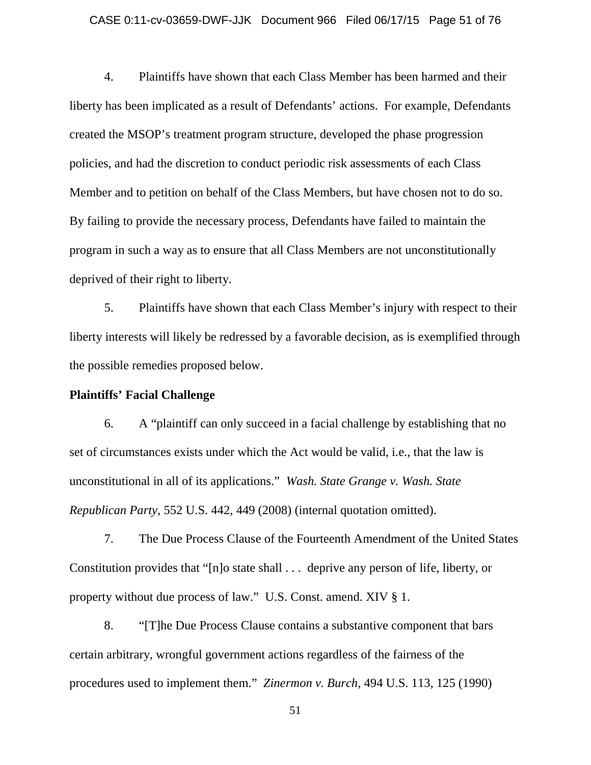4. Plaintiffs have shown that each Class Member has been harmed and their liberty has been implicated as a result of Defendants' actions. For example, Defendants created the MSOP's treatment program structure, developed the phase progression policies, and had the discretion to conduct periodic risk assessments of each Class Member and to petition on behalf of the Class Members, but have chosen not to do so. By failing to provide the necessary process, Defendants have failed to maintain the program in such a way as to ensure that all Class Members are not unconstitutionally deprived of their right to liberty.

5. Plaintiffs have shown that each Class Member's injury with respect to their liberty interests will likely be redressed by a favorable decision, as is exemplified through the possible remedies proposed below.

**Plaintiffs' Facial Challenge**

6. A "plaintiff can only succeed in a facial challenge by establishing that no set of circumstances exists under which the Act would be valid, i.e., that the law is unconstitutional in all of its applications." *Wash. State Grange v. Wash. State Republican Party*, 552 U.S. 442, 449 (2008) (internal quotation omitted).

7. The Due Process Clause of the Fourteenth Amendment of the United States Constitution provides that "[n]o state shall . . . deprive any person of life, liberty, or property without due process of law." U.S. Const. amend. XIV § 1.

8. "[T]he Due Process Clause contains a substantive component that bars certain arbitrary, wrongful government actions regardless of the fairness of the procedures used to implement them." *Zinermon v. Burch*, 494 U.S. 113, 125 (1990)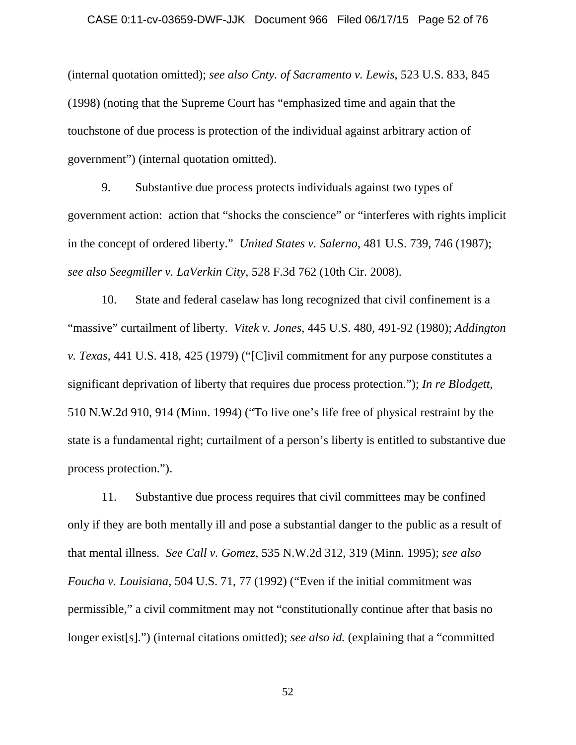(internal quotation omitted); *see also Cnty. of Sacramento v. Lewis*, 523 U.S. 833, 845 (1998) (noting that the Supreme Court has "emphasized time and again that the touchstone of due process is protection of the individual against arbitrary action of government") (internal quotation omitted).

9. Substantive due process protects individuals against two types of government action: action that "shocks the conscience" or "interferes with rights implicit in the concept of ordered liberty." *United States v. Salerno*, 481 U.S. 739, 746 (1987); *see also Seegmiller v. LaVerkin City*, 528 F.3d 762 (10th Cir. 2008).

10. State and federal caselaw has long recognized that civil confinement is a "massive" curtailment of liberty. *Vitek v. Jones*, 445 U.S. 480, 491-92 (1980); *Addington v. Texas*, 441 U.S. 418, 425 (1979) ("[C]ivil commitment for any purpose constitutes a significant deprivation of liberty that requires due process protection."); *In re Blodgett*, 510 N.W.2d 910, 914 (Minn. 1994) ("To live one's life free of physical restraint by the state is a fundamental right; curtailment of a person's liberty is entitled to substantive due process protection.").

11. Substantive due process requires that civil committees may be confined only if they are both mentally ill and pose a substantial danger to the public as a result of that mental illness. *See Call v. Gomez*, 535 N.W.2d 312, 319 (Minn. 1995); *see also Foucha v. Louisiana*, 504 U.S. 71, 77 (1992) ("Even if the initial commitment was permissible," a civil commitment may not "constitutionally continue after that basis no longer exist[s].") (internal citations omitted); *see also id.* (explaining that a "committed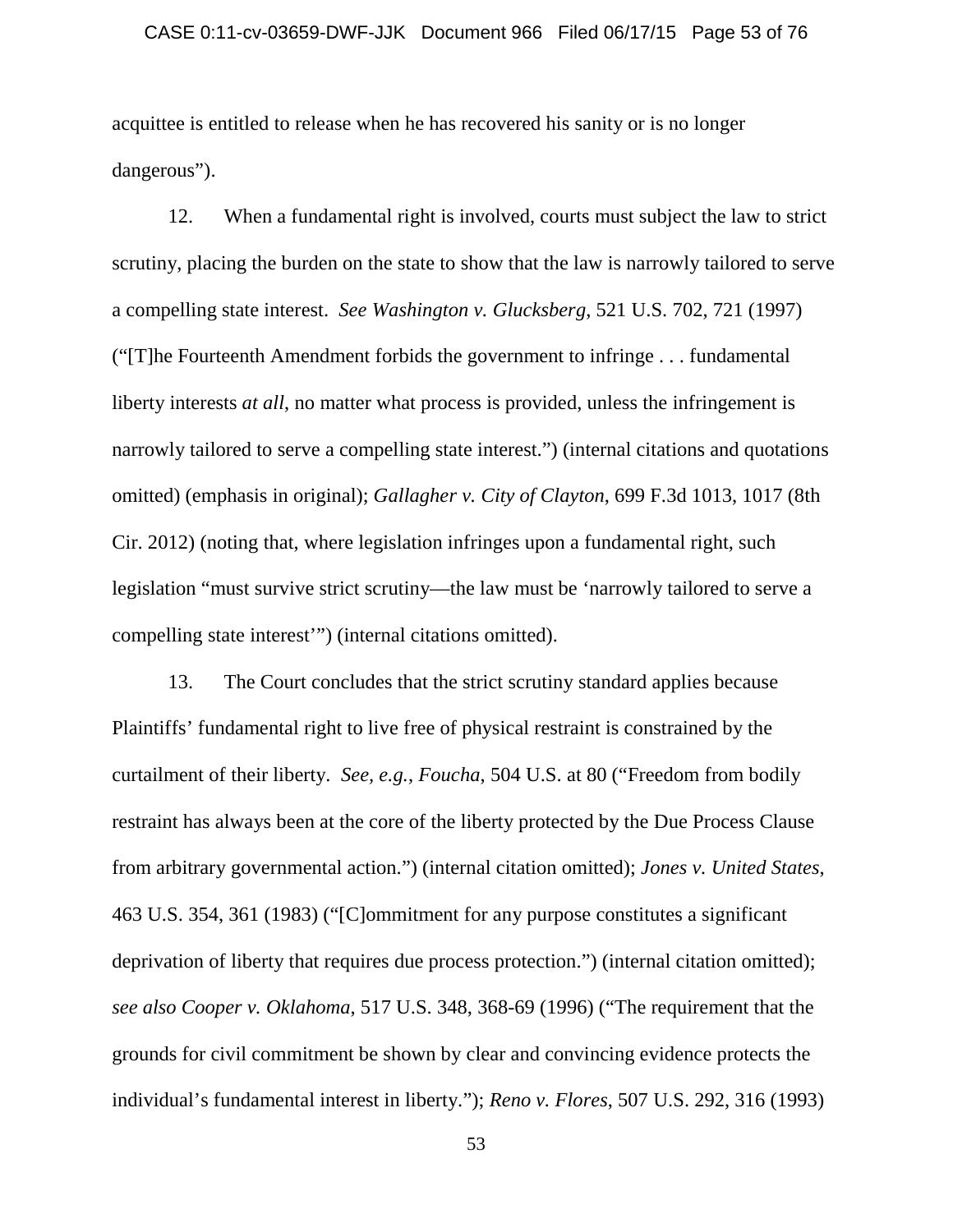acquittee is entitled to release when he has recovered his sanity or is no longer dangerous").

12. When a fundamental right is involved, courts must subject the law to strict scrutiny, placing the burden on the state to show that the law is narrowly tailored to serve a compelling state interest. *See Washington v. Glucksberg*, 521 U.S. 702, 721 (1997) ("[T]he Fourteenth Amendment forbids the government to infringe . . . fundamental liberty interests *at all*, no matter what process is provided, unless the infringement is narrowly tailored to serve a compelling state interest.") (internal citations and quotations omitted) (emphasis in original); *Gallagher v. City of Clayton*, 699 F.3d 1013, 1017 (8th Cir. 2012) (noting that, where legislation infringes upon a fundamental right, such legislation "must survive strict scrutiny—the law must be 'narrowly tailored to serve a compelling state interest'") (internal citations omitted).

13. The Court concludes that the strict scrutiny standard applies because Plaintiffs' fundamental right to live free of physical restraint is constrained by the curtailment of their liberty. *See, e.g.*, *Foucha*, 504 U.S. at 80 ("Freedom from bodily restraint has always been at the core of the liberty protected by the Due Process Clause from arbitrary governmental action.") (internal citation omitted); *Jones v. United States*, 463 U.S. 354, 361 (1983) ("[C]ommitment for any purpose constitutes a significant deprivation of liberty that requires due process protection.") (internal citation omitted); *see also Cooper v. Oklahoma*, 517 U.S. 348, 368-69 (1996) ("The requirement that the grounds for civil commitment be shown by clear and convincing evidence protects the individual's fundamental interest in liberty."); *Reno v. Flores*, 507 U.S. 292, 316 (1993)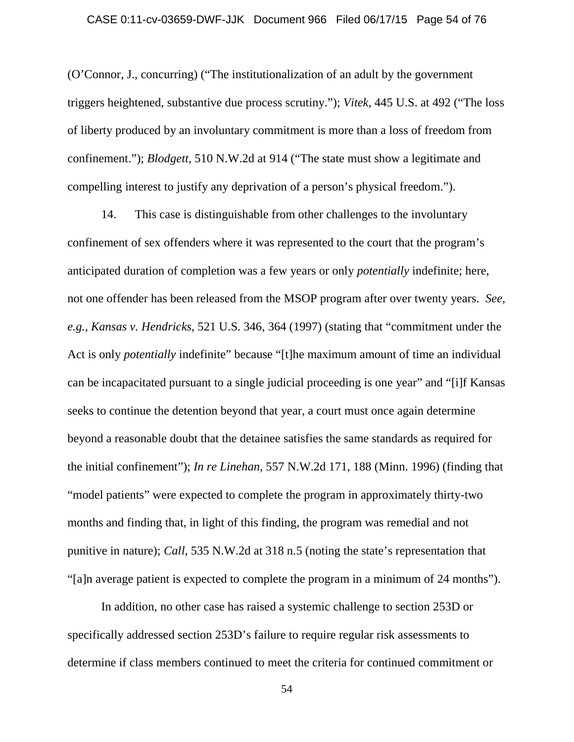(O'Connor, J., concurring) ("The institutionalization of an adult by the government triggers heightened, substantive due process scrutiny."); *Vitek*, 445 U.S. at 492 ("The loss of liberty produced by an involuntary commitment is more than a loss of freedom from confinement."); *Blodgett*, 510 N.W.2d at 914 ("The state must show a legitimate and compelling interest to justify any deprivation of a person's physical freedom.").

14. This case is distinguishable from other challenges to the involuntary confinement of sex offenders where it was represented to the court that the program's anticipated duration of completion was a few years or only *potentially* indefinite; here, not one offender has been released from the MSOP program after over twenty years. *See, e.g.*, *Kansas v. Hendricks*, 521 U.S. 346, 364 (1997) (stating that "commitment under the Act is only *potentially* indefinite" because "[t]he maximum amount of time an individual can be incapacitated pursuant to a single judicial proceeding is one year" and "[i]f Kansas seeks to continue the detention beyond that year, a court must once again determine beyond a reasonable doubt that the detainee satisfies the same standards as required for the initial confinement"); *In re Linehan*, 557 N.W.2d 171, 188 (Minn. 1996) (finding that "model patients" were expected to complete the program in approximately thirty-two months and finding that, in light of this finding, the program was remedial and not punitive in nature); *Call*, 535 N.W.2d at 318 n.5 (noting the state's representation that "[a]n average patient is expected to complete the program in a minimum of 24 months").

In addition, no other case has raised a systemic challenge to section 253D or specifically addressed section 253D's failure to require regular risk assessments to determine if class members continued to meet the criteria for continued commitment or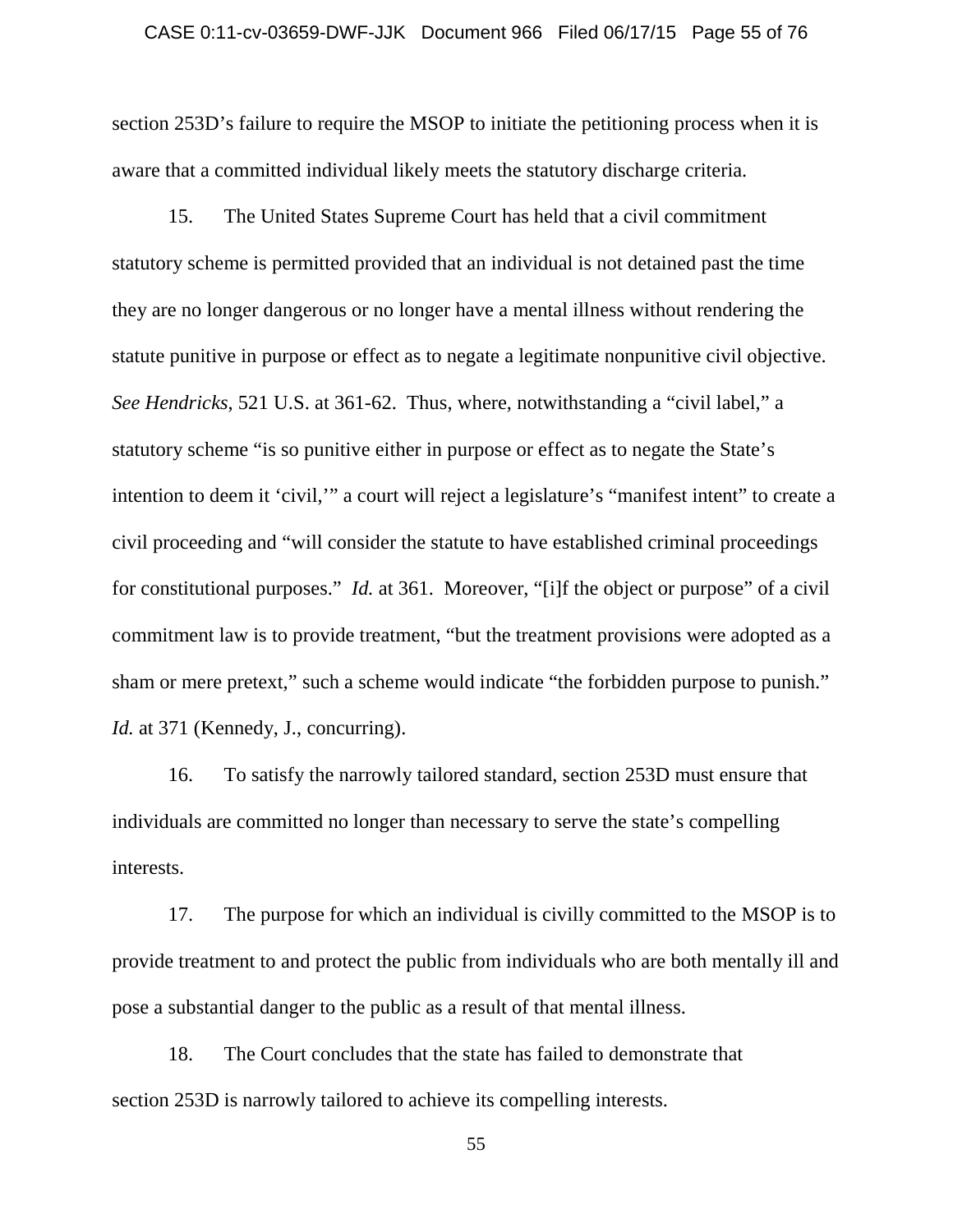section 253D's failure to require the MSOP to initiate the petitioning process when it is aware that a committed individual likely meets the statutory discharge criteria.

15. The United States Supreme Court has held that a civil commitment statutory scheme is permitted provided that an individual is not detained past the time they are no longer dangerous or no longer have a mental illness without rendering the statute punitive in purpose or effect as to negate a legitimate nonpunitive civil objective. *See Hendricks*, 521 U.S. at 361-62. Thus, where, notwithstanding a "civil label," a statutory scheme "is so punitive either in purpose or effect as to negate the State's intention to deem it 'civil,'" a court will reject a legislature's "manifest intent" to create a civil proceeding and "will consider the statute to have established criminal proceedings for constitutional purposes." *Id.* at 361. Moreover, "[i]f the object or purpose" of a civil commitment law is to provide treatment, "but the treatment provisions were adopted as a sham or mere pretext," such a scheme would indicate "the forbidden purpose to punish." *Id.* at 371 (Kennedy, J., concurring).

16. To satisfy the narrowly tailored standard, section 253D must ensure that individuals are committed no longer than necessary to serve the state's compelling interests.

17. The purpose for which an individual is civilly committed to the MSOP is to provide treatment to and protect the public from individuals who are both mentally ill and pose a substantial danger to the public as a result of that mental illness.

18. The Court concludes that the state has failed to demonstrate that section 253D is narrowly tailored to achieve its compelling interests.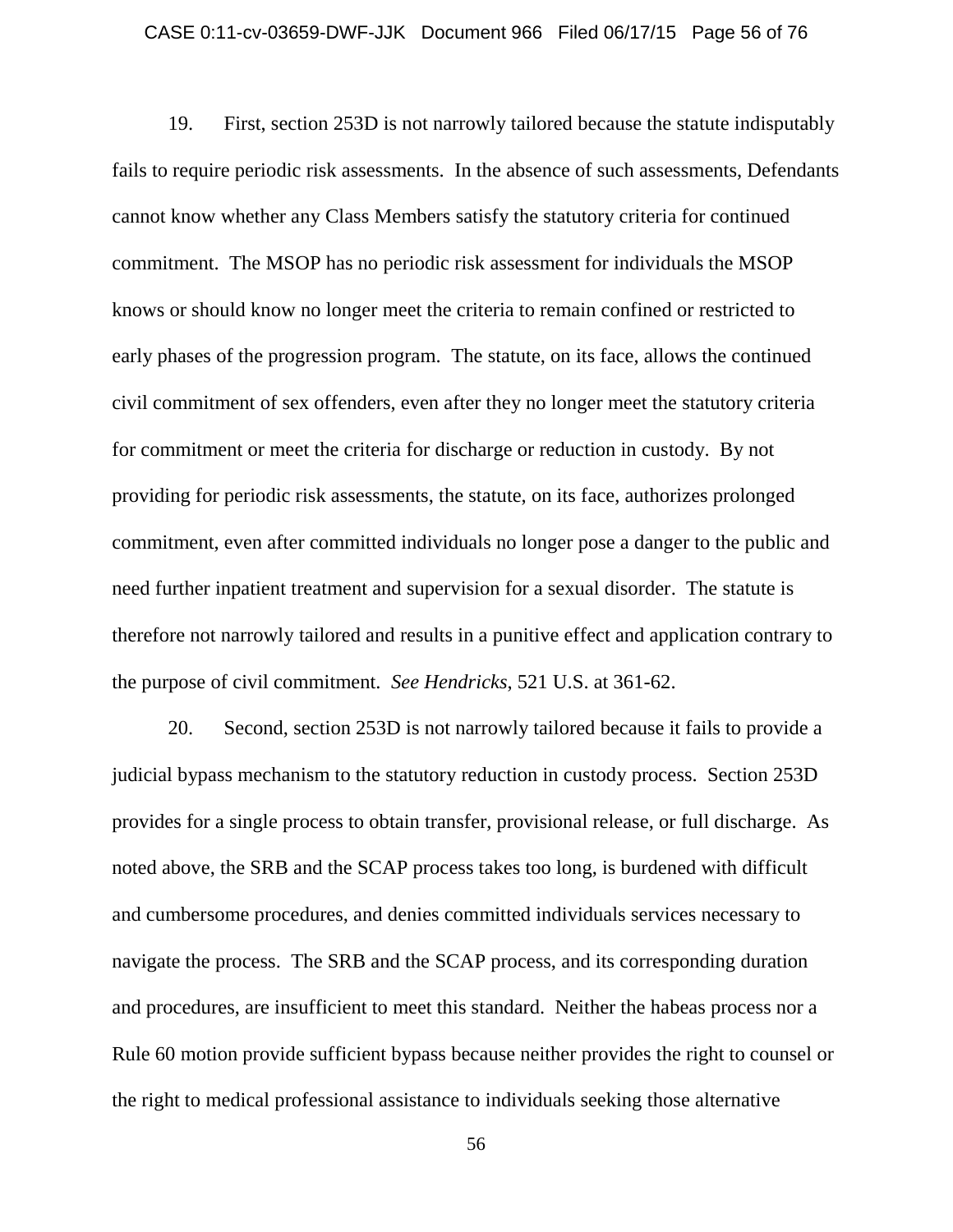19. First, section 253D is not narrowly tailored because the statute indisputably fails to require periodic risk assessments. In the absence of such assessments, Defendants cannot know whether any Class Members satisfy the statutory criteria for continued commitment. The MSOP has no periodic risk assessment for individuals the MSOP knows or should know no longer meet the criteria to remain confined or restricted to early phases of the progression program. The statute, on its face, allows the continued civil commitment of sex offenders, even after they no longer meet the statutory criteria for commitment or meet the criteria for discharge or reduction in custody. By not providing for periodic risk assessments, the statute, on its face, authorizes prolonged commitment, even after committed individuals no longer pose a danger to the public and need further inpatient treatment and supervision for a sexual disorder. The statute is therefore not narrowly tailored and results in a punitive effect and application contrary to the purpose of civil commitment. *See Hendricks*, 521 U.S. at 361-62.

20. Second, section 253D is not narrowly tailored because it fails to provide a judicial bypass mechanism to the statutory reduction in custody process. Section 253D provides for a single process to obtain transfer, provisional release, or full discharge. As noted above, the SRB and the SCAP process takes too long, is burdened with difficult and cumbersome procedures, and denies committed individuals services necessary to navigate the process. The SRB and the SCAP process, and its corresponding duration and procedures, are insufficient to meet this standard. Neither the habeas process nor a Rule 60 motion provide sufficient bypass because neither provides the right to counsel or the right to medical professional assistance to individuals seeking those alternative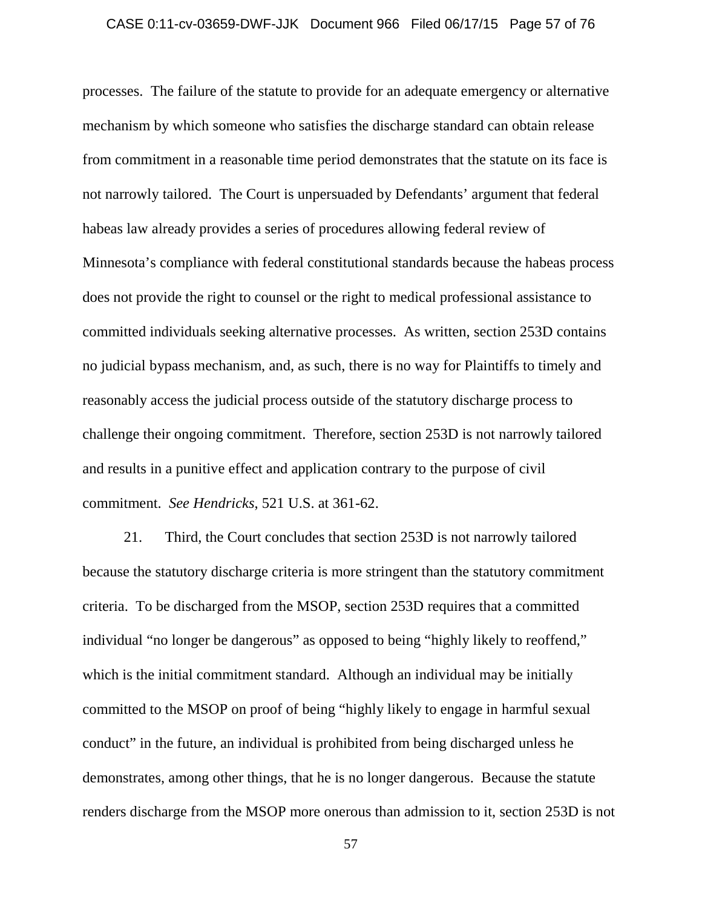processes. The failure of the statute to provide for an adequate emergency or alternative mechanism by which someone who satisfies the discharge standard can obtain release from commitment in a reasonable time period demonstrates that the statute on its face is not narrowly tailored. The Court is unpersuaded by Defendants' argument that federal habeas law already provides a series of procedures allowing federal review of Minnesota's compliance with federal constitutional standards because the habeas process does not provide the right to counsel or the right to medical professional assistance to committed individuals seeking alternative processes. As written, section 253D contains no judicial bypass mechanism, and, as such, there is no way for Plaintiffs to timely and reasonably access the judicial process outside of the statutory discharge process to challenge their ongoing commitment. Therefore, section 253D is not narrowly tailored and results in a punitive effect and application contrary to the purpose of civil commitment. *See Hendricks*, 521 U.S. at 361-62.

21. Third, the Court concludes that section 253D is not narrowly tailored because the statutory discharge criteria is more stringent than the statutory commitment criteria. To be discharged from the MSOP, section 253D requires that a committed individual "no longer be dangerous" as opposed to being "highly likely to reoffend," which is the initial commitment standard. Although an individual may be initially committed to the MSOP on proof of being "highly likely to engage in harmful sexual conduct" in the future, an individual is prohibited from being discharged unless he demonstrates, among other things, that he is no longer dangerous. Because the statute renders discharge from the MSOP more onerous than admission to it, section 253D is not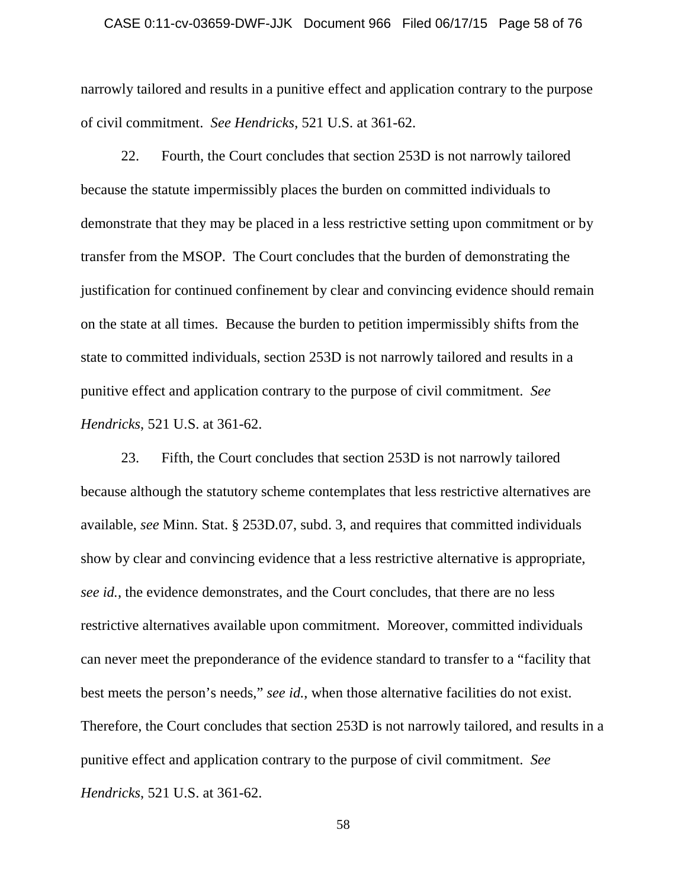narrowly tailored and results in a punitive effect and application contrary to the purpose of civil commitment. *See Hendricks*, 521 U.S. at 361-62.

22. Fourth, the Court concludes that section 253D is not narrowly tailored because the statute impermissibly places the burden on committed individuals to demonstrate that they may be placed in a less restrictive setting upon commitment or by transfer from the MSOP. The Court concludes that the burden of demonstrating the justification for continued confinement by clear and convincing evidence should remain on the state at all times. Because the burden to petition impermissibly shifts from the state to committed individuals, section 253D is not narrowly tailored and results in a punitive effect and application contrary to the purpose of civil commitment. *See Hendricks*, 521 U.S. at 361-62.

23. Fifth, the Court concludes that section 253D is not narrowly tailored because although the statutory scheme contemplates that less restrictive alternatives are available, *see* Minn. Stat. § 253D.07, subd. 3, and requires that committed individuals show by clear and convincing evidence that a less restrictive alternative is appropriate, *see id.*, the evidence demonstrates, and the Court concludes, that there are no less restrictive alternatives available upon commitment. Moreover, committed individuals can never meet the preponderance of the evidence standard to transfer to a "facility that best meets the person's needs," *see id.*, when those alternative facilities do not exist. Therefore, the Court concludes that section 253D is not narrowly tailored, and results in a punitive effect and application contrary to the purpose of civil commitment. *See Hendricks*, 521 U.S. at 361-62.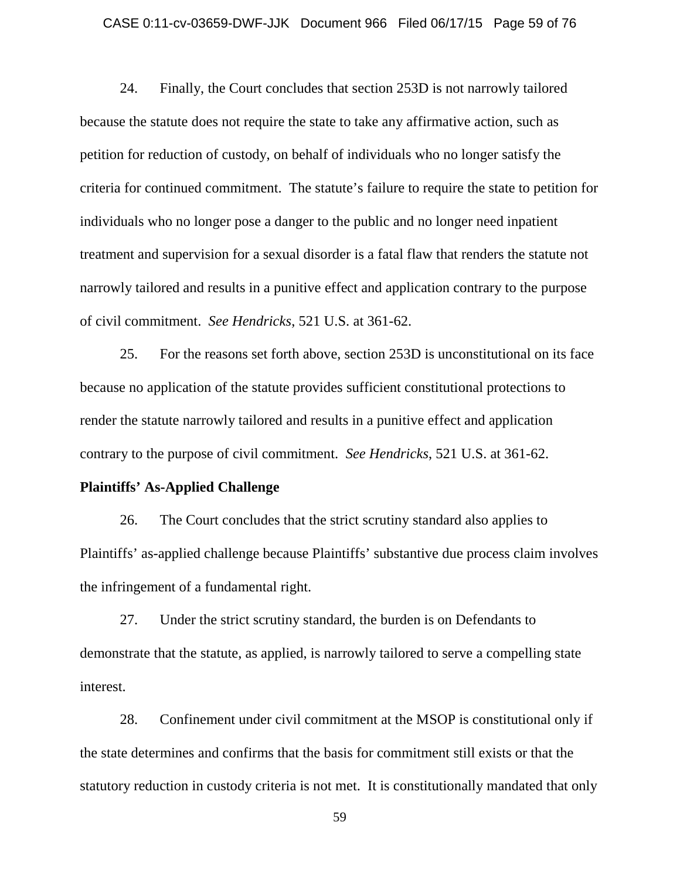24. Finally, the Court concludes that section 253D is not narrowly tailored because the statute does not require the state to take any affirmative action, such as petition for reduction of custody, on behalf of individuals who no longer satisfy the criteria for continued commitment. The statute's failure to require the state to petition for individuals who no longer pose a danger to the public and no longer need inpatient treatment and supervision for a sexual disorder is a fatal flaw that renders the statute not narrowly tailored and results in a punitive effect and application contrary to the purpose of civil commitment. *See Hendricks*, 521 U.S. at 361-62.

25. For the reasons set forth above, section 253D is unconstitutional on its face because no application of the statute provides sufficient constitutional protections to render the statute narrowly tailored and results in a punitive effect and application contrary to the purpose of civil commitment. *See Hendricks*, 521 U.S. at 361-62.

**Plaintiffs' As-Applied Challenge**

26. The Court concludes that the strict scrutiny standard also applies to Plaintiffs' as-applied challenge because Plaintiffs' substantive due process claim involves the infringement of a fundamental right.

27. Under the strict scrutiny standard, the burden is on Defendants to demonstrate that the statute, as applied, is narrowly tailored to serve a compelling state interest.

28. Confinement under civil commitment at the MSOP is constitutional only if the state determines and confirms that the basis for commitment still exists or that the statutory reduction in custody criteria is not met. It is constitutionally mandated that only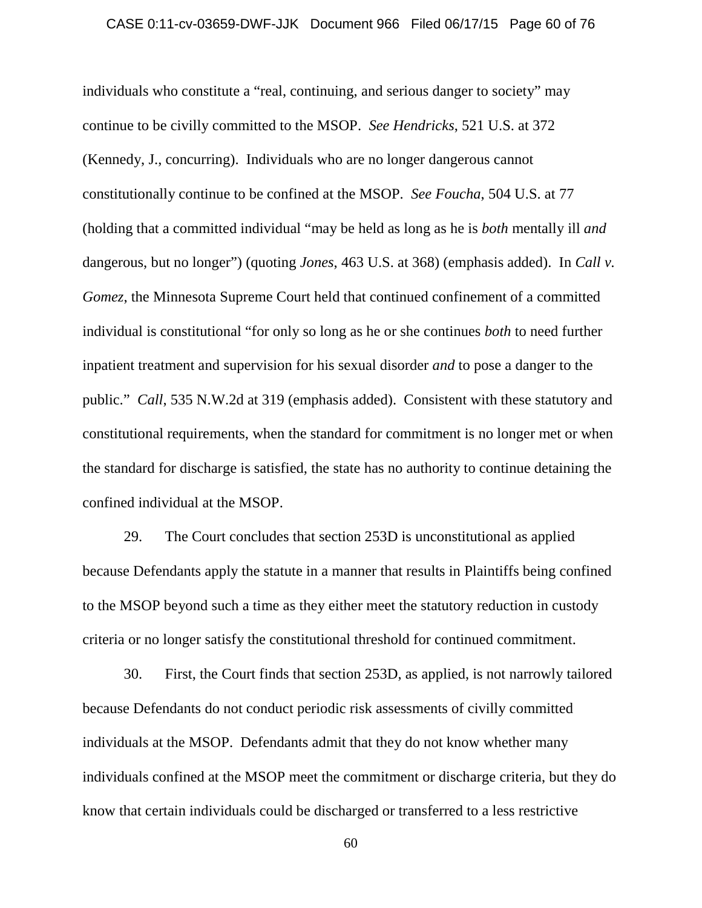individuals who constitute a "real, continuing, and serious danger to society" may continue to be civilly committed to the MSOP. *See Hendricks*, 521 U.S. at 372 (Kennedy, J., concurring). Individuals who are no longer dangerous cannot constitutionally continue to be confined at the MSOP. *See Foucha*, 504 U.S. at 77 (holding that a committed individual "may be held as long as he is *both* mentally ill *and* dangerous, but no longer") (quoting *Jones*, 463 U.S. at 368) (emphasis added). In *Call v. Gomez*, the Minnesota Supreme Court held that continued confinement of a committed individual is constitutional "for only so long as he or she continues *both* to need further inpatient treatment and supervision for his sexual disorder *and* to pose a danger to the public." *Call*, 535 N.W.2d at 319 (emphasis added). Consistent with these statutory and constitutional requirements, when the standard for commitment is no longer met or when the standard for discharge is satisfied, the state has no authority to continue detaining the confined individual at the MSOP.

29. The Court concludes that section 253D is unconstitutional as applied because Defendants apply the statute in a manner that results in Plaintiffs being confined to the MSOP beyond such a time as they either meet the statutory reduction in custody criteria or no longer satisfy the constitutional threshold for continued commitment.

30. First, the Court finds that section 253D, as applied, is not narrowly tailored because Defendants do not conduct periodic risk assessments of civilly committed individuals at the MSOP. Defendants admit that they do not know whether many individuals confined at the MSOP meet the commitment or discharge criteria, but they do know that certain individuals could be discharged or transferred to a less restrictive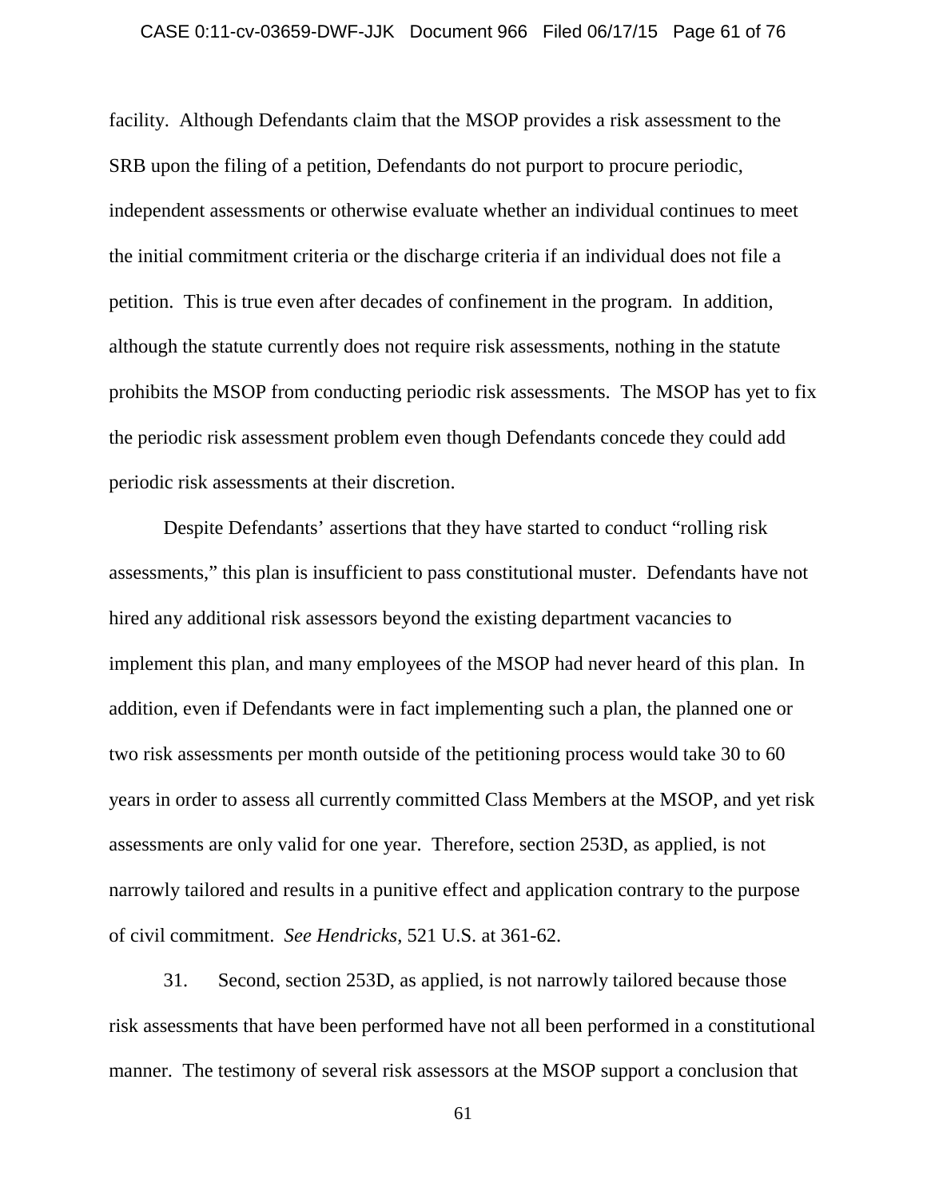facility. Although Defendants claim that the MSOP provides a risk assessment to the SRB upon the filing of a petition, Defendants do not purport to procure periodic, independent assessments or otherwise evaluate whether an individual continues to meet the initial commitment criteria or the discharge criteria if an individual does not file a petition. This is true even after decades of confinement in the program. In addition, although the statute currently does not require risk assessments, nothing in the statute prohibits the MSOP from conducting periodic risk assessments. The MSOP has yet to fix the periodic risk assessment problem even though Defendants concede they could add periodic risk assessments at their discretion.

Despite Defendants' assertions that they have started to conduct "rolling risk assessments," this plan is insufficient to pass constitutional muster. Defendants have not hired any additional risk assessors beyond the existing department vacancies to implement this plan, and many employees of the MSOP had never heard of this plan. In addition, even if Defendants were in fact implementing such a plan, the planned one or two risk assessments per month outside of the petitioning process would take 30 to 60 years in order to assess all currently committed Class Members at the MSOP, and yet risk assessments are only valid for one year. Therefore, section 253D, as applied, is not narrowly tailored and results in a punitive effect and application contrary to the purpose of civil commitment. *See Hendricks*, 521 U.S. at 361-62.

31. Second, section 253D, as applied, is not narrowly tailored because those risk assessments that have been performed have not all been performed in a constitutional manner. The testimony of several risk assessors at the MSOP support a conclusion that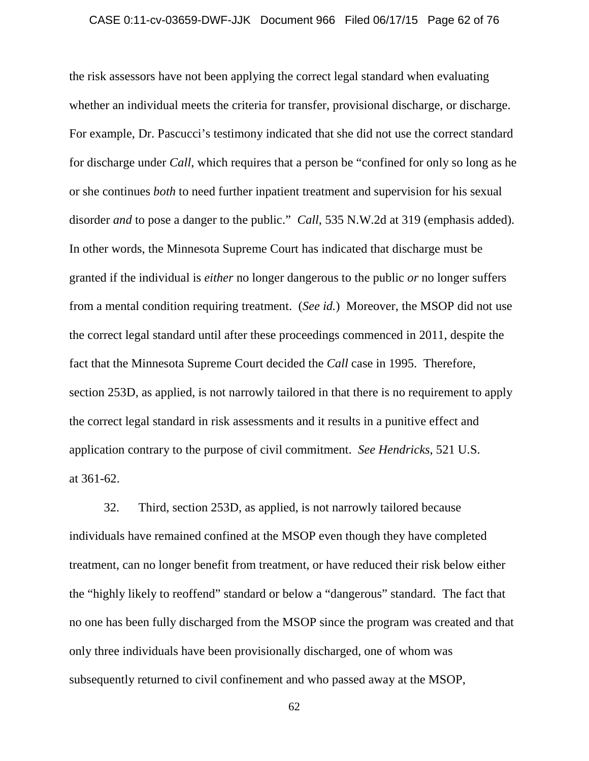the risk assessors have not been applying the correct legal standard when evaluating whether an individual meets the criteria for transfer, provisional discharge, or discharge. For example, Dr. Pascucci's testimony indicated that she did not use the correct standard for discharge under *Call*, which requires that a person be "confined for only so long as he or she continues *both* to need further inpatient treatment and supervision for his sexual disorder *and* to pose a danger to the public." *Call*, 535 N.W.2d at 319 (emphasis added). In other words, the Minnesota Supreme Court has indicated that discharge must be granted if the individual is *either* no longer dangerous to the public *or* no longer suffers from a mental condition requiring treatment. (*See id.*) Moreover, the MSOP did not use the correct legal standard until after these proceedings commenced in 2011, despite the fact that the Minnesota Supreme Court decided the *Call* case in 1995. Therefore, section 253D, as applied, is not narrowly tailored in that there is no requirement to apply the correct legal standard in risk assessments and it results in a punitive effect and application contrary to the purpose of civil commitment. *See Hendricks*, 521 U.S. at 361-62.

32. Third, section 253D, as applied, is not narrowly tailored because individuals have remained confined at the MSOP even though they have completed treatment, can no longer benefit from treatment, or have reduced their risk below either the "highly likely to reoffend" standard or below a "dangerous" standard. The fact that no one has been fully discharged from the MSOP since the program was created and that only three individuals have been provisionally discharged, one of whom was subsequently returned to civil confinement and who passed away at the MSOP,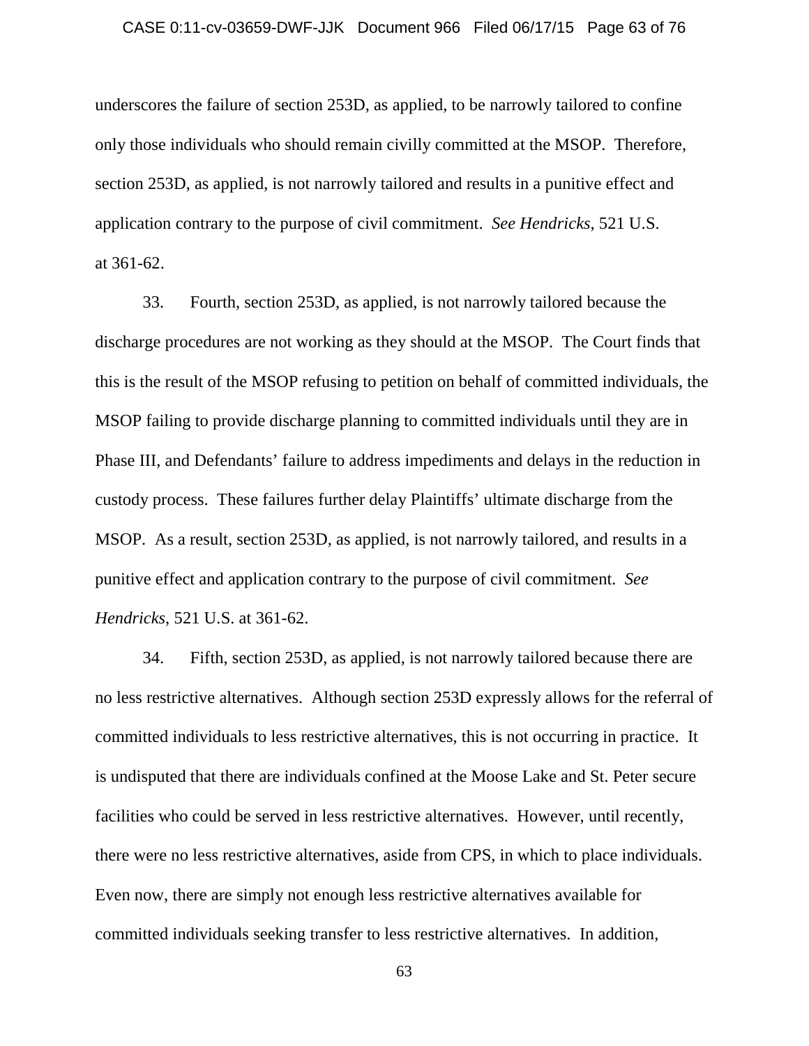underscores the failure of section 253D, as applied, to be narrowly tailored to confine only those individuals who should remain civilly committed at the MSOP. Therefore, section 253D, as applied, is not narrowly tailored and results in a punitive effect and application contrary to the purpose of civil commitment. *See Hendricks*, 521 U.S. at 361-62.

33. Fourth, section 253D, as applied, is not narrowly tailored because the discharge procedures are not working as they should at the MSOP. The Court finds that this is the result of the MSOP refusing to petition on behalf of committed individuals, the MSOP failing to provide discharge planning to committed individuals until they are in Phase III, and Defendants' failure to address impediments and delays in the reduction in custody process. These failures further delay Plaintiffs' ultimate discharge from the MSOP. As a result, section 253D, as applied, is not narrowly tailored, and results in a punitive effect and application contrary to the purpose of civil commitment. *See Hendricks*, 521 U.S. at 361-62.

34. Fifth, section 253D, as applied, is not narrowly tailored because there are no less restrictive alternatives. Although section 253D expressly allows for the referral of committed individuals to less restrictive alternatives, this is not occurring in practice. It is undisputed that there are individuals confined at the Moose Lake and St. Peter secure facilities who could be served in less restrictive alternatives. However, until recently, there were no less restrictive alternatives, aside from CPS, in which to place individuals. Even now, there are simply not enough less restrictive alternatives available for committed individuals seeking transfer to less restrictive alternatives. In addition,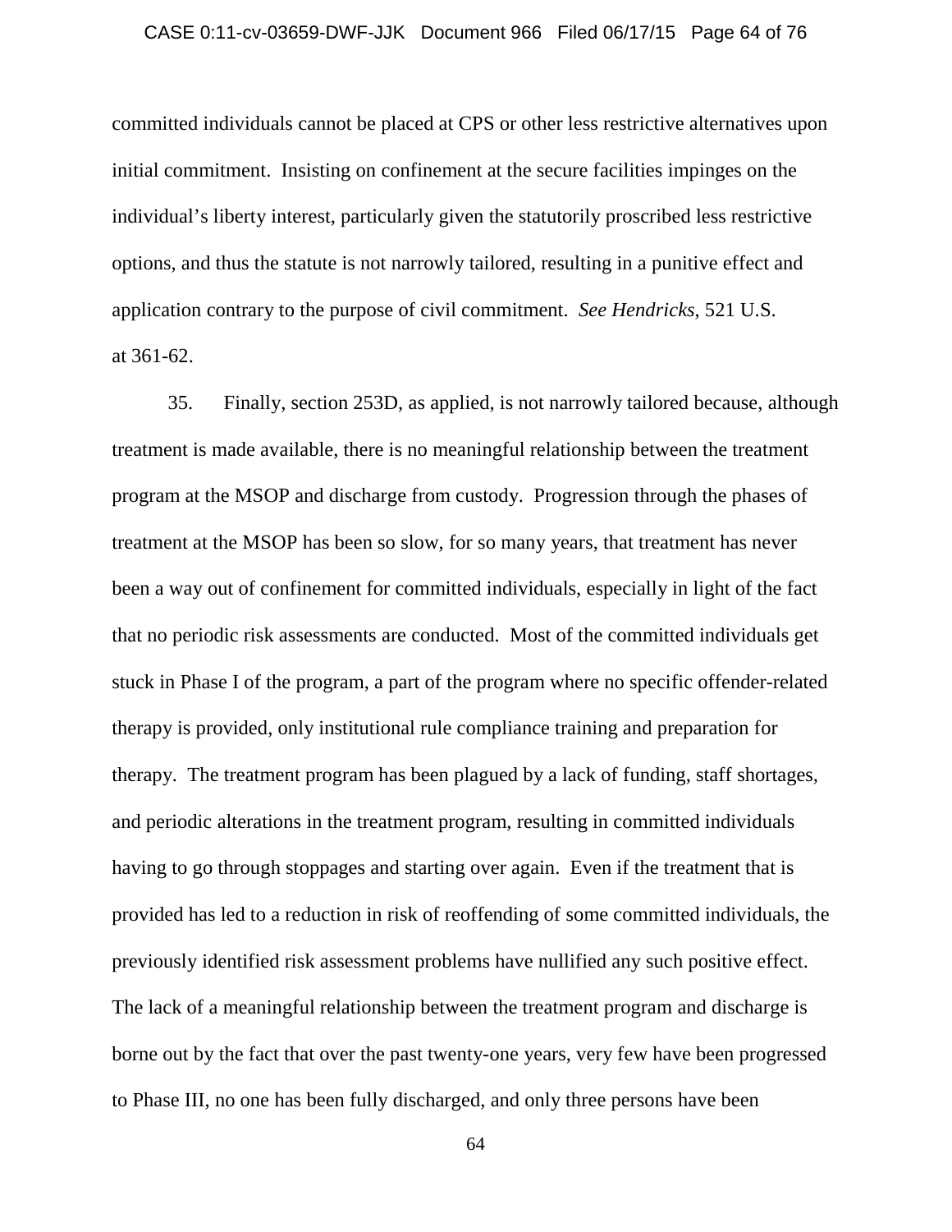committed individuals cannot be placed at CPS or other less restrictive alternatives upon initial commitment. Insisting on confinement at the secure facilities impinges on the individual's liberty interest, particularly given the statutorily proscribed less restrictive options, and thus the statute is not narrowly tailored, resulting in a punitive effect and application contrary to the purpose of civil commitment. *See Hendricks*, 521 U.S. at 361-62.

35. Finally, section 253D, as applied, is not narrowly tailored because, although treatment is made available, there is no meaningful relationship between the treatment program at the MSOP and discharge from custody. Progression through the phases of treatment at the MSOP has been so slow, for so many years, that treatment has never been a way out of confinement for committed individuals, especially in light of the fact that no periodic risk assessments are conducted. Most of the committed individuals get stuck in Phase I of the program, a part of the program where no specific offender-related therapy is provided, only institutional rule compliance training and preparation for therapy. The treatment program has been plagued by a lack of funding, staff shortages, and periodic alterations in the treatment program, resulting in committed individuals having to go through stoppages and starting over again. Even if the treatment that is provided has led to a reduction in risk of reoffending of some committed individuals, the previously identified risk assessment problems have nullified any such positive effect. The lack of a meaningful relationship between the treatment program and discharge is borne out by the fact that over the past twenty-one years, very few have been progressed to Phase III, no one has been fully discharged, and only three persons have been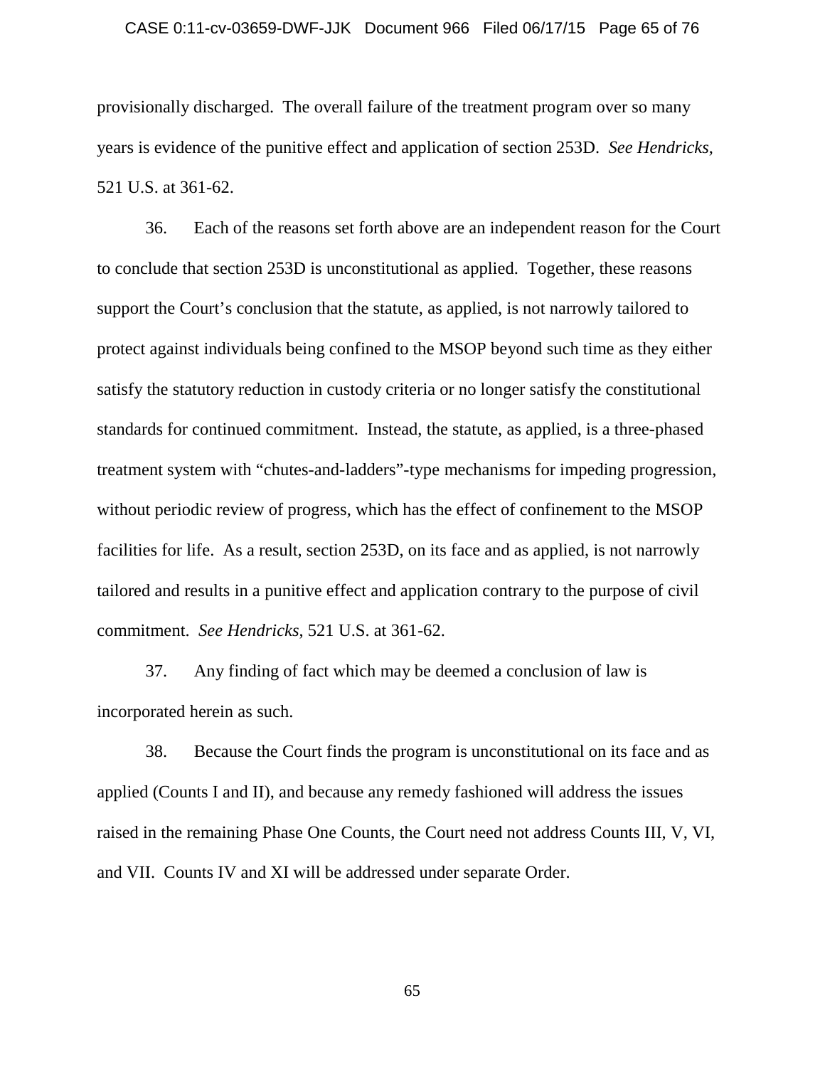provisionally discharged. The overall failure of the treatment program over so many years is evidence of the punitive effect and application of section 253D. *See Hendricks*, 521 U.S. at 361-62.

36. Each of the reasons set forth above are an independent reason for the Court to conclude that section 253D is unconstitutional as applied. Together, these reasons support the Court's conclusion that the statute, as applied, is not narrowly tailored to protect against individuals being confined to the MSOP beyond such time as they either satisfy the statutory reduction in custody criteria or no longer satisfy the constitutional standards for continued commitment. Instead, the statute, as applied, is a three-phased treatment system with "chutes-and-ladders"-type mechanisms for impeding progression, without periodic review of progress, which has the effect of confinement to the MSOP facilities for life. As a result, section 253D, on its face and as applied, is not narrowly tailored and results in a punitive effect and application contrary to the purpose of civil commitment. *See Hendricks*, 521 U.S. at 361-62.

37. Any finding of fact which may be deemed a conclusion of law is incorporated herein as such.

38. Because the Court finds the program is unconstitutional on its face and as applied (Counts I and II), and because any remedy fashioned will address the issues raised in the remaining Phase One Counts, the Court need not address Counts III, V, VI, and VII. Counts IV and XI will be addressed under separate Order.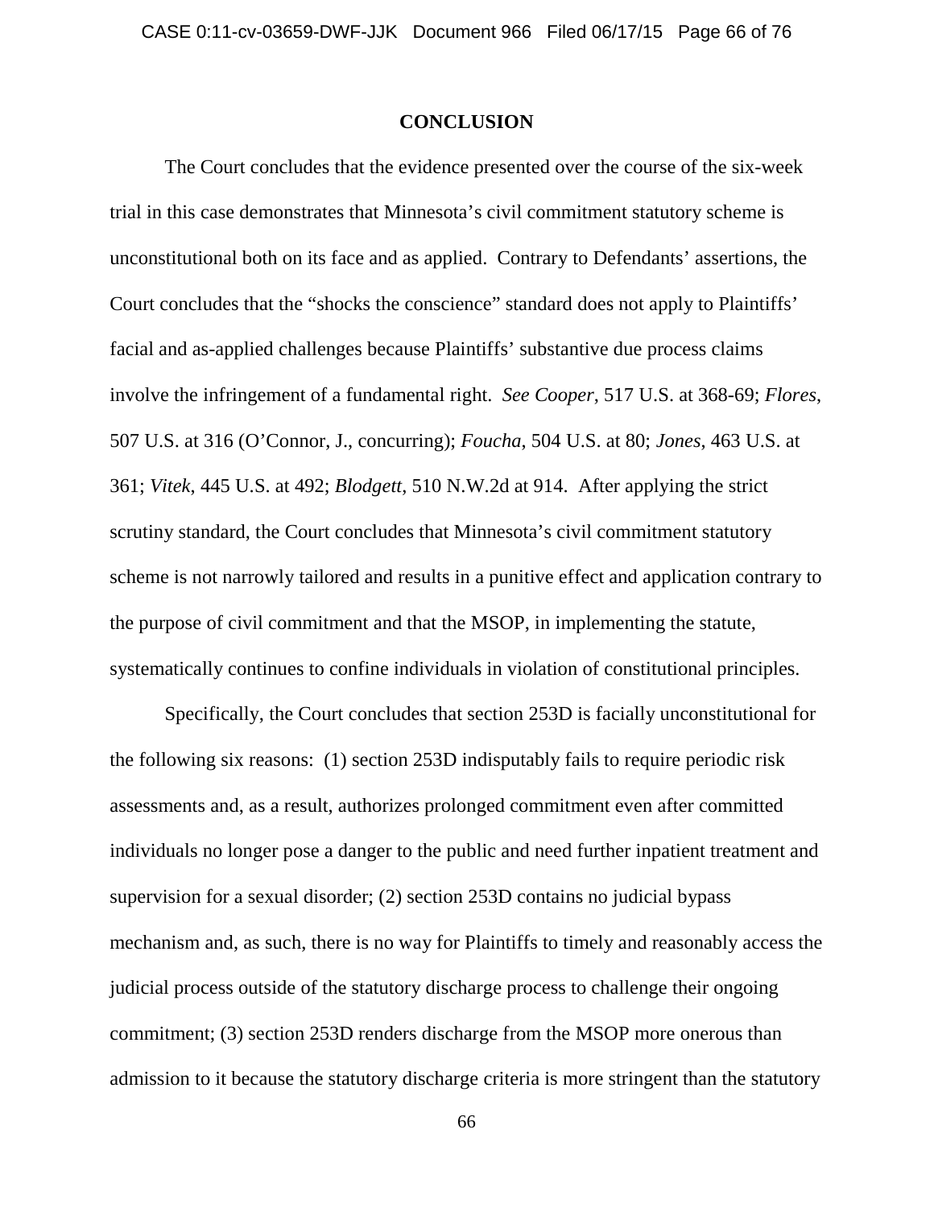## CONCLUSION

The Court concludes that the evidence presented over the course of the six-week trial in this case demonstrates that Minnesota's civil commitment statutory scheme is unconstitutional both on its face and as applied. Contrary to Defendants' assertions, the Court concludes that the "shocks the conscience" standard does not apply to Plaintiffs' facial and as-applied challenges because Plaintiffs' substantive due process claims involve the infringement of a fundamental right. *See Cooper*, 517 U.S. at 368-69; *Flores*, 507 U.S. at 316 (O'Connor, J., concurring); *Foucha*, 504 U.S. at 80; *Jones*, 463 U.S. at 361; *Vitek*, 445 U.S. at 492; *Blodgett*, 510 N.W.2d at 914. After applying the strict scrutiny standard, the Court concludes that Minnesota's civil commitment statutory scheme is not narrowly tailored and results in a punitive effect and application contrary to the purpose of civil commitment and that the MSOP, in implementing the statute, systematically continues to confine individuals in violation of constitutional principles.

Specifically, the Court concludes that section 253D is facially unconstitutional for the following six reasons: (1) section 253D indisputably fails to require periodic risk assessments and, as a result, authorizes prolonged commitment even after committed individuals no longer pose a danger to the public and need further inpatient treatment and supervision for a sexual disorder; (2) section 253D contains no judicial bypass mechanism and, as such, there is no way for Plaintiffs to timely and reasonably access the judicial process outside of the statutory discharge process to challenge their ongoing commitment; (3) section 253D renders discharge from the MSOP more onerous than admission to it because the statutory discharge criteria is more stringent than the statutory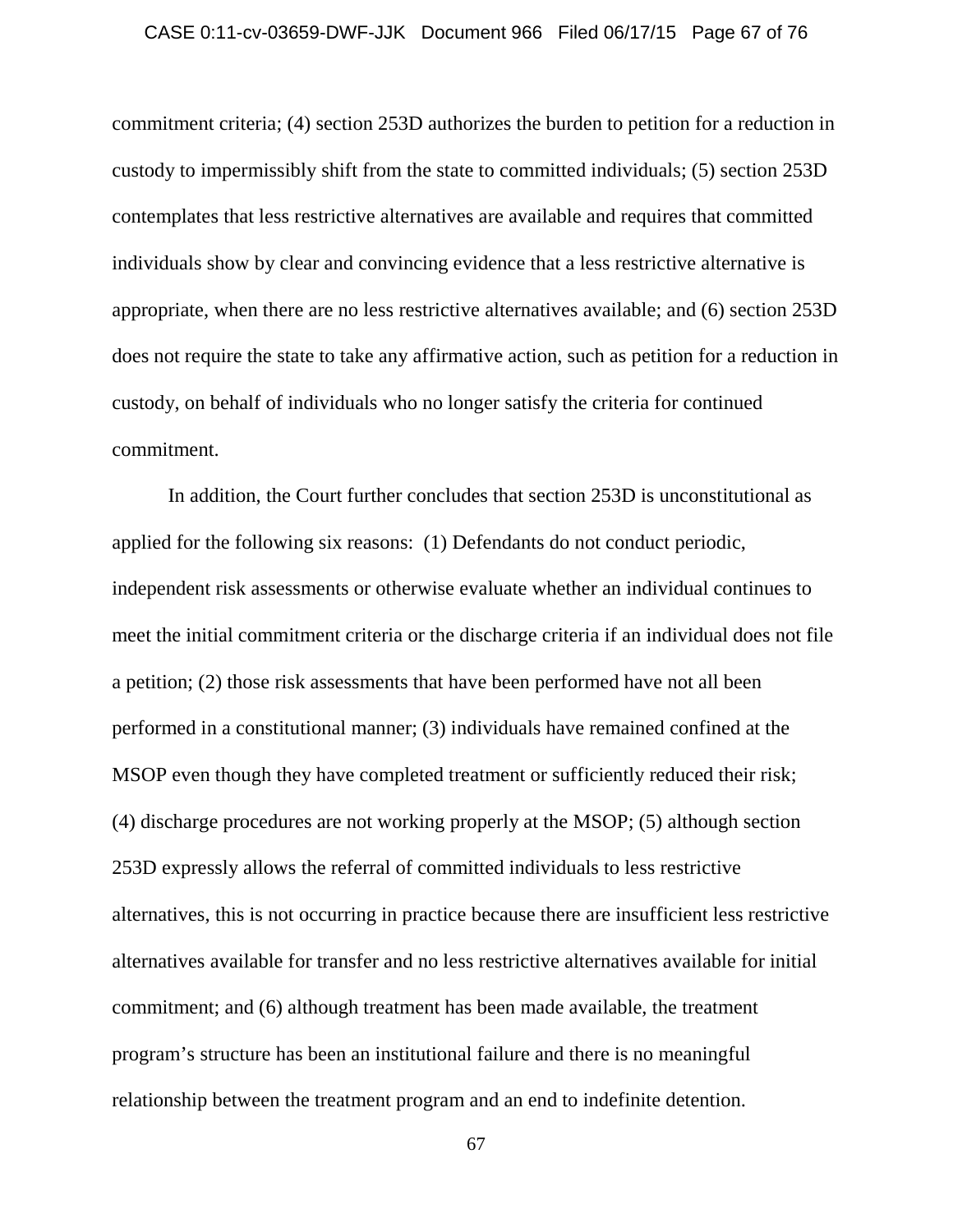commitment criteria; (4) section 253D authorizes the burden to petition for a reduction in custody to impermissibly shift from the state to committed individuals; (5) section 253D contemplates that less restrictive alternatives are available and requires that committed individuals show by clear and convincing evidence that a less restrictive alternative is appropriate, when there are no less restrictive alternatives available; and (6) section 253D does not require the state to take any affirmative action, such as petition for a reduction in custody, on behalf of individuals who no longer satisfy the criteria for continued commitment.

In addition, the Court further concludes that section 253D is unconstitutional as applied for the following six reasons: (1) Defendants do not conduct periodic, independent risk assessments or otherwise evaluate whether an individual continues to meet the initial commitment criteria or the discharge criteria if an individual does not file a petition; (2) those risk assessments that have been performed have not all been performed in a constitutional manner; (3) individuals have remained confined at the MSOP even though they have completed treatment or sufficiently reduced their risk; (4) discharge procedures are not working properly at the MSOP; (5) although section 253D expressly allows the referral of committed individuals to less restrictive alternatives, this is not occurring in practice because there are insufficient less restrictive alternatives available for transfer and no less restrictive alternatives available for initial commitment; and (6) although treatment has been made available, the treatment program's structure has been an institutional failure and there is no meaningful relationship between the treatment program and an end to indefinite detention.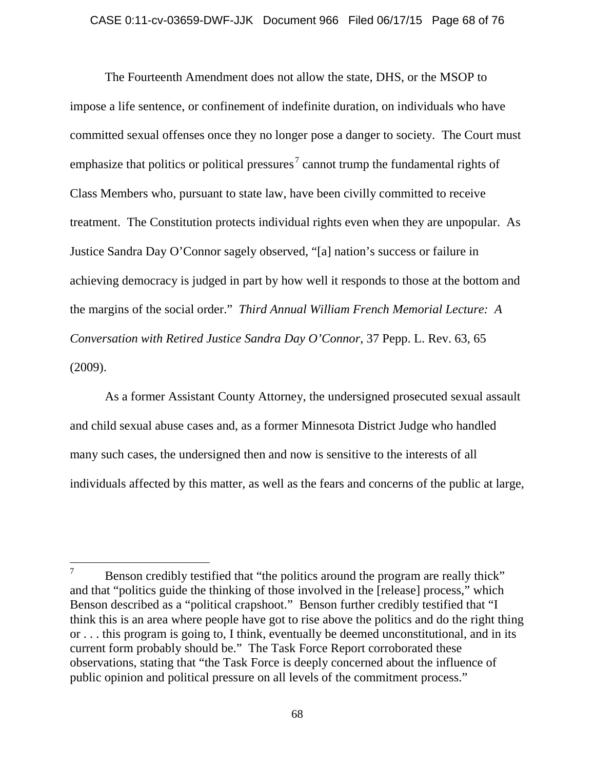The Fourteenth Amendment does not allow the state, DHS, or the MSOP to impose a life sentence, or confinement of indefinite duration, on individuals who have committed sexual offenses once they no longer pose a danger to society. The Court must emphasize that politics or political pressures[7] cannot trump the fundamental rights of Class Members who, pursuant to state law, have been civilly committed to receive treatment. The Constitution protects individual rights even when they are unpopular. As Justice Sandra Day O'Connor sagely observed, "[a] nation's success or failure in achieving democracy is judged in part by how well it responds to those at the bottom and the margins of the social order." *Third Annual William French Memorial Lecture: A Conversation with Retired Justice Sandra Day O'Connor*, 37 Pepp. L. Rev. 63, 65 (2009).

As a former Assistant County Attorney, the undersigned prosecuted sexual assault and child sexual abuse cases and, as a former Minnesota District Judge who handled many such cases, the undersigned then and now is sensitive to the interests of all individuals affected by this matter, as well as the fears and concerns of the public at large,

---

[7] Benson credibly testified that "the politics around the program are really thick" and that "politics guide the thinking of those involved in the [release] process," which Benson described as a "political crapshoot." Benson further credibly testified that "I think this is an area where people have got to rise above the politics and do the right thing or . . . this program is going to, I think, eventually be deemed unconstitutional, and in its current form probably should be." The Task Force Report corroborated these observations, stating that "the Task Force is deeply concerned about the influence of public opinion and political pressure on all levels of the commitment process."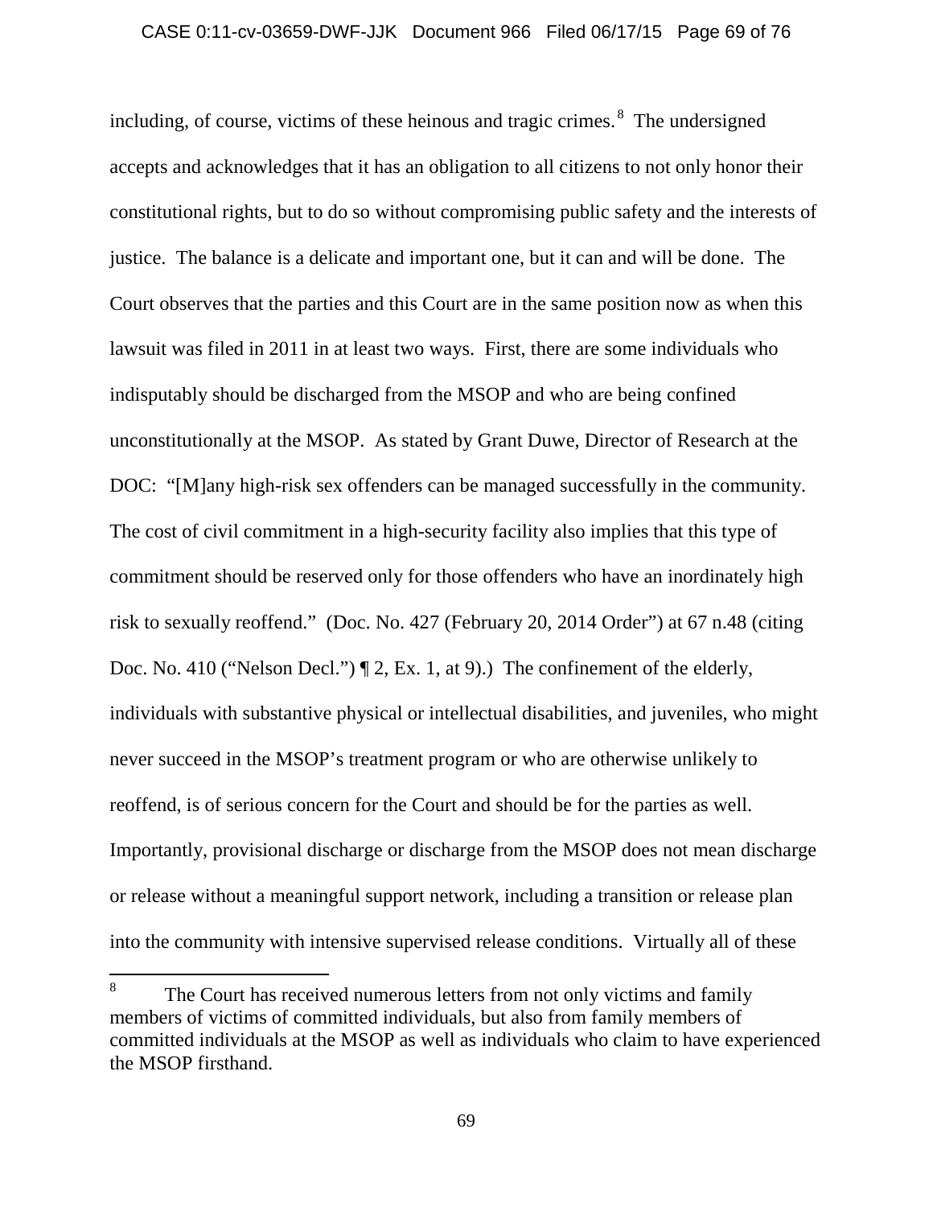including, of course, victims of these heinous and tragic crimes.[8] The undersigned accepts and acknowledges that it has an obligation to all citizens to not only honor their constitutional rights, but to do so without compromising public safety and the interests of justice. The balance is a delicate and important one, but it can and will be done. The Court observes that the parties and this Court are in the same position now as when this lawsuit was filed in 2011 in at least two ways. First, there are some individuals who indisputably should be discharged from the MSOP and who are being confined unconstitutionally at the MSOP. As stated by Grant Duwe, Director of Research at the DOC: "[M]any high-risk sex offenders can be managed successfully in the community. The cost of civil commitment in a high-security facility also implies that this type of commitment should be reserved only for those offenders who have an inordinately high risk to sexually reoffend." (Doc. No. 427 (February 20, 2014 Order") at 67 n.48 (citing Doc. No. 410 ("Nelson Decl.") ¶ 2, Ex. 1, at 9).) The confinement of the elderly, individuals with substantive physical or intellectual disabilities, and juveniles, who might never succeed in the MSOP's treatment program or who are otherwise unlikely to reoffend, is of serious concern for the Court and should be for the parties as well. Importantly, provisional discharge or discharge from the MSOP does not mean discharge or release without a meaningful support network, including a transition or release plan into the community with intensive supervised release conditions. Virtually all of these

[8] The Court has received numerous letters from not only victims and family members of victims of committed individuals, but also from family members of committed individuals at the MSOP as well as individuals who claim to have experienced the MSOP firsthand.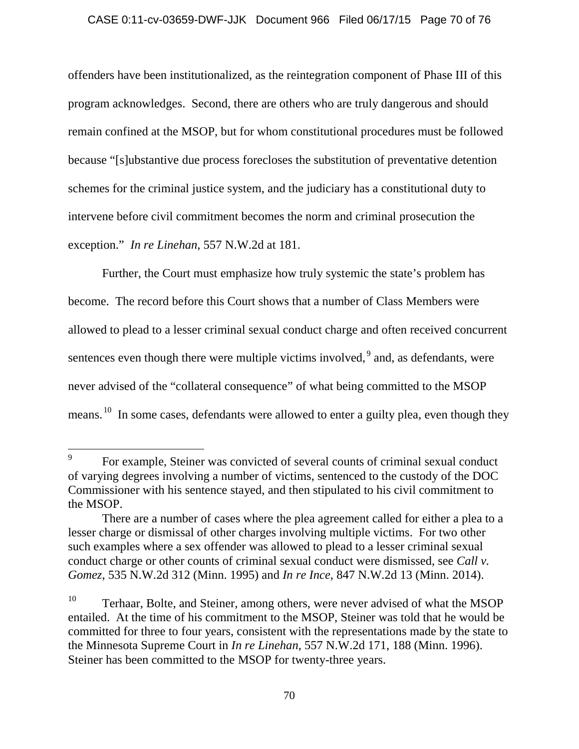offenders have been institutionalized, as the reintegration component of Phase III of this program acknowledges. Second, there are others who are truly dangerous and should remain confined at the MSOP, but for whom constitutional procedures must be followed because "[s]ubstantive due process forecloses the substitution of preventative detention schemes for the criminal justice system, and the judiciary has a constitutional duty to intervene before civil commitment becomes the norm and criminal prosecution the exception." *In re Linehan*, 557 N.W.2d at 181.

Further, the Court must emphasize how truly systemic the state's problem has become. The record before this Court shows that a number of Class Members were allowed to plead to a lesser criminal sexual conduct charge and often received concurrent sentences even though there were multiple victims involved,[9] and, as defendants, were never advised of the "collateral consequence" of what being committed to the MSOP means.[10] In some cases, defendants were allowed to enter a guilty plea, even though they

---

[9] For example, Steiner was convicted of several counts of criminal sexual conduct of varying degrees involving a number of victims, sentenced to the custody of the DOC Commissioner with his sentence stayed, and then stipulated to his civil commitment to the MSOP.

There are a number of cases where the plea agreement called for either a plea to a lesser charge or dismissal of other charges involving multiple victims. For two other such examples where a sex offender was allowed to plead to a lesser criminal sexual conduct charge or other counts of criminal sexual conduct were dismissed, see *Call v. Gomez,* 535 N.W.2d 312 (Minn. 1995) and *In re Ince*, 847 N.W.2d 13 (Minn. 2014).

[10] Terhaar, Bolte, and Steiner, among others, were never advised of what the MSOP entailed. At the time of his commitment to the MSOP, Steiner was told that he would be committed for three to four years, consistent with the representations made by the state to the Minnesota Supreme Court in *In re Linehan*, 557 N.W.2d 171, 188 (Minn. 1996). Steiner has been committed to the MSOP for twenty-three years.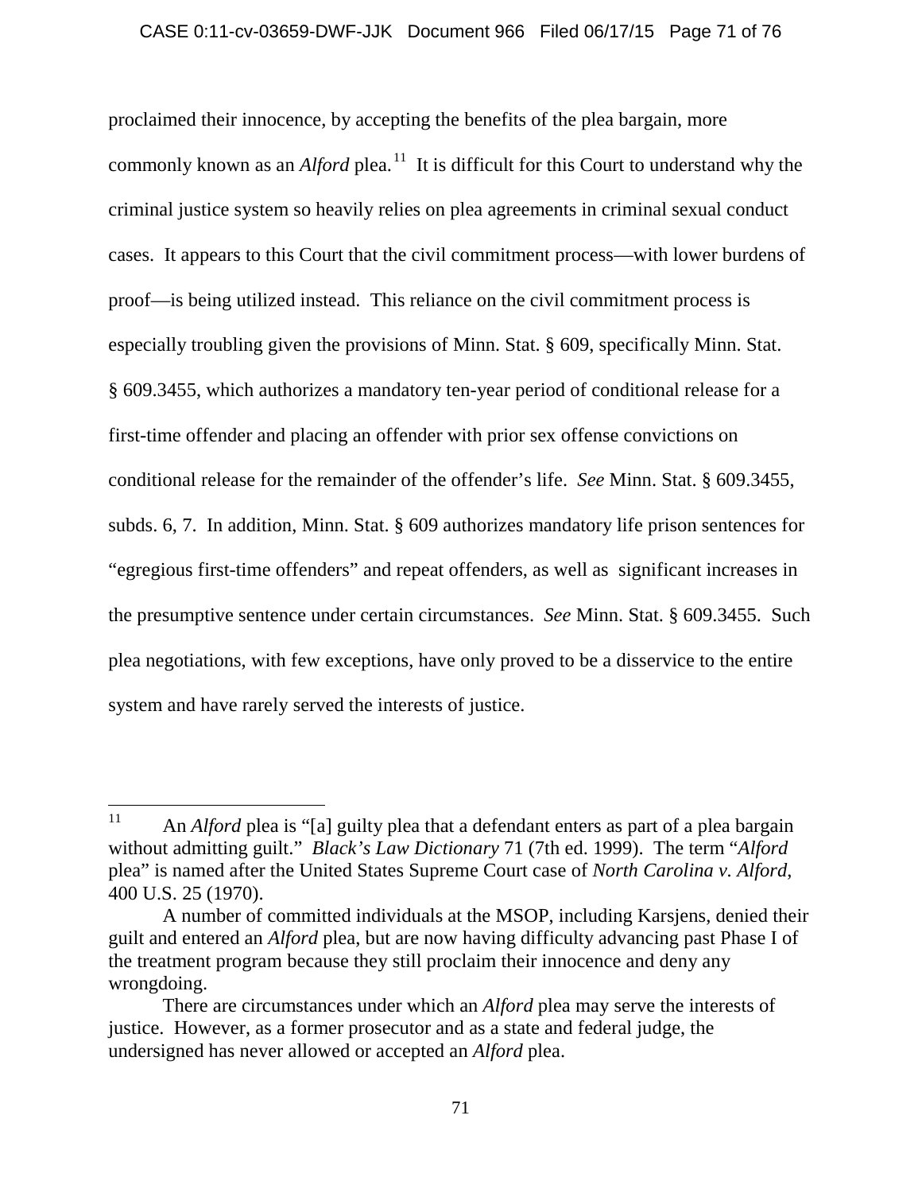proclaimed their innocence, by accepting the benefits of the plea bargain, more commonly known as an *Alford* plea.[11] It is difficult for this Court to understand why the criminal justice system so heavily relies on plea agreements in criminal sexual conduct cases. It appears to this Court that the civil commitment process—with lower burdens of proof—is being utilized instead. This reliance on the civil commitment process is especially troubling given the provisions of Minn. Stat. § 609, specifically Minn. Stat. § 609.3455, which authorizes a mandatory ten-year period of conditional release for a first-time offender and placing an offender with prior sex offense convictions on conditional release for the remainder of the offender's life. *See* Minn. Stat. § 609.3455, subds. 6, 7. In addition, Minn. Stat. § 609 authorizes mandatory life prison sentences for "egregious first-time offenders" and repeat offenders, as well as significant increases in the presumptive sentence under certain circumstances. *See* Minn. Stat. § 609.3455. Such plea negotiations, with few exceptions, have only proved to be a disservice to the entire system and have rarely served the interests of justice.

---

[11] An *Alford* plea is "[a] guilty plea that a defendant enters as part of a plea bargain without admitting guilt." *Black's Law Dictionary* 71 (7th ed. 1999). The term "*Alford* plea" is named after the United States Supreme Court case of *North Carolina v. Alford*, 400 U.S. 25 (1970).

A number of committed individuals at the MSOP, including Karsjens, denied their guilt and entered an *Alford* plea, but are now having difficulty advancing past Phase I of the treatment program because they still proclaim their innocence and deny any wrongdoing.

There are circumstances under which an *Alford* plea may serve the interests of justice. However, as a former prosecutor and as a state and federal judge, the undersigned has never allowed or accepted an *Alford* plea.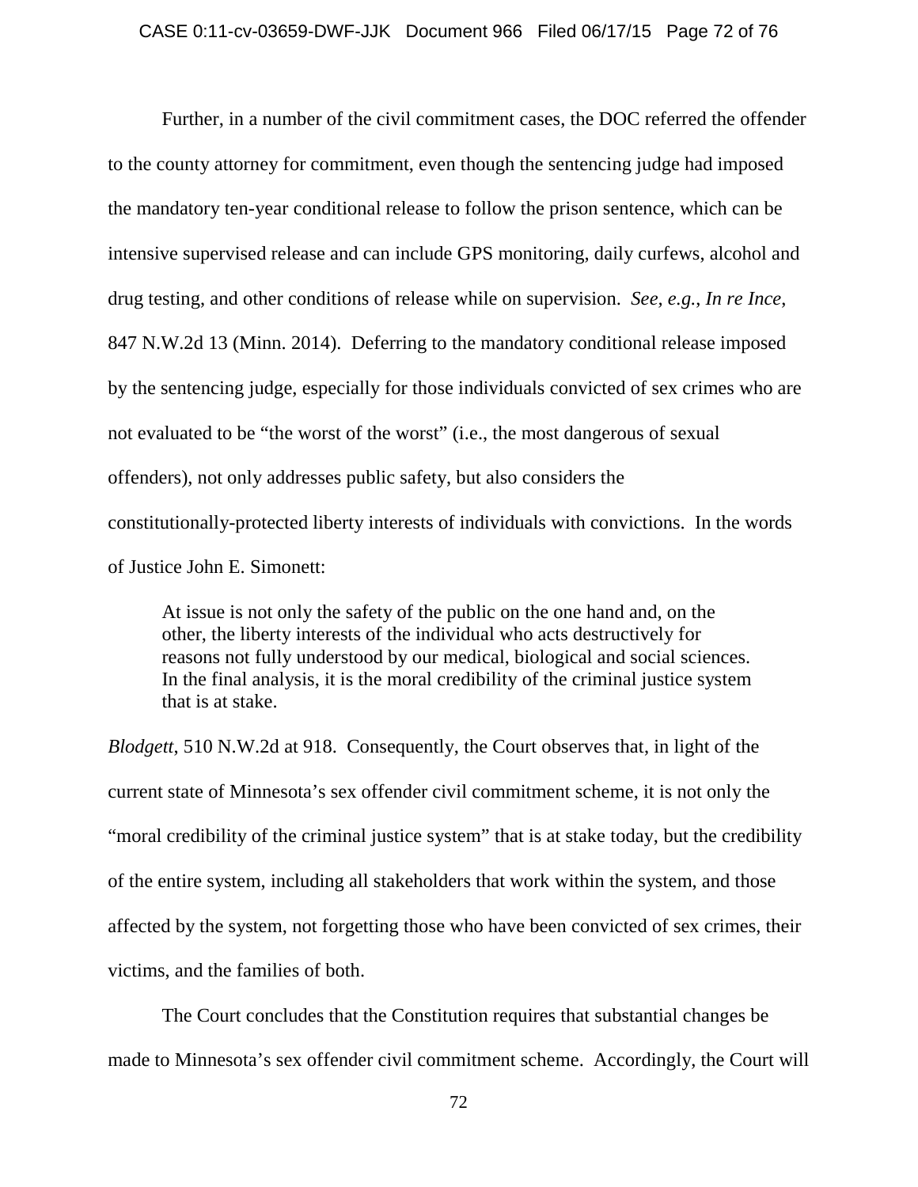Further, in a number of the civil commitment cases, the DOC referred the offender to the county attorney for commitment, even though the sentencing judge had imposed the mandatory ten-year conditional release to follow the prison sentence, which can be intensive supervised release and can include GPS monitoring, daily curfews, alcohol and drug testing, and other conditions of release while on supervision. *See, e.g.*, *In re Ince*, 847 N.W.2d 13 (Minn. 2014). Deferring to the mandatory conditional release imposed by the sentencing judge, especially for those individuals convicted of sex crimes who are not evaluated to be "the worst of the worst" (i.e., the most dangerous of sexual offenders), not only addresses public safety, but also considers the constitutionally-protected liberty interests of individuals with convictions. In the words of Justice John E. Simonett:

> At issue is not only the safety of the public on the one hand and, on the other, the liberty interests of the individual who acts destructively for reasons not fully understood by our medical, biological and social sciences. In the final analysis, it is the moral credibility of the criminal justice system that is at stake.

*Blodgett*, 510 N.W.2d at 918. Consequently, the Court observes that, in light of the current state of Minnesota's sex offender civil commitment scheme, it is not only the "moral credibility of the criminal justice system" that is at stake today, but the credibility of the entire system, including all stakeholders that work within the system, and those affected by the system, not forgetting those who have been convicted of sex crimes, their victims, and the families of both.

The Court concludes that the Constitution requires that substantial changes be made to Minnesota's sex offender civil commitment scheme. Accordingly, the Court will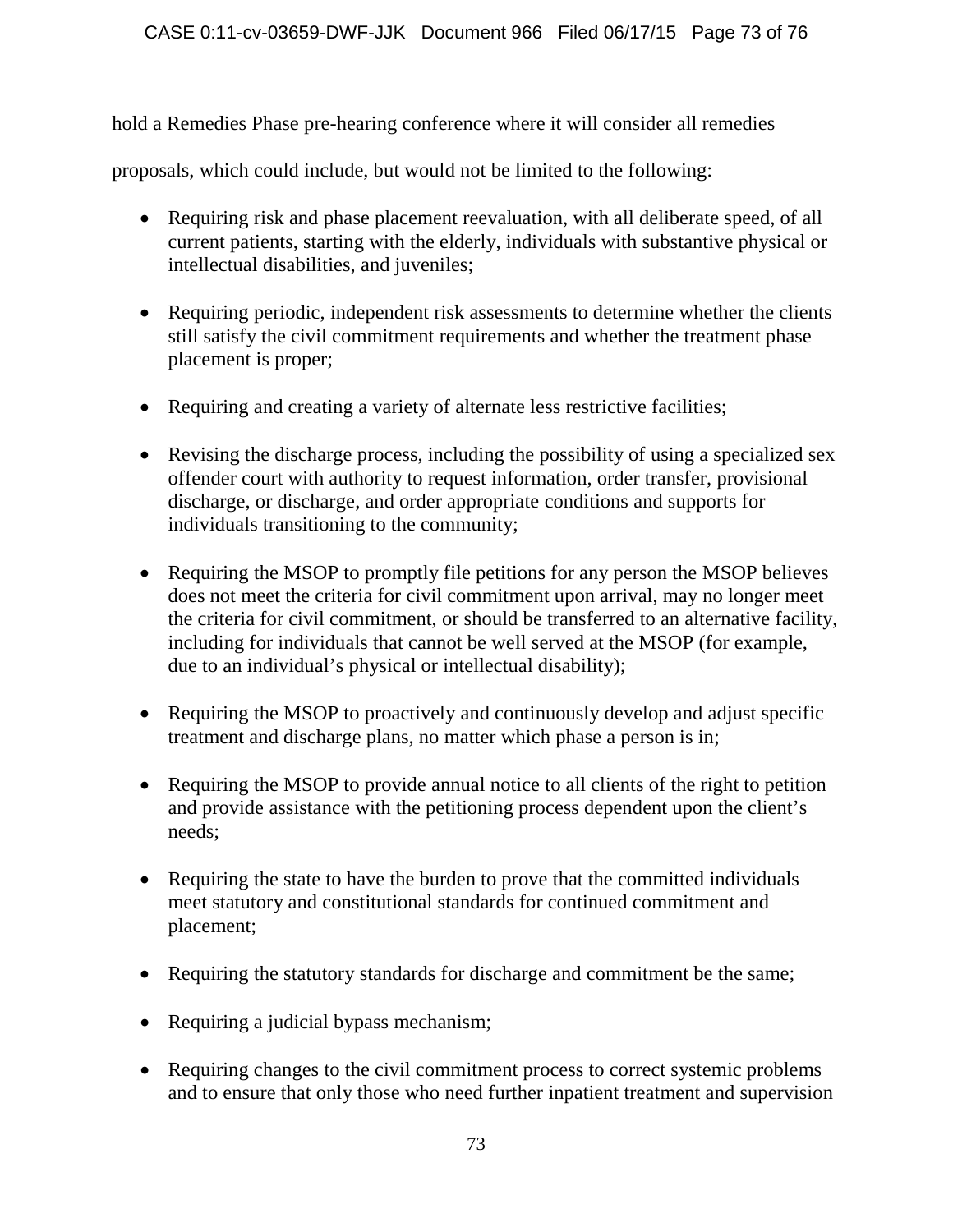hold a Remedies Phase pre-hearing conference where it will consider all remedies proposals, which could include, but would not be limited to the following:

- Requiring risk and phase placement reevaluation, with all deliberate speed, of all current patients, starting with the elderly, individuals with substantive physical or intellectual disabilities, and juveniles;

- Requiring periodic, independent risk assessments to determine whether the clients still satisfy the civil commitment requirements and whether the treatment phase placement is proper;

- Requiring and creating a variety of alternate less restrictive facilities;

- Revising the discharge process, including the possibility of using a specialized sex offender court with authority to request information, order transfer, provisional discharge, or discharge, and order appropriate conditions and supports for individuals transitioning to the community;

- Requiring the MSOP to promptly file petitions for any person the MSOP believes does not meet the criteria for civil commitment upon arrival, may no longer meet the criteria for civil commitment, or should be transferred to an alternative facility, including for individuals that cannot be well served at the MSOP (for example, due to an individual's physical or intellectual disability);

- Requiring the MSOP to proactively and continuously develop and adjust specific treatment and discharge plans, no matter which phase a person is in;

- Requiring the MSOP to provide annual notice to all clients of the right to petition and provide assistance with the petitioning process dependent upon the client's needs;

- Requiring the state to have the burden to prove that the committed individuals meet statutory and constitutional standards for continued commitment and placement;

- Requiring the statutory standards for discharge and commitment be the same;

- Requiring a judicial bypass mechanism;

- Requiring changes to the civil commitment process to correct systemic problems and to ensure that only those who need further inpatient treatment and supervision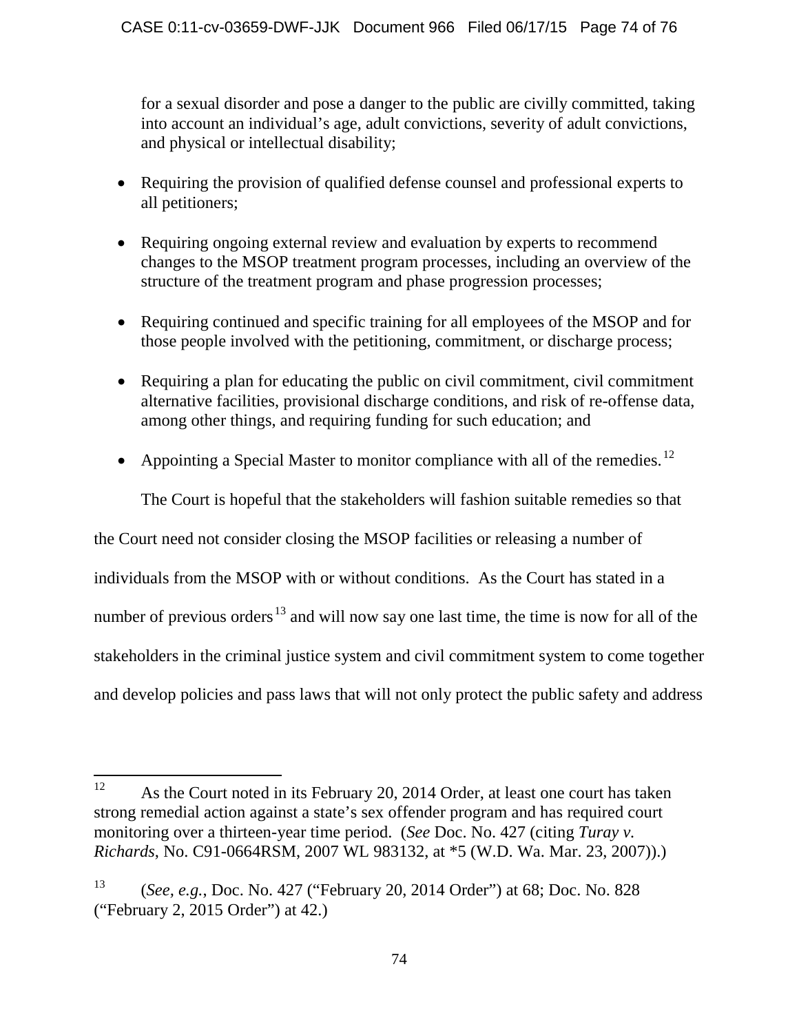for a sexual disorder and pose a danger to the public are civilly committed, taking into account an individual's age, adult convictions, severity of adult convictions, and physical or intellectual disability;

- Requiring the provision of qualified defense counsel and professional experts to all petitioners;
- Requiring ongoing external review and evaluation by experts to recommend changes to the MSOP treatment program processes, including an overview of the structure of the treatment program and phase progression processes;
- Requiring continued and specific training for all employees of the MSOP and for those people involved with the petitioning, commitment, or discharge process;
- Requiring a plan for educating the public on civil commitment, civil commitment alternative facilities, provisional discharge conditions, and risk of re-offense data, among other things, and requiring funding for such education; and
- Appointing a Special Master to monitor compliance with all of the remedies.[12]

The Court is hopeful that the stakeholders will fashion suitable remedies so that the Court need not consider closing the MSOP facilities or releasing a number of individuals from the MSOP with or without conditions. As the Court has stated in a number of previous orders[13] and will now say one last time, the time is now for all of the stakeholders in the criminal justice system and civil commitment system to come together and develop policies and pass laws that will not only protect the public safety and address

---

[12] As the Court noted in its February 20, 2014 Order, at least one court has taken strong remedial action against a state's sex offender program and has required court monitoring over a thirteen-year time period. (*See* Doc. No. 427 (citing *Turay v. Richards*, No. C91-0664RSM, 2007 WL 983132, at *5 (W.D. Wa. Mar. 23, 2007)).)

[13] (*See, e.g.*, Doc. No. 427 ("February 20, 2014 Order") at 68; Doc. No. 828 ("February 2, 2015 Order") at 42.)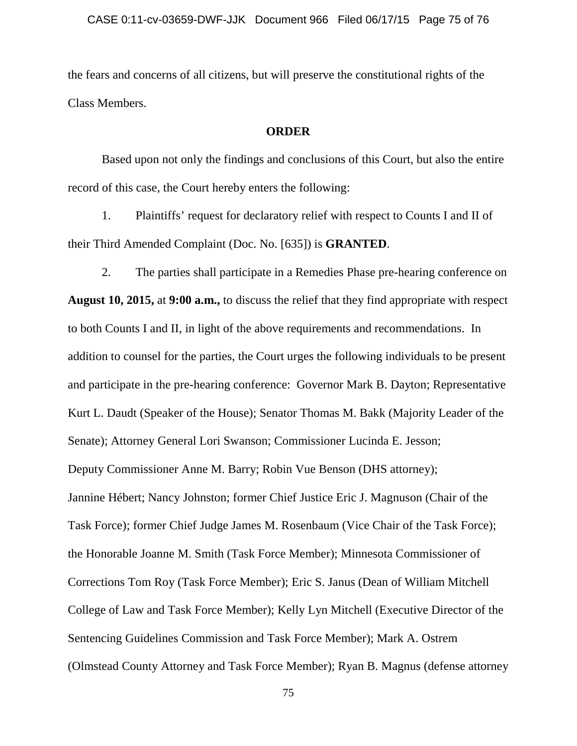the fears and concerns of all citizens, but will preserve the constitutional rights of the Class Members.

**ORDER**

Based upon not only the findings and conclusions of this Court, but also the entire record of this case, the Court hereby enters the following:

1. Plaintiffs' request for declaratory relief with respect to Counts I and II of their Third Amended Complaint (Doc. No. [635]) is **GRANTED**.

2. The parties shall participate in a Remedies Phase pre-hearing conference on **August 10, 2015,** at **9:00 a.m.,** to discuss the relief that they find appropriate with respect to both Counts I and II, in light of the above requirements and recommendations. In addition to counsel for the parties, the Court urges the following individuals to be present and participate in the pre-hearing conference: Governor Mark B. Dayton; Representative Kurt L. Daudt (Speaker of the House); Senator Thomas M. Bakk (Majority Leader of the Senate); Attorney General Lori Swanson; Commissioner Lucinda E. Jesson; Deputy Commissioner Anne M. Barry; Robin Vue Benson (DHS attorney); Jannine Hébert; Nancy Johnston; former Chief Justice Eric J. Magnuson (Chair of the Task Force); former Chief Judge James M. Rosenbaum (Vice Chair of the Task Force); the Honorable Joanne M. Smith (Task Force Member); Minnesota Commissioner of Corrections Tom Roy (Task Force Member); Eric S. Janus (Dean of William Mitchell College of Law and Task Force Member); Kelly Lyn Mitchell (Executive Director of the Sentencing Guidelines Commission and Task Force Member); Mark A. Ostrem (Olmstead County Attorney and Task Force Member); Ryan B. Magnus (defense attorney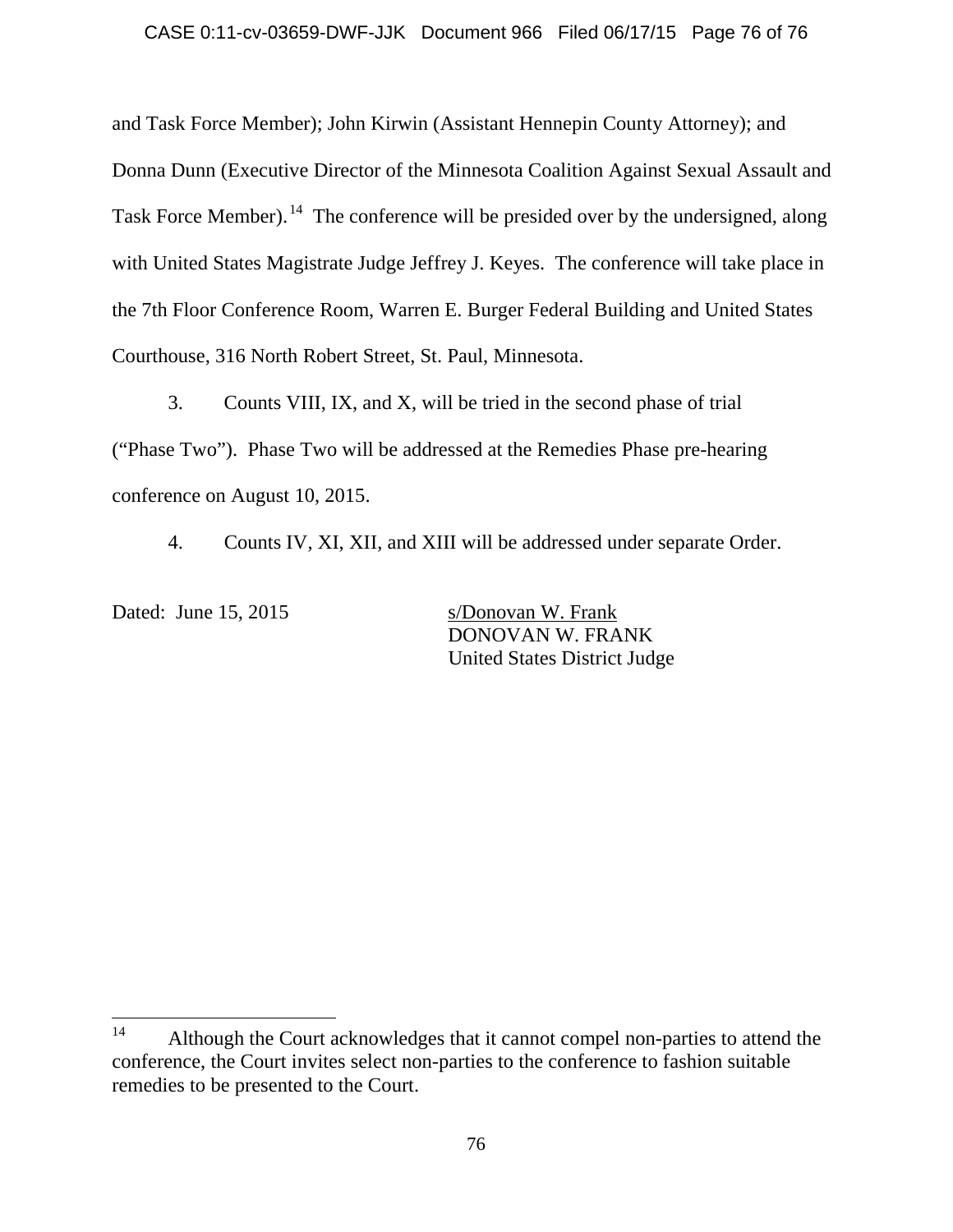and Task Force Member); John Kirwin (Assistant Hennepin County Attorney); and Donna Dunn (Executive Director of the Minnesota Coalition Against Sexual Assault and Task Force Member).[14] The conference will be presided over by the undersigned, along with United States Magistrate Judge Jeffrey J. Keyes. The conference will take place in the 7th Floor Conference Room, Warren E. Burger Federal Building and United States Courthouse, 316 North Robert Street, St. Paul, Minnesota.

3. Counts VIII, IX, and X, will be tried in the second phase of trial ("Phase Two"). Phase Two will be addressed at the Remedies Phase pre-hearing conference on August 10, 2015.

4. Counts IV, XI, XII, and XIII will be addressed under separate Order.

Dated: June 15, 2015

s/Donovan W. Frank
DONOVAN W. FRANK
United States District Judge

---

[14] Although the Court acknowledges that it cannot compel non-parties to attend the conference, the Court invites select non-parties to the conference to fashion suitable remedies to be presented to the Court.